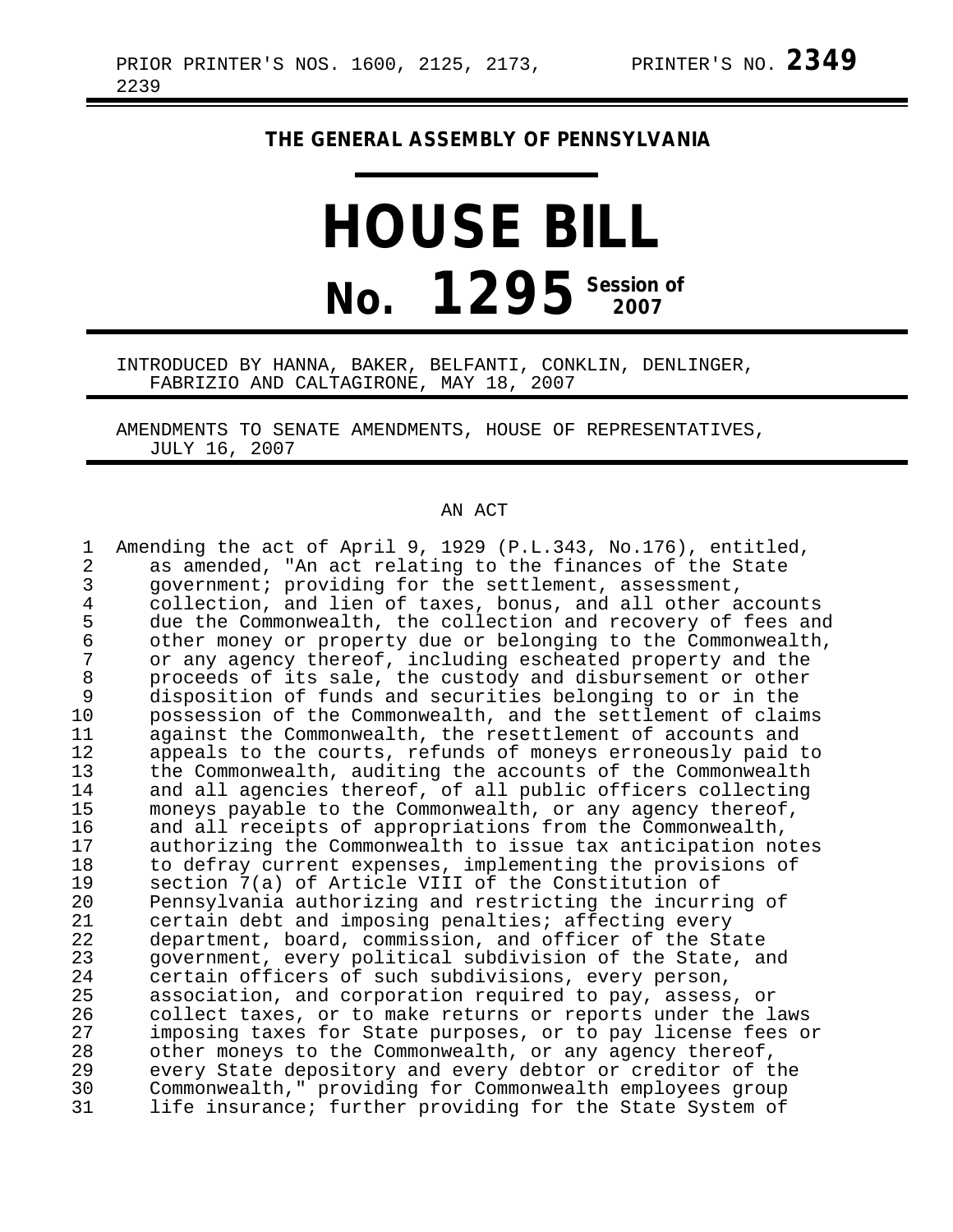PRIOR PRINTER'S NOS. 1600, 2125, 2173, 2239

PRINTER'S NO. **2349**

**THE GENERAL ASSEMBLY OF PENNSYLVANIA**

# HOUSE BILL

# No. 1295 Session of 2007

INTRODUCED BY HANNA, BAKER, BELFANTI, CONKLIN, DENLINGER, FABRIZIO AND CALTAGIRONE, MAY 18, 2007

AMENDMENTS TO SENATE AMENDMENTS, HOUSE OF REPRESENTATIVES, JULY 16, 2007

AN ACT

1 Amending the act of April 9, 1929 (P.L.343, No.176), entitled,
2 as amended, "An act relating to the finances of the State
3 government; providing for the settlement, assessment,
4 collection, and lien of taxes, bonus, and all other accounts
5 due the Commonwealth, the collection and recovery of fees and
6 other money or property due or belonging to the Commonwealth,
7 or any agency thereof, including escheated property and the
8 proceeds of its sale, the custody and disbursement or other
9 disposition of funds and securities belonging to or in the
10 possession of the Commonwealth, and the settlement of claims
11 against the Commonwealth, the resettlement of accounts and
12 appeals to the courts, refunds of moneys erroneously paid to
13 the Commonwealth, auditing the accounts of the Commonwealth
14 and all agencies thereof, of all public officers collecting
15 moneys payable to the Commonwealth, or any agency thereof,
16 and all receipts of appropriations from the Commonwealth,
17 authorizing the Commonwealth to issue tax anticipation notes
18 to defray current expenses, implementing the provisions of
19 section 7(a) of Article VIII of the Constitution of
20 Pennsylvania authorizing and restricting the incurring of
21 certain debt and imposing penalties; affecting every
22 department, board, commission, and officer of the State
23 government, every political subdivision of the State, and
24 certain officers of such subdivisions, every person,
25 association, and corporation required to pay, assess, or
26 collect taxes, or to make returns or reports under the laws
27 imposing taxes for State purposes, or to pay license fees or
28 other moneys to the Commonwealth, or any agency thereof,
29 every State depository and every debtor or creditor of the
30 Commonwealth," providing for Commonwealth employees group
31 life insurance; further providing for the State System of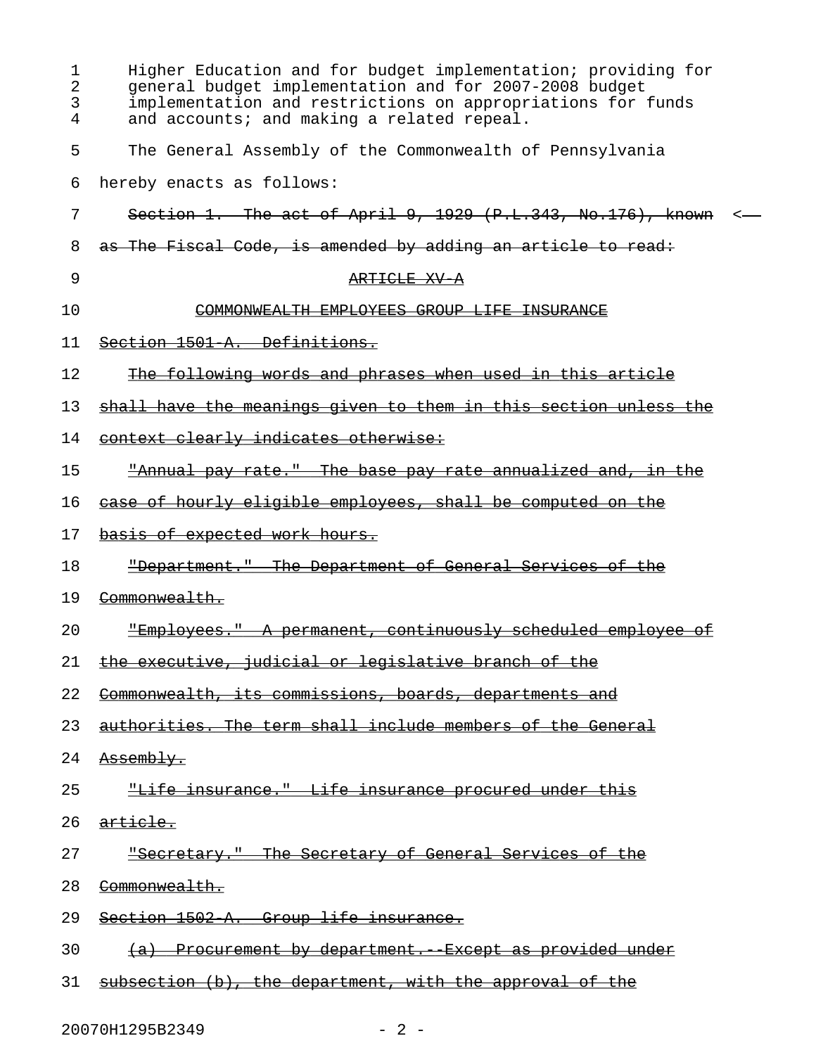Higher Education and for budget implementation; providing for general budget implementation and for 2007-2008 budget implementation and restrictions on appropriations for funds and accounts; and making a related repeal.

The General Assembly of the Commonwealth of Pennsylvania hereby enacts as follows:

~~Section 1. The act of April 9, 1929 (P.L.343, No.176), known as The Fiscal Code, is amended by adding an article to read:~~

~~ARTICLE XV-A~~

~~COMMONWEALTH EMPLOYEES GROUP LIFE INSURANCE~~

~~Section 1501-A. Definitions.~~

~~The following words and phrases when used in this article shall have the meanings given to them in this section unless the context clearly indicates otherwise:~~

~~"Annual pay rate." The base pay rate annualized and, in the case of hourly eligible employees, shall be computed on the basis of expected work hours.~~

~~"Department." The Department of General Services of the Commonwealth.~~

~~"Employees." A permanent, continuously scheduled employee of the executive, judicial or legislative branch of the Commonwealth, its commissions, boards, departments and authorities. The term shall include members of the General Assembly.~~

~~"Life insurance." Life insurance procured under this article.~~

~~"Secretary." The Secretary of General Services of the Commonwealth.~~

~~Section 1502-A. Group life insurance.~~

~~(a) Procurement by department.--Except as provided under subsection (b), the department, with the approval of the~~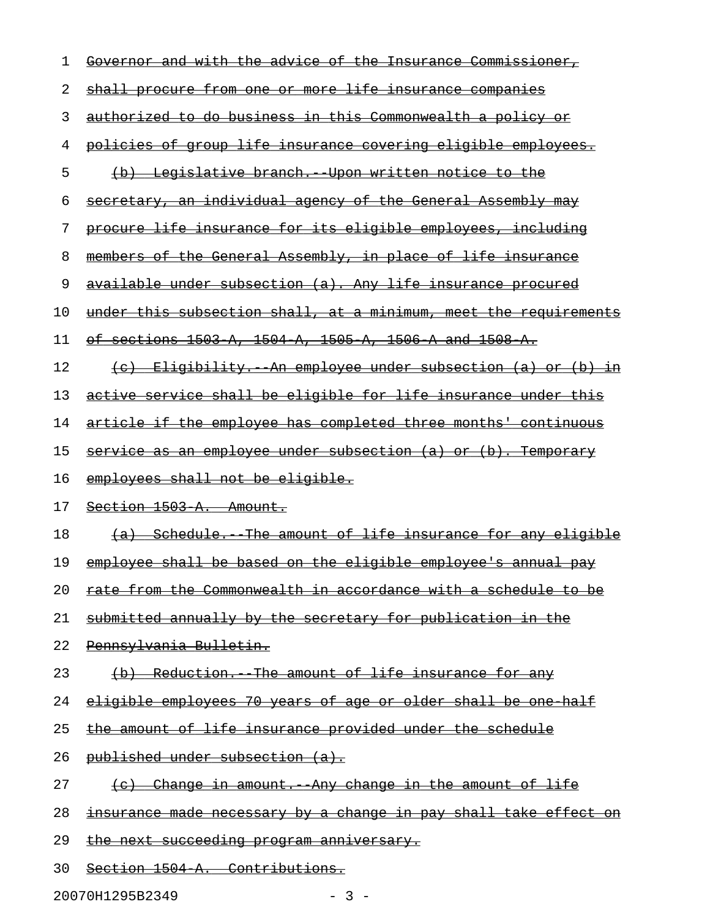Governor and with the advice of the Insurance Commissioner, shall procure from one or more life insurance companies authorized to do business in this Commonwealth a policy or policies of group life insurance covering eligible employees.

(b) Legislative branch.--Upon written notice to the secretary, an individual agency of the General Assembly may procure life insurance for its eligible employees, including members of the General Assembly, in place of life insurance available under subsection (a). Any life insurance procured under this subsection shall, at a minimum, meet the requirements of sections 1503-A, 1504-A, 1505-A, 1506-A and 1508-A.

(c) Eligibility.--An employee under subsection (a) or (b) in active service shall be eligible for life insurance under this article if the employee has completed three months' continuous service as an employee under subsection (a) or (b). Temporary employees shall not be eligible.

Section 1503-A. Amount.

(a) Schedule.--The amount of life insurance for any eligible employee shall be based on the eligible employee's annual pay rate from the Commonwealth in accordance with a schedule to be submitted annually by the secretary for publication in the Pennsylvania Bulletin.

(b) Reduction.--The amount of life insurance for any eligible employees 70 years of age or older shall be one-half the amount of life insurance provided under the schedule published under subsection (a).

(c) Change in amount.--Any change in the amount of life insurance made necessary by a change in pay shall take effect on the next succeeding program anniversary.

Section 1504-A. Contributions.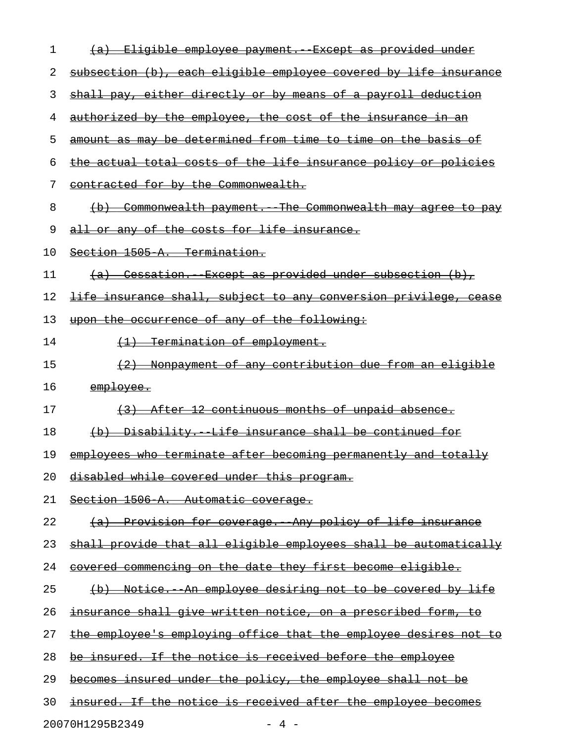(a) Eligible employee payment.--Except as provided under subsection (b), each eligible employee covered by life insurance shall pay, either directly or by means of a payroll deduction authorized by the employee, the cost of the insurance in an amount as may be determined from time to time on the basis of the actual total costs of the life insurance policy or policies contracted for by the Commonwealth.

(b) Commonwealth payment.--The Commonwealth may agree to pay all or any of the costs for life insurance.

Section 1505-A. Termination.

(a) Cessation.--Except as provided under subsection (b), life insurance shall, subject to any conversion privilege, cease upon the occurrence of any of the following:

(1) Termination of employment.

(2) Nonpayment of any contribution due from an eligible employee.

(3) After 12 continuous months of unpaid absence.

(b) Disability.--Life insurance shall be continued for employees who terminate after becoming permanently and totally disabled while covered under this program.

Section 1506-A. Automatic coverage.

(a) Provision for coverage.--Any policy of life insurance shall provide that all eligible employees shall be automatically covered commencing on the date they first become eligible.

(b) Notice.--An employee desiring not to be covered by life insurance shall give written notice, on a prescribed form, to the employee's employing office that the employee desires not to be insured. If the notice is received before the employee becomes insured under the policy, the employee shall not be insured. If the notice is received after the employee becomes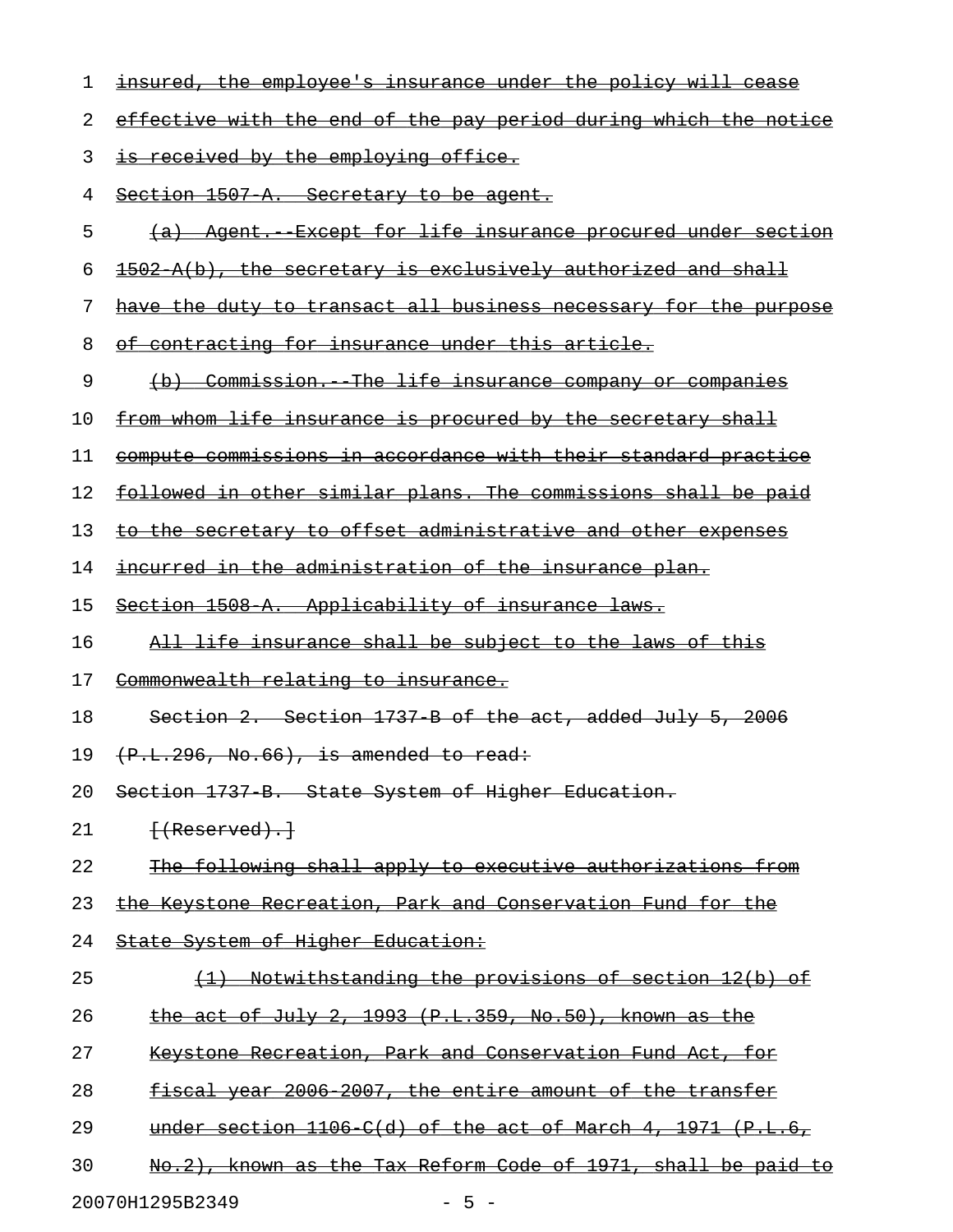insured, the employee's insurance under the policy will cease effective with the end of the pay period during which the notice is received by the employing office.

Section 1507-A. Secretary to be agent.

(a) Agent.--Except for life insurance procured under section 1502-A(b), the secretary is exclusively authorized and shall have the duty to transact all business necessary for the purpose of contracting for insurance under this article.

(b) Commission.--The life insurance company or companies from whom life insurance is procured by the secretary shall compute commissions in accordance with their standard practice followed in other similar plans. The commissions shall be paid to the secretary to offset administrative and other expenses incurred in the administration of the insurance plan.

Section 1508-A. Applicability of insurance laws.

All life insurance shall be subject to the laws of this Commonwealth relating to insurance.

Section 2. Section 1737-B of the act, added July 5, 2006 (P.L.296, No.66), is amended to read:

Section 1737-B. State System of Higher Education.

[(Reserved).]

The following shall apply to executive authorizations from the Keystone Recreation, Park and Conservation Fund for the State System of Higher Education:

(1) Notwithstanding the provisions of section 12(b) of the act of July 2, 1993 (P.L.359, No.50), known as the Keystone Recreation, Park and Conservation Fund Act, for fiscal year 2006-2007, the entire amount of the transfer under section 1106-C(d) of the act of March 4, 1971 (P.L.6, No.2), known as the Tax Reform Code of 1971, shall be paid to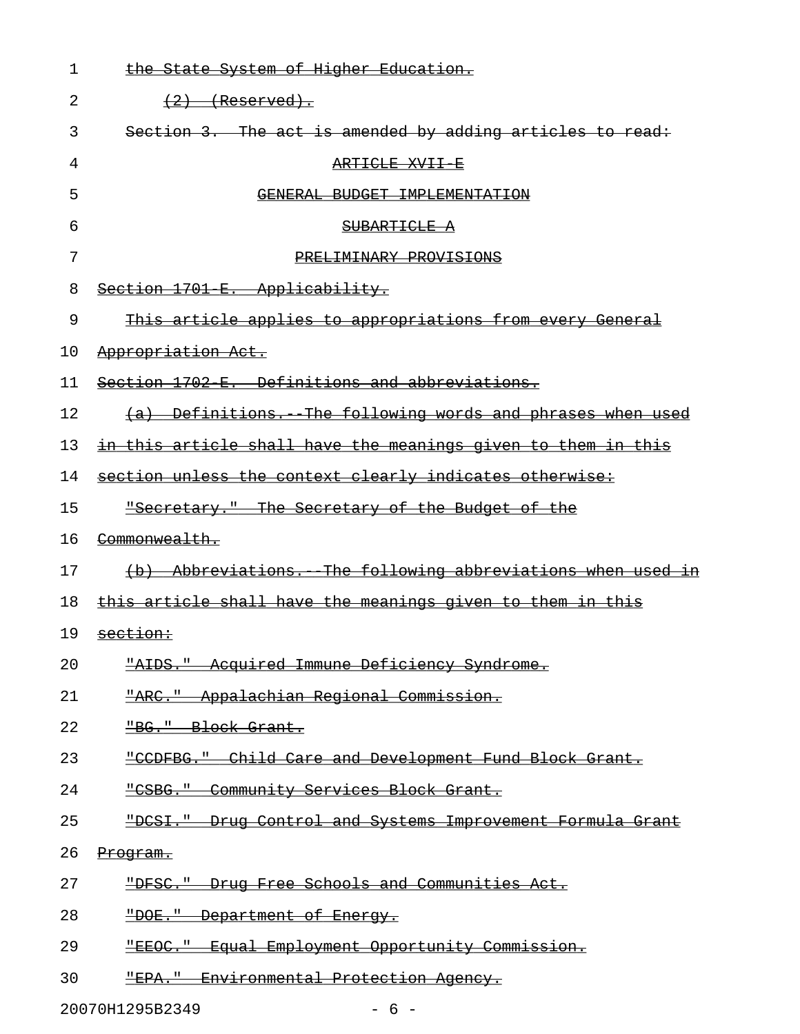the State System of Higher Education.

(2) (Reserved).

Section 3. The act is amended by adding articles to read:

ARTICLE XVII-E

GENERAL BUDGET IMPLEMENTATION

SUBARTICLE A

PRELIMINARY PROVISIONS

Section 1701-E. Applicability.

This article applies to appropriations from every General Appropriation Act.

Section 1702-E. Definitions and abbreviations.

(a) Definitions.--The following words and phrases when used in this article shall have the meanings given to them in this section unless the context clearly indicates otherwise:

"Secretary." The Secretary of the Budget of the Commonwealth.

(b) Abbreviations.--The following abbreviations when used in this article shall have the meanings given to them in this section:

"AIDS." Acquired Immune Deficiency Syndrome.

"ARC." Appalachian Regional Commission.

"BG." Block Grant.

"CCDFBG." Child Care and Development Fund Block Grant.

"CSBG." Community Services Block Grant.

"DCSI." Drug Control and Systems Improvement Formula Grant Program.

"DFSC." Drug Free Schools and Communities Act.

"DOE." Department of Energy.

"EEOC." Equal Employment Opportunity Commission.

"EPA." Environmental Protection Agency.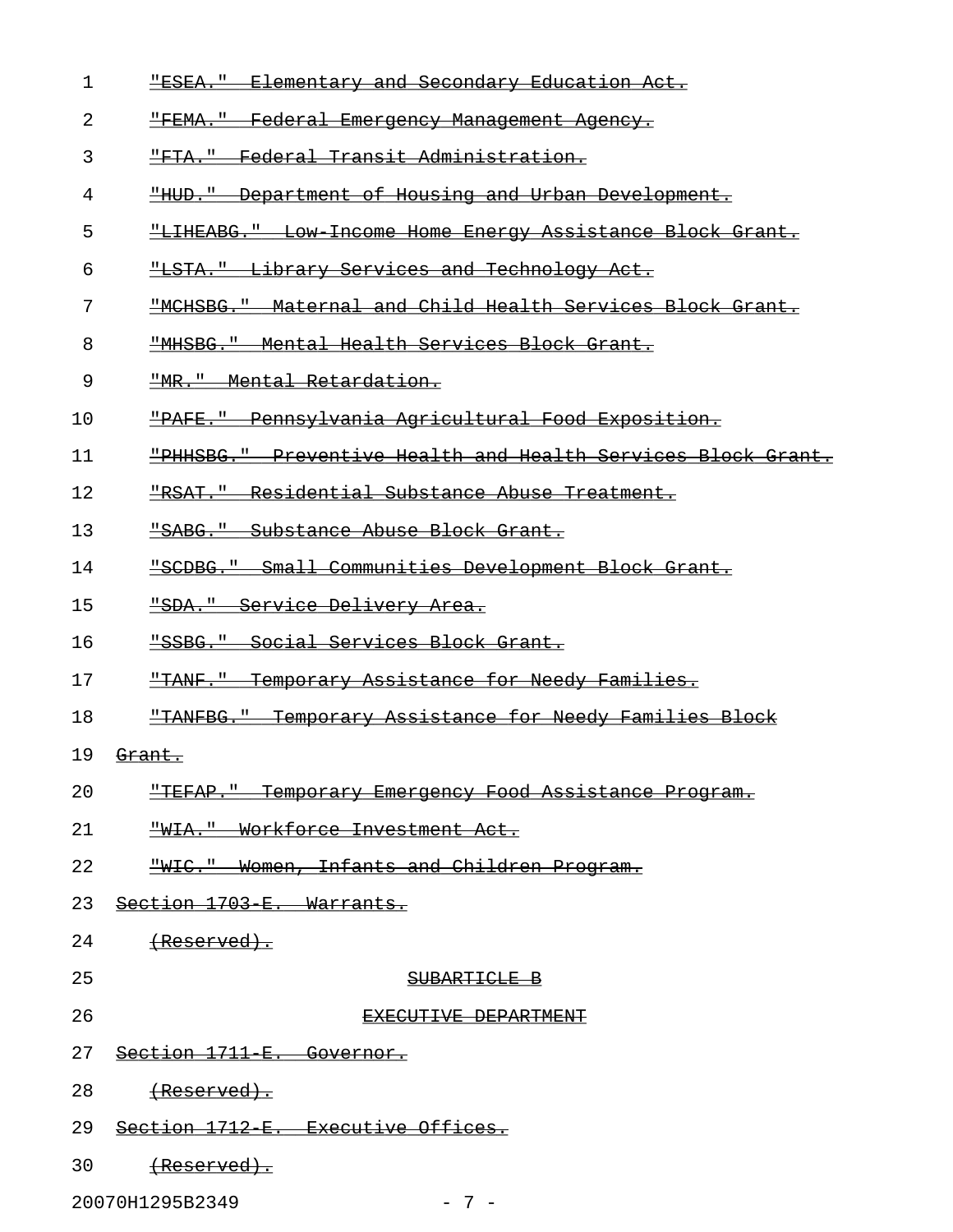"ESEA." Elementary and Secondary Education Act.

"FEMA." Federal Emergency Management Agency.

"FTA." Federal Transit Administration.

"HUD." Department of Housing and Urban Development.

"LIHEABG." Low-Income Home Energy Assistance Block Grant.

"LSTA." Library Services and Technology Act.

"MCHSBG." Maternal and Child Health Services Block Grant.

"MHSBG." Mental Health Services Block Grant.

"MR." Mental Retardation.

"PAFE." Pennsylvania Agricultural Food Exposition.

"PHHSBG." Preventive Health and Health Services Block Grant.

"RSAT." Residential Substance Abuse Treatment.

"SABG." Substance Abuse Block Grant.

"SCDBG." Small Communities Development Block Grant.

"SDA." Service Delivery Area.

"SSBG." Social Services Block Grant.

"TANF." Temporary Assistance for Needy Families.

"TANFBG." Temporary Assistance for Needy Families Block Grant.

"TEFAP." Temporary Emergency Food Assistance Program.

"WIA." Workforce Investment Act.

"WIC." Women, Infants and Children Program.

Section 1703-E. Warrants.

(Reserved).

SUBARTICLE B

EXECUTIVE DEPARTMENT

Section 1711-E. Governor.

(Reserved).

Section 1712-E. Executive Offices.

(Reserved).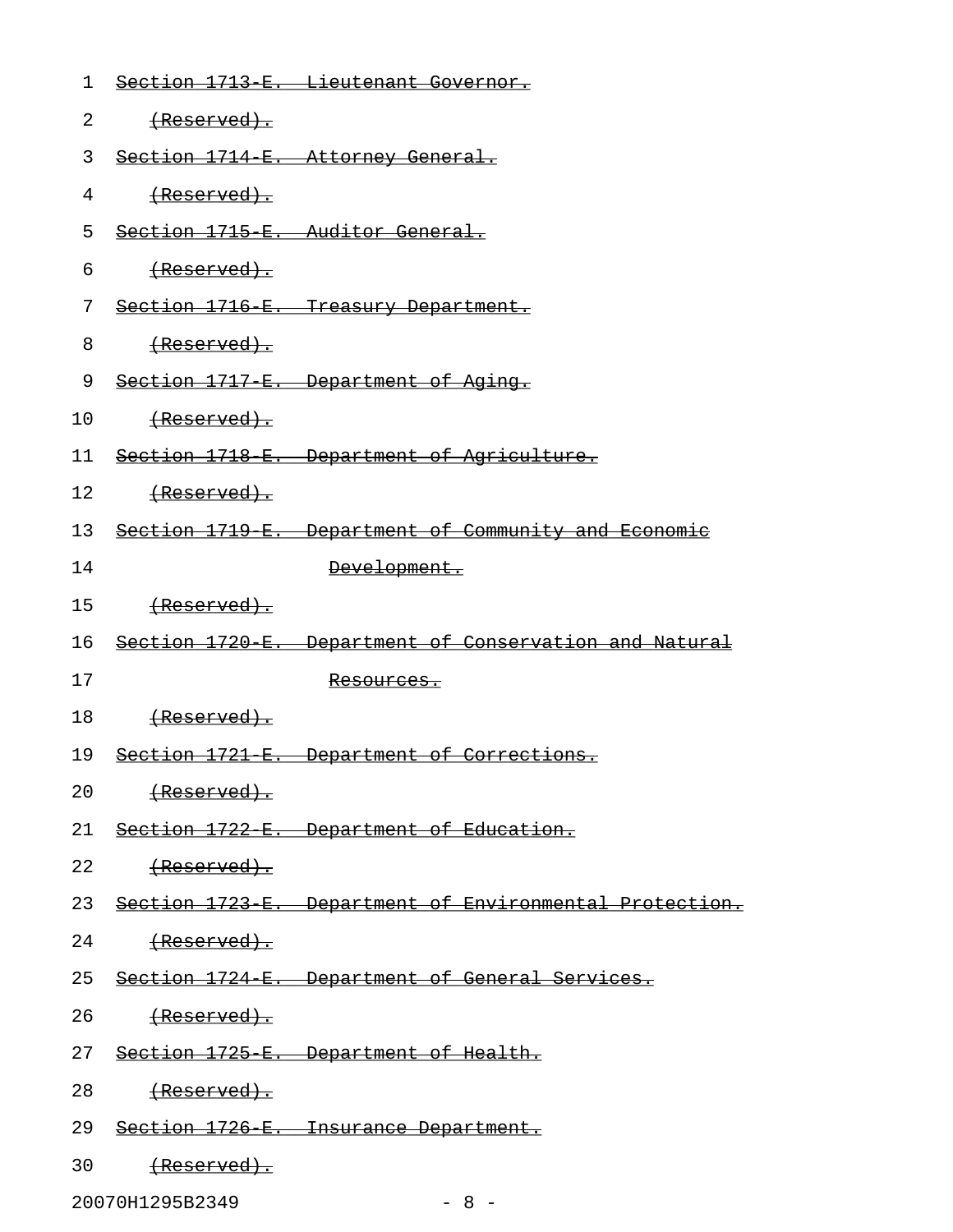~~Section 1713-E. Lieutenant Governor.~~

~~(Reserved).~~

~~Section 1714-E. Attorney General.~~

~~(Reserved).~~

~~Section 1715-E. Auditor General.~~

~~(Reserved).~~

~~Section 1716-E. Treasury Department.~~

~~(Reserved).~~

~~Section 1717-E. Department of Aging.~~

~~(Reserved).~~

~~Section 1718-E. Department of Agriculture.~~

~~(Reserved).~~

~~Section 1719-E. Department of Community and Economic Development.~~

~~(Reserved).~~

~~Section 1720-E. Department of Conservation and Natural Resources.~~

~~(Reserved).~~

~~Section 1721-E. Department of Corrections.~~

~~(Reserved).~~

~~Section 1722-E. Department of Education.~~

~~(Reserved).~~

~~Section 1723-E. Department of Environmental Protection.~~

~~(Reserved).~~

~~Section 1724-E. Department of General Services.~~

~~(Reserved).~~

~~Section 1725-E. Department of Health.~~

~~(Reserved).~~

~~Section 1726-E. Insurance Department.~~

~~(Reserved).~~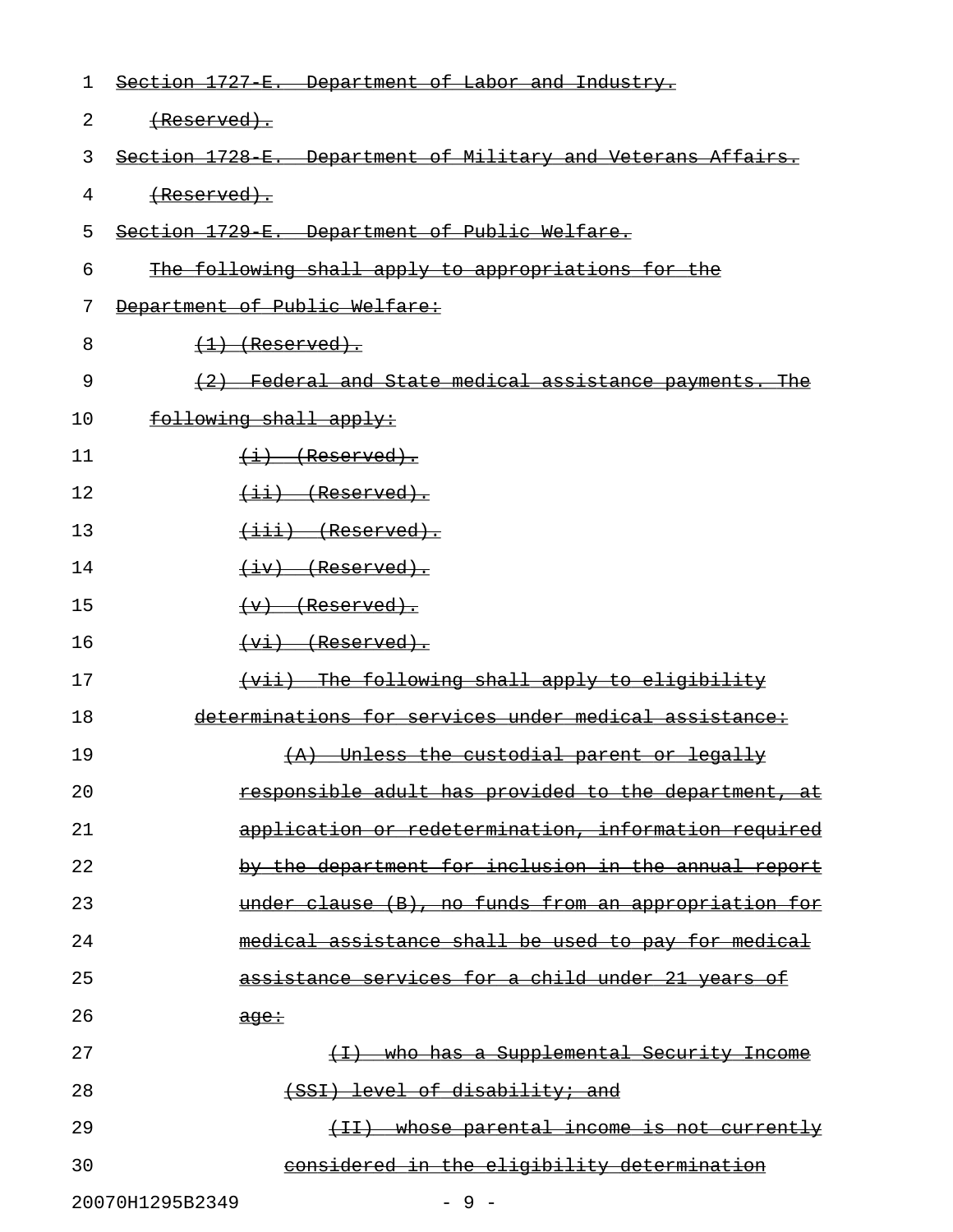~~Section 1727-E. Department of Labor and Industry.~~

~~(Reserved).~~

~~Section 1728-E. Department of Military and Veterans Affairs.~~

~~(Reserved).~~

~~Section 1729-E. Department of Public Welfare.~~

~~The following shall apply to appropriations for the Department of Public Welfare:~~

~~(1) (Reserved).~~

~~(2) Federal and State medical assistance payments. The following shall apply:~~

~~(i) (Reserved).~~

~~(ii) (Reserved).~~

~~(iii) (Reserved).~~

~~(iv) (Reserved).~~

~~(v) (Reserved).~~

~~(vi) (Reserved).~~

~~(vii) The following shall apply to eligibility determinations for services under medical assistance:~~

~~(A) Unless the custodial parent or legally responsible adult has provided to the department, at application or redetermination, information required by the department for inclusion in the annual report under clause (B), no funds from an appropriation for medical assistance shall be used to pay for medical assistance services for a child under 21 years of age:~~

~~(I) who has a Supplemental Security Income (SSI) level of disability; and~~

~~(II) whose parental income is not currently considered in the eligibility determination~~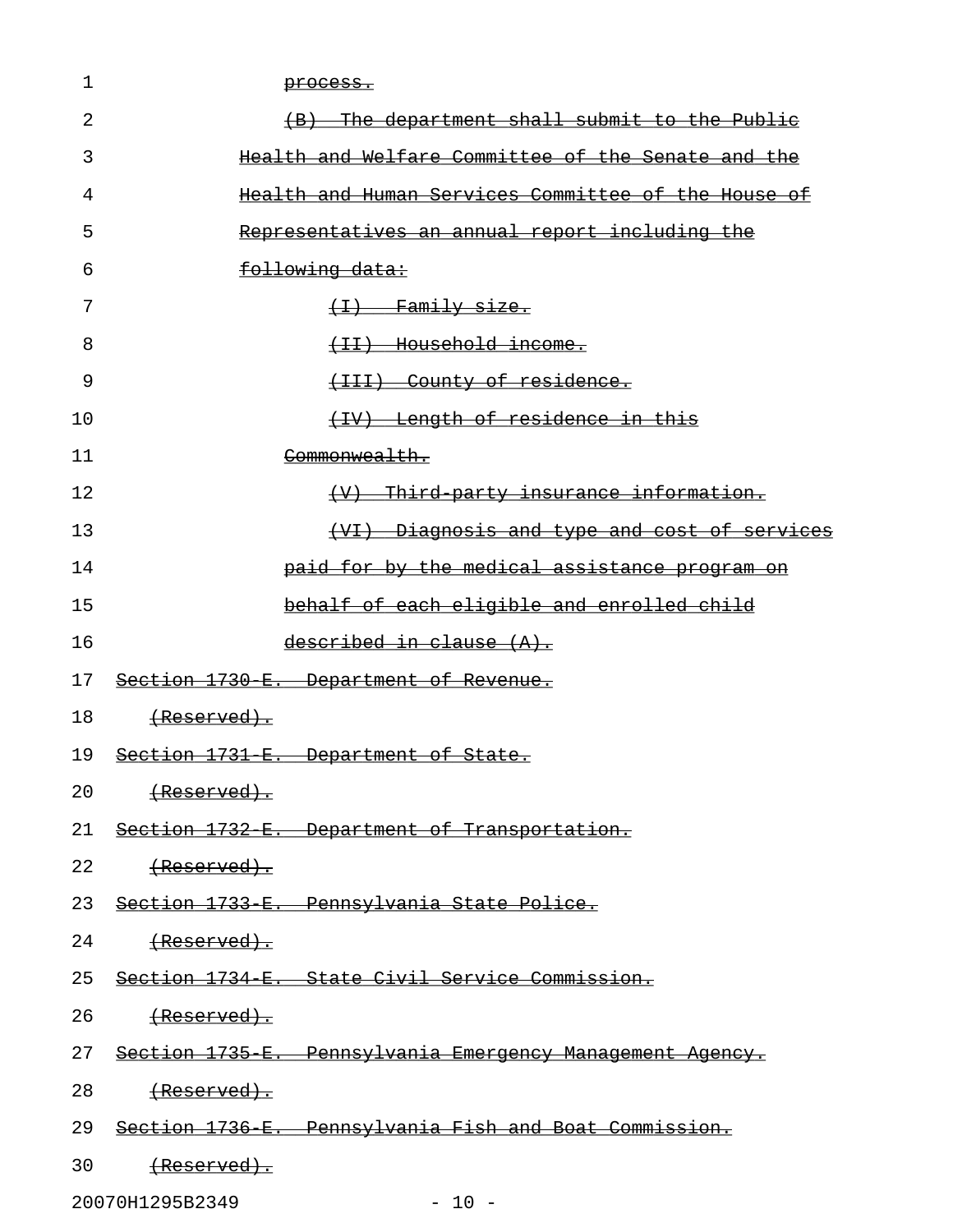process.

(B) The department shall submit to the Public Health and Welfare Committee of the Senate and the Health and Human Services Committee of the House of Representatives an annual report including the following data:

(I) Family size.

(II) Household income.

(III) County of residence.

(IV) Length of residence in this Commonwealth.

(V) Third-party insurance information.

(VI) Diagnosis and type and cost of services paid for by the medical assistance program on behalf of each eligible and enrolled child described in clause (A).

Section 1730-E. Department of Revenue.

(Reserved).

Section 1731-E. Department of State.

(Reserved).

Section 1732-E. Department of Transportation.

(Reserved).

Section 1733-E. Pennsylvania State Police.

(Reserved).

Section 1734-E. State Civil Service Commission.

(Reserved).

Section 1735-E. Pennsylvania Emergency Management Agency.

(Reserved).

Section 1736-E. Pennsylvania Fish and Boat Commission.

(Reserved).

20070H1295B2349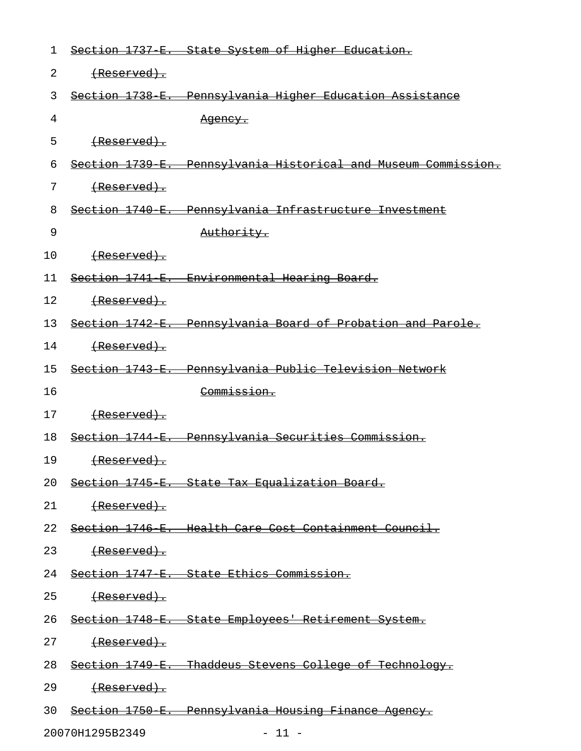~~Section 1737-E. State System of Higher Education.~~

~~(Reserved).~~

~~Section 1738-E. Pennsylvania Higher Education Assistance Agency.~~

~~(Reserved).~~

~~Section 1739-E. Pennsylvania Historical and Museum Commission.~~

~~(Reserved).~~

~~Section 1740-E. Pennsylvania Infrastructure Investment Authority.~~

~~(Reserved).~~

~~Section 1741-E. Environmental Hearing Board.~~

~~(Reserved).~~

~~Section 1742-E. Pennsylvania Board of Probation and Parole.~~

~~(Reserved).~~

~~Section 1743-E. Pennsylvania Public Television Network Commission.~~

~~(Reserved).~~

~~Section 1744-E. Pennsylvania Securities Commission.~~

~~(Reserved).~~

~~Section 1745-E. State Tax Equalization Board.~~

~~(Reserved).~~

~~Section 1746-E. Health Care Cost Containment Council.~~

~~(Reserved).~~

~~Section 1747-E. State Ethics Commission.~~

~~(Reserved).~~

~~Section 1748-E. State Employees' Retirement System.~~

~~(Reserved).~~

~~Section 1749-E. Thaddeus Stevens College of Technology.~~

~~(Reserved).~~

~~Section 1750-E. Pennsylvania Housing Finance Agency.~~

20070H1295B2349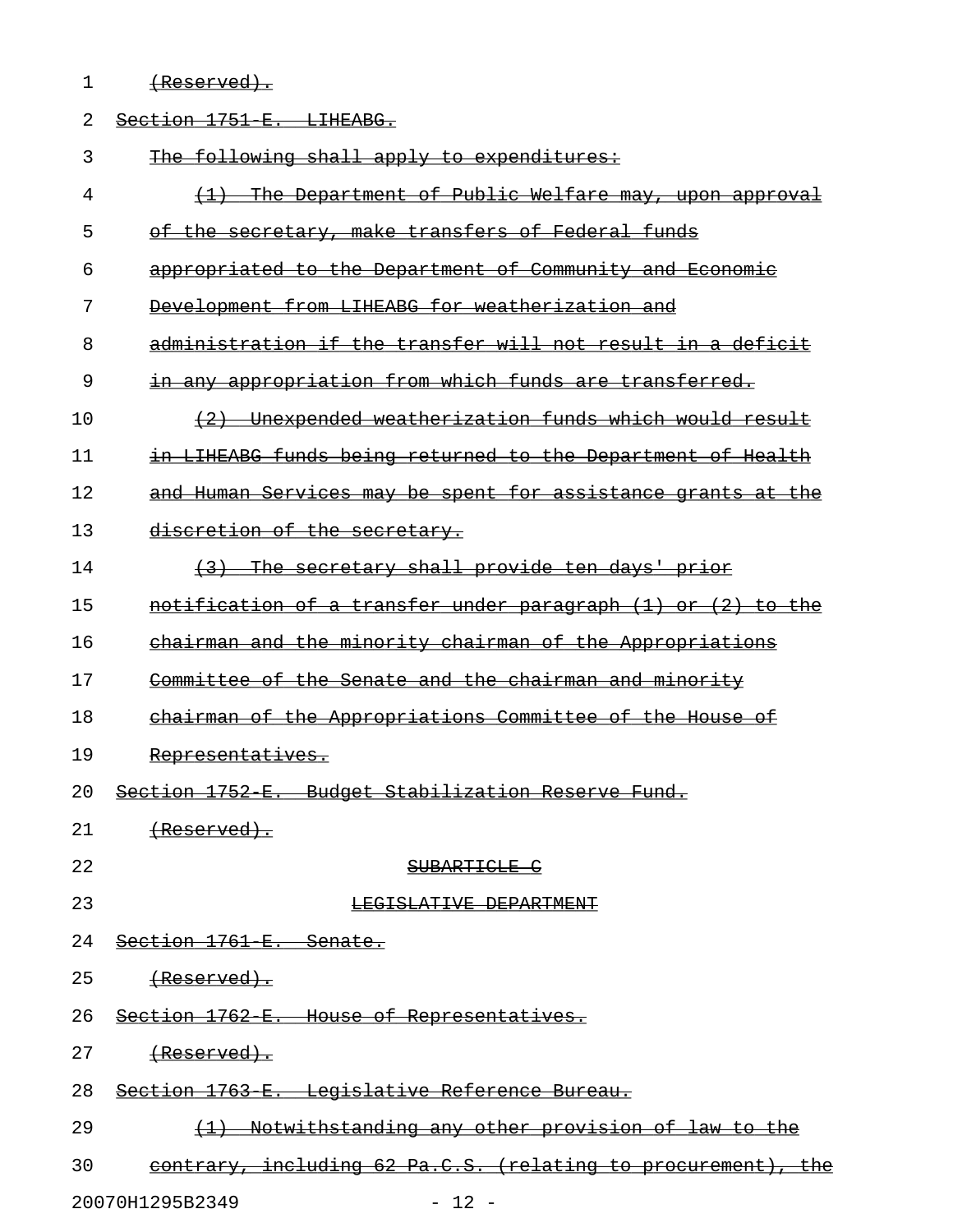(Reserved).

Section 1751-E. LIHEABG.

The following shall apply to expenditures:

(1) The Department of Public Welfare may, upon approval of the secretary, make transfers of Federal funds appropriated to the Department of Community and Economic Development from LIHEABG for weatherization and administration if the transfer will not result in a deficit in any appropriation from which funds are transferred.

(2) Unexpended weatherization funds which would result in LIHEABG funds being returned to the Department of Health and Human Services may be spent for assistance grants at the discretion of the secretary.

(3) The secretary shall provide ten days' prior notification of a transfer under paragraph (1) or (2) to the chairman and the minority chairman of the Appropriations Committee of the Senate and the chairman and minority chairman of the Appropriations Committee of the House of Representatives.

Section 1752-E. Budget Stabilization Reserve Fund.

(Reserved).

SUBARTICLE C

LEGISLATIVE DEPARTMENT

Section 1761-E. Senate.

(Reserved).

Section 1762-E. House of Representatives.

(Reserved).

Section 1763-E. Legislative Reference Bureau.

(1) Notwithstanding any other provision of law to the contrary, including 62 Pa.C.S. (relating to procurement), the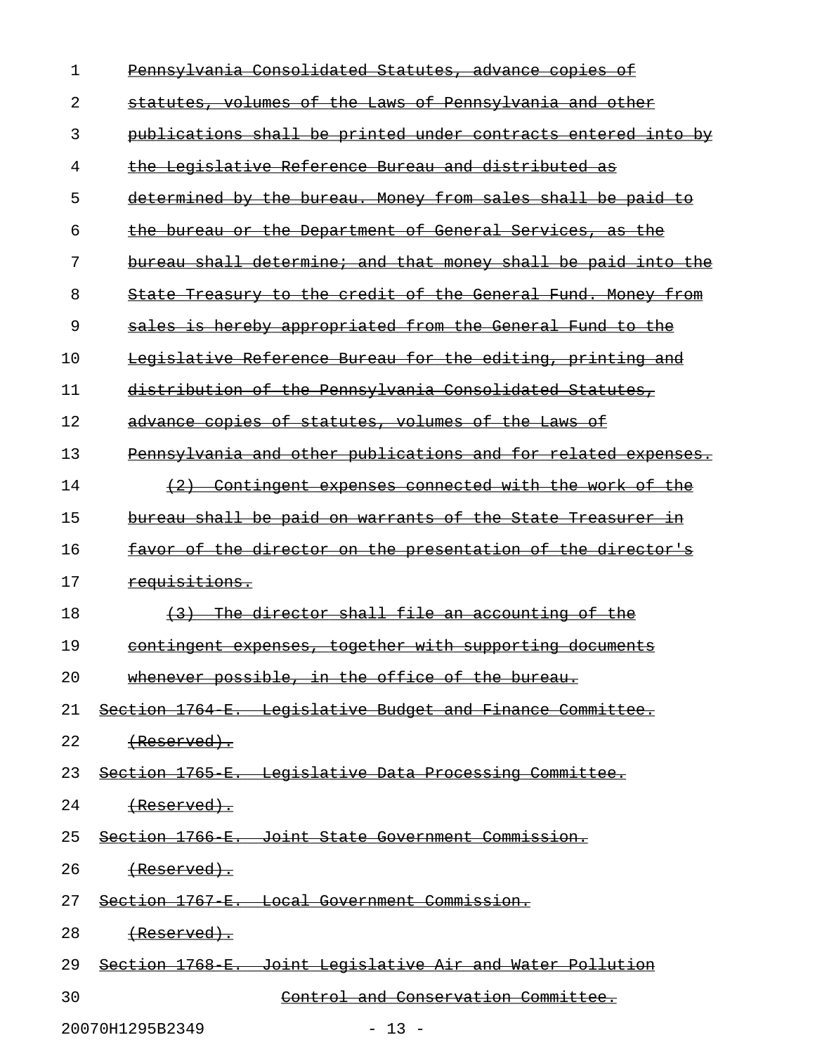Pennsylvania Consolidated Statutes, advance copies of statutes, volumes of the Laws of Pennsylvania and other publications shall be printed under contracts entered into by the Legislative Reference Bureau and distributed as determined by the bureau. Money from sales shall be paid to the bureau or the Department of General Services, as the bureau shall determine; and that money shall be paid into the State Treasury to the credit of the General Fund. Money from sales is hereby appropriated from the General Fund to the Legislative Reference Bureau for the editing, printing and distribution of the Pennsylvania Consolidated Statutes, advance copies of statutes, volumes of the Laws of Pennsylvania and other publications and for related expenses.

(2) Contingent expenses connected with the work of the bureau shall be paid on warrants of the State Treasurer in favor of the director on the presentation of the director's requisitions.

(3) The director shall file an accounting of the contingent expenses, together with supporting documents whenever possible, in the office of the bureau.

Section 1764-E. Legislative Budget and Finance Committee.

(Reserved).

Section 1765-E. Legislative Data Processing Committee.

(Reserved).

Section 1766-E. Joint State Government Commission.

(Reserved).

Section 1767-E. Local Government Commission.

(Reserved).

Section 1768-E. Joint Legislative Air and Water Pollution Control and Conservation Committee.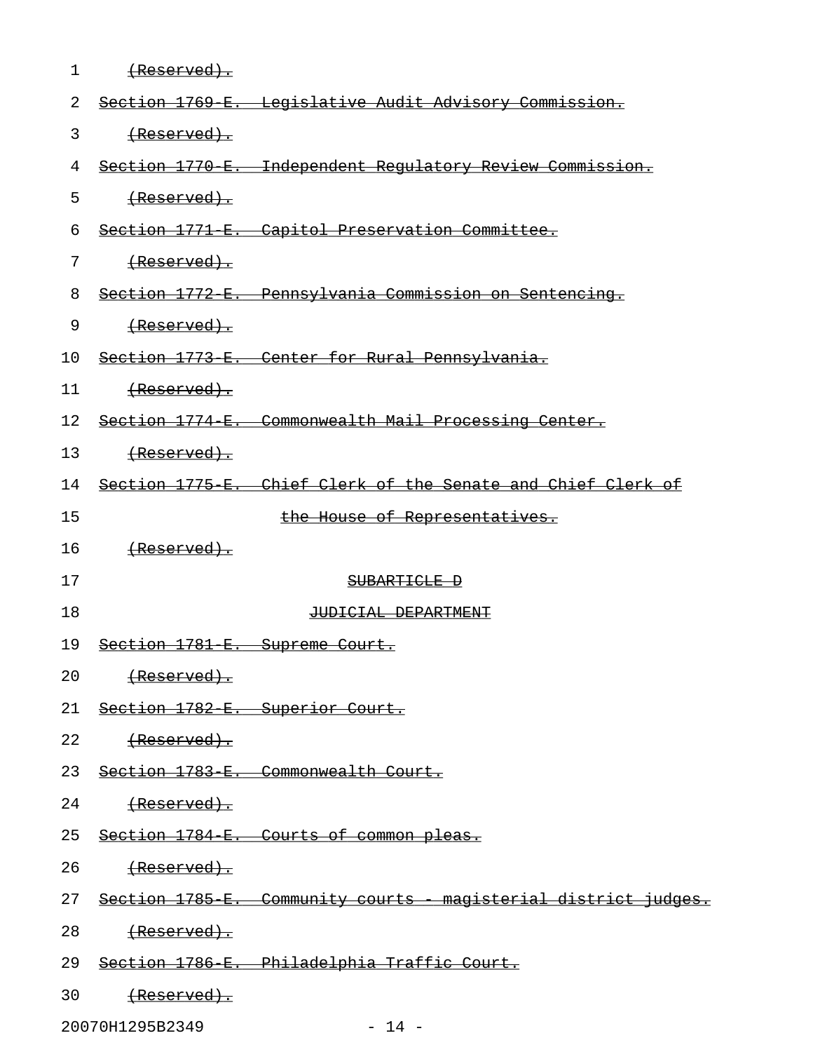~~(Reserved).~~

~~Section 1769-E. Legislative Audit Advisory Commission.~~

~~(Reserved).~~

~~Section 1770-E. Independent Regulatory Review Commission.~~

~~(Reserved).~~

~~Section 1771-E. Capitol Preservation Committee.~~

~~(Reserved).~~

~~Section 1772-E. Pennsylvania Commission on Sentencing.~~

~~(Reserved).~~

~~Section 1773-E. Center for Rural Pennsylvania.~~

~~(Reserved).~~

~~Section 1774-E. Commonwealth Mail Processing Center.~~

~~(Reserved).~~

~~Section 1775-E. Chief Clerk of the Senate and Chief Clerk of the House of Representatives.~~

~~(Reserved).~~

~~SUBARTICLE D~~

~~JUDICIAL DEPARTMENT~~

~~Section 1781-E. Supreme Court.~~

~~(Reserved).~~

~~Section 1782-E. Superior Court.~~

~~(Reserved).~~

~~Section 1783-E. Commonwealth Court.~~

~~(Reserved).~~

~~Section 1784-E. Courts of common pleas.~~

~~(Reserved).~~

~~Section 1785-E. Community courts - magisterial district judges.~~

~~(Reserved).~~

~~Section 1786-E. Philadelphia Traffic Court.~~

~~(Reserved).~~

20070H1295B2349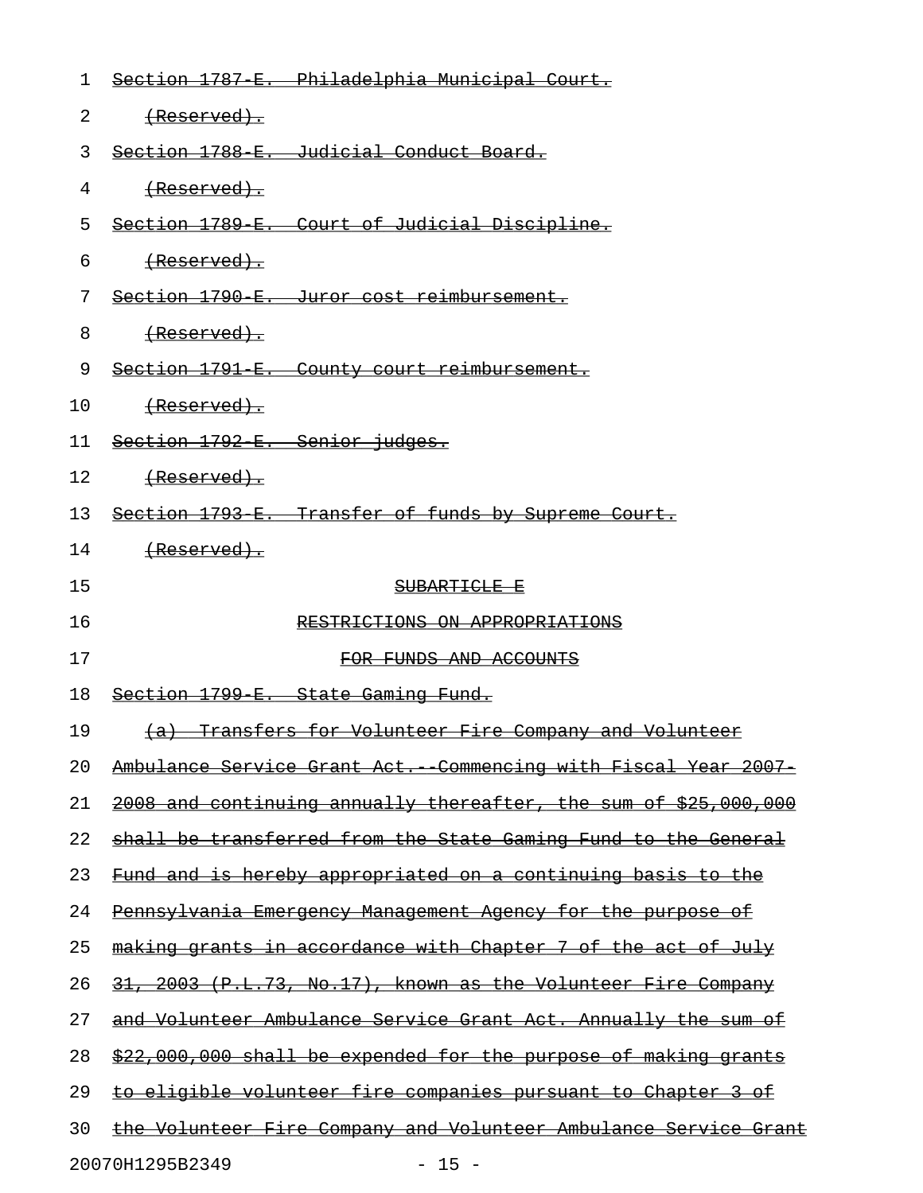~~Section 1787-E. Philadelphia Municipal Court.~~

~~(Reserved).~~

~~Section 1788-E. Judicial Conduct Board.~~

~~(Reserved).~~

~~Section 1789-E. Court of Judicial Discipline.~~

~~(Reserved).~~

~~Section 1790-E. Juror cost reimbursement.~~

~~(Reserved).~~

~~Section 1791-E. County court reimbursement.~~

~~(Reserved).~~

~~Section 1792-E. Senior judges.~~

~~(Reserved).~~

~~Section 1793-E. Transfer of funds by Supreme Court.~~

~~(Reserved).~~

~~SUBARTICLE E~~

~~RESTRICTIONS ON APPROPRIATIONS~~

~~FOR FUNDS AND ACCOUNTS~~

~~Section 1799-E. State Gaming Fund.~~

~~(a) Transfers for Volunteer Fire Company and Volunteer Ambulance Service Grant Act.--Commencing with Fiscal Year 2007-2008 and continuing annually thereafter, the sum of $25,000,000 shall be transferred from the State Gaming Fund to the General Fund and is hereby appropriated on a continuing basis to the Pennsylvania Emergency Management Agency for the purpose of making grants in accordance with Chapter 7 of the act of July 31, 2003 (P.L.73, No.17), known as the Volunteer Fire Company and Volunteer Ambulance Service Grant Act. Annually the sum of $22,000,000 shall be expended for the purpose of making grants to eligible volunteer fire companies pursuant to Chapter 3 of the Volunteer Fire Company and Volunteer Ambulance Service Grant~~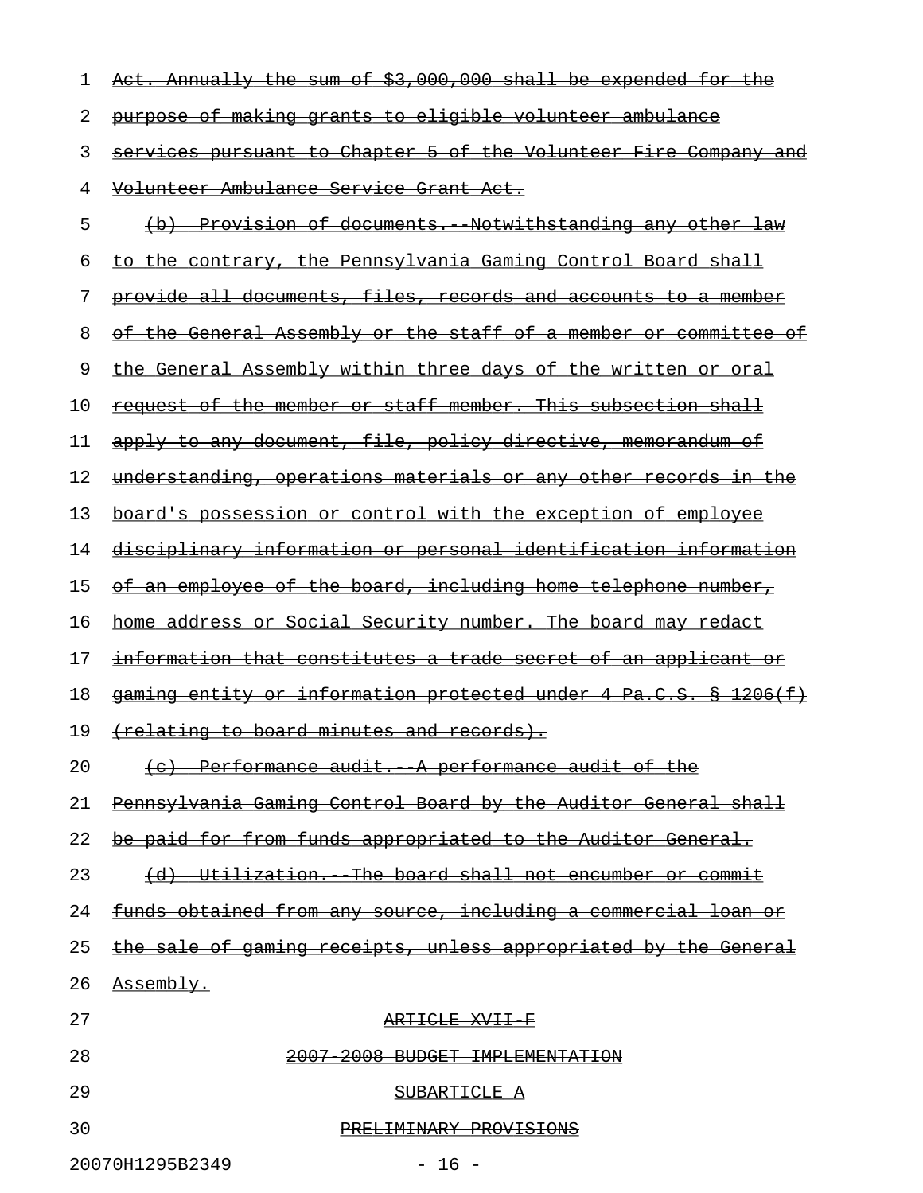Act. Annually the sum of $3,000,000 shall be expended for the purpose of making grants to eligible volunteer ambulance services pursuant to Chapter 5 of the Volunteer Fire Company and Volunteer Ambulance Service Grant Act.

(b) Provision of documents.--Notwithstanding any other law to the contrary, the Pennsylvania Gaming Control Board shall provide all documents, files, records and accounts to a member of the General Assembly or the staff of a member or committee of the General Assembly within three days of the written or oral request of the member or staff member. This subsection shall apply to any document, file, policy directive, memorandum of understanding, operations materials or any other records in the board's possession or control with the exception of employee disciplinary information or personal identification information of an employee of the board, including home telephone number, home address or Social Security number. The board may redact information that constitutes a trade secret of an applicant or gaming entity or information protected under 4 Pa.C.S. § 1206(f) (relating to board minutes and records).

(c) Performance audit.--A performance audit of the Pennsylvania Gaming Control Board by the Auditor General shall be paid for from funds appropriated to the Auditor General.

(d) Utilization.--The board shall not encumber or commit funds obtained from any source, including a commercial loan or the sale of gaming receipts, unless appropriated by the General Assembly.

ARTICLE XVII-F

2007-2008 BUDGET IMPLEMENTATION

SUBARTICLE A

PRELIMINARY PROVISIONS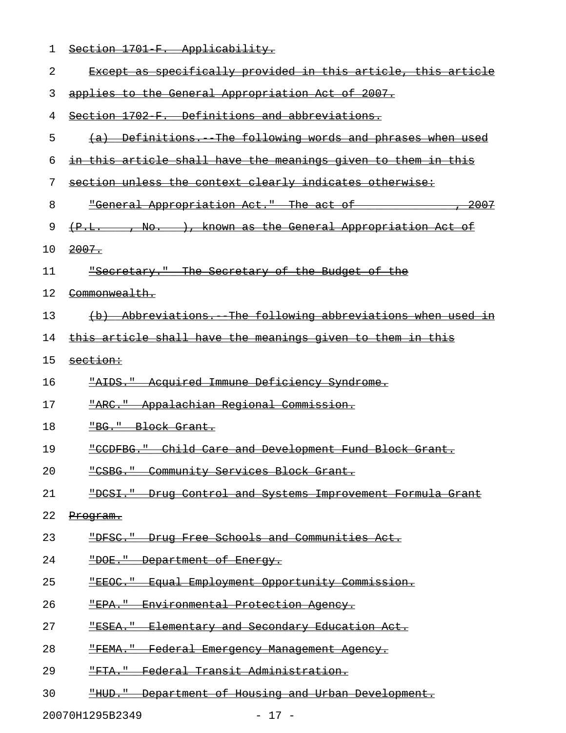Section 1701-F. Applicability.

Except as specifically provided in this article, this article applies to the General Appropriation Act of 2007.

Section 1702-F. Definitions and abbreviations.

(a) Definitions.--The following words and phrases when used in this article shall have the meanings given to them in this section unless the context clearly indicates otherwise:

"General Appropriation Act." The act of , 2007 (P.L. , No. ), known as the General Appropriation Act of 2007.

"Secretary." The Secretary of the Budget of the Commonwealth.

(b) Abbreviations.--The following abbreviations when used in this article shall have the meanings given to them in this section:

"AIDS." Acquired Immune Deficiency Syndrome.

"ARC." Appalachian Regional Commission.

"BG." Block Grant.

"CCDFBG." Child Care and Development Fund Block Grant.

"CSBG." Community Services Block Grant.

"DCSI." Drug Control and Systems Improvement Formula Grant Program.

"DFSC." Drug Free Schools and Communities Act.

"DOE." Department of Energy.

"EEOC." Equal Employment Opportunity Commission.

"EPA." Environmental Protection Agency.

"ESEA." Elementary and Secondary Education Act.

"FEMA." Federal Emergency Management Agency.

"FTA." Federal Transit Administration.

"HUD." Department of Housing and Urban Development.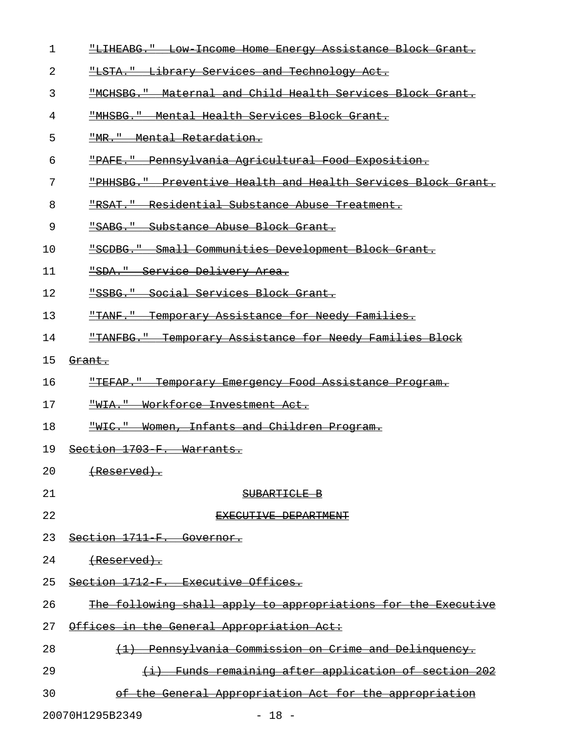~~"LIHEABG." Low-Income Home Energy Assistance Block Grant.~~

~~"LSTA." Library Services and Technology Act.~~

~~"MCHSBG." Maternal and Child Health Services Block Grant.~~

~~"MHSBG." Mental Health Services Block Grant.~~

~~"MR." Mental Retardation.~~

~~"PAFE." Pennsylvania Agricultural Food Exposition.~~

~~"PHHSBG." Preventive Health and Health Services Block Grant.~~

~~"RSAT." Residential Substance Abuse Treatment.~~

~~"SABG." Substance Abuse Block Grant.~~

~~"SCDBG." Small Communities Development Block Grant.~~

~~"SDA." Service Delivery Area.~~

~~"SSBG." Social Services Block Grant.~~

~~"TANF." Temporary Assistance for Needy Families.~~

~~"TANFBG." Temporary Assistance for Needy Families Block Grant.~~

~~"TEFAP." Temporary Emergency Food Assistance Program.~~

~~"WIA." Workforce Investment Act.~~

~~"WIC." Women, Infants and Children Program.~~

~~Section 1703-F. Warrants.~~

~~(Reserved).~~

~~SUBARTICLE B~~

~~EXECUTIVE DEPARTMENT~~

~~Section 1711-F. Governor.~~

~~(Reserved).~~

~~Section 1712-F. Executive Offices.~~

~~The following shall apply to appropriations for the Executive Offices in the General Appropriation Act:~~

~~(1) Pennsylvania Commission on Crime and Delinquency.~~

~~(i) Funds remaining after application of section 202 of the General Appropriation Act for the appropriation~~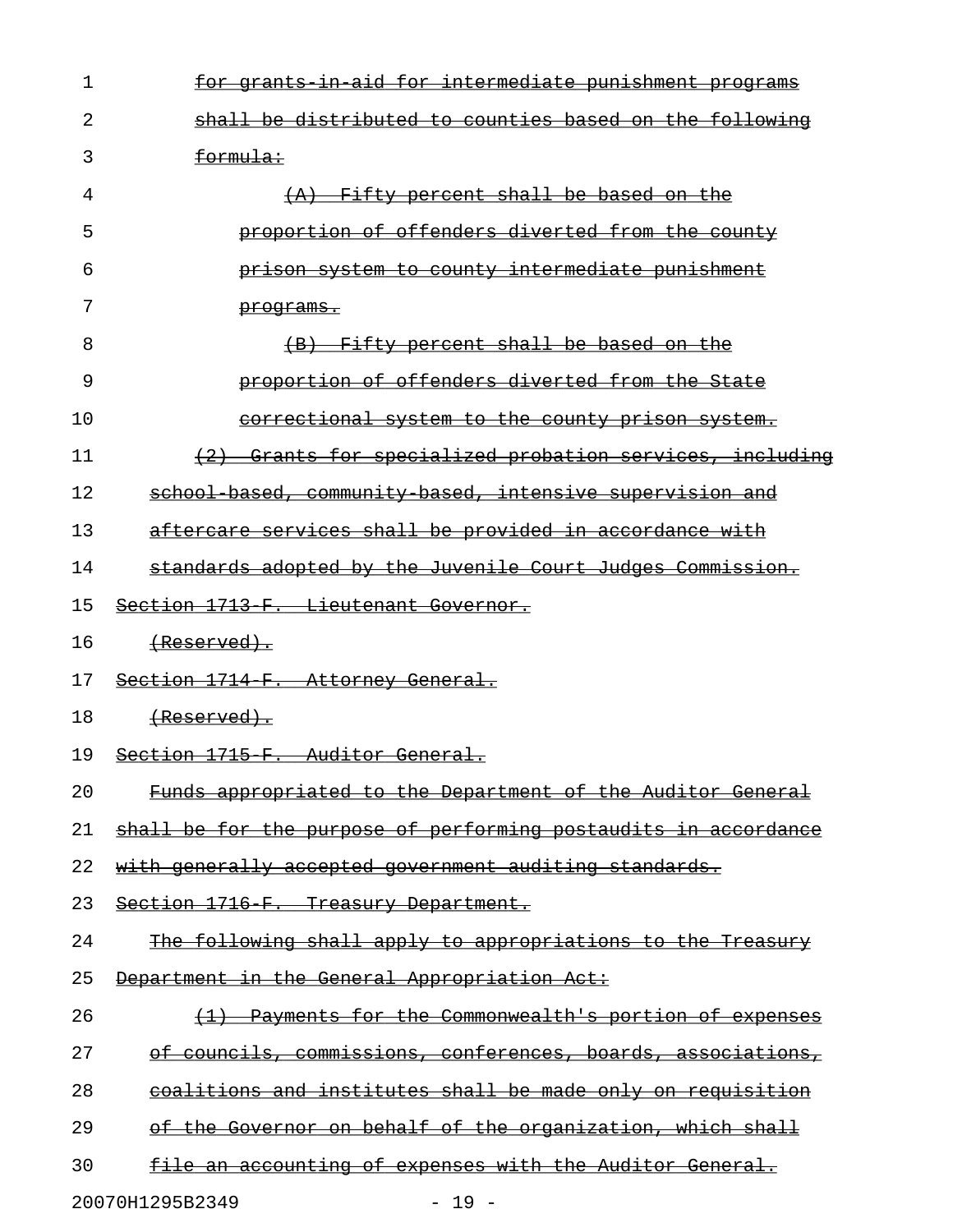for grants-in-aid for intermediate punishment programs shall be distributed to counties based on the following formula:

(A) Fifty percent shall be based on the proportion of offenders diverted from the county prison system to county intermediate punishment programs.

(B) Fifty percent shall be based on the proportion of offenders diverted from the State correctional system to the county prison system.

(2) Grants for specialized probation services, including school-based, community-based, intensive supervision and aftercare services shall be provided in accordance with standards adopted by the Juvenile Court Judges Commission.

Section 1713-F. Lieutenant Governor.

(Reserved).

Section 1714-F. Attorney General.

(Reserved).

Section 1715-F. Auditor General.

Funds appropriated to the Department of the Auditor General shall be for the purpose of performing postaudits in accordance with generally accepted government auditing standards.

Section 1716-F. Treasury Department.

The following shall apply to appropriations to the Treasury Department in the General Appropriation Act:

(1) Payments for the Commonwealth's portion of expenses of councils, commissions, conferences, boards, associations, coalitions and institutes shall be made only on requisition of the Governor on behalf of the organization, which shall file an accounting of expenses with the Auditor General.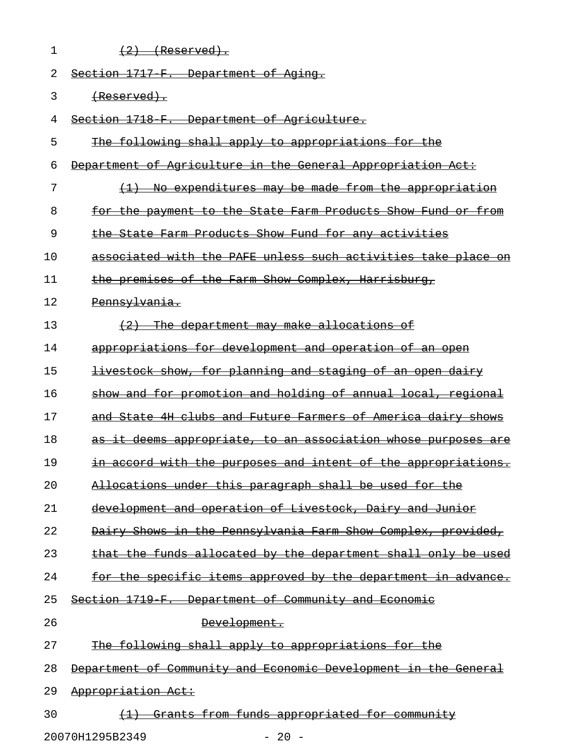(2) (Reserved).

Section 1717-F. Department of Aging.

(Reserved).

Section 1718-F. Department of Agriculture.

The following shall apply to appropriations for the Department of Agriculture in the General Appropriation Act:

(1) No expenditures may be made from the appropriation for the payment to the State Farm Products Show Fund or from the State Farm Products Show Fund for any activities associated with the PAFE unless such activities take place on the premises of the Farm Show Complex, Harrisburg, Pennsylvania.

(2) The department may make allocations of appropriations for development and operation of an open livestock show, for planning and staging of an open dairy show and for promotion and holding of annual local, regional and State 4H clubs and Future Farmers of America dairy shows as it deems appropriate, to an association whose purposes are in accord with the purposes and intent of the appropriations. Allocations under this paragraph shall be used for the development and operation of Livestock, Dairy and Junior Dairy Shows in the Pennsylvania Farm Show Complex, provided, that the funds allocated by the department shall only be used for the specific items approved by the department in advance.

Section 1719-F. Department of Community and Economic Development.

The following shall apply to appropriations for the Department of Community and Economic Development in the General Appropriation Act:

(1) Grants from funds appropriated for community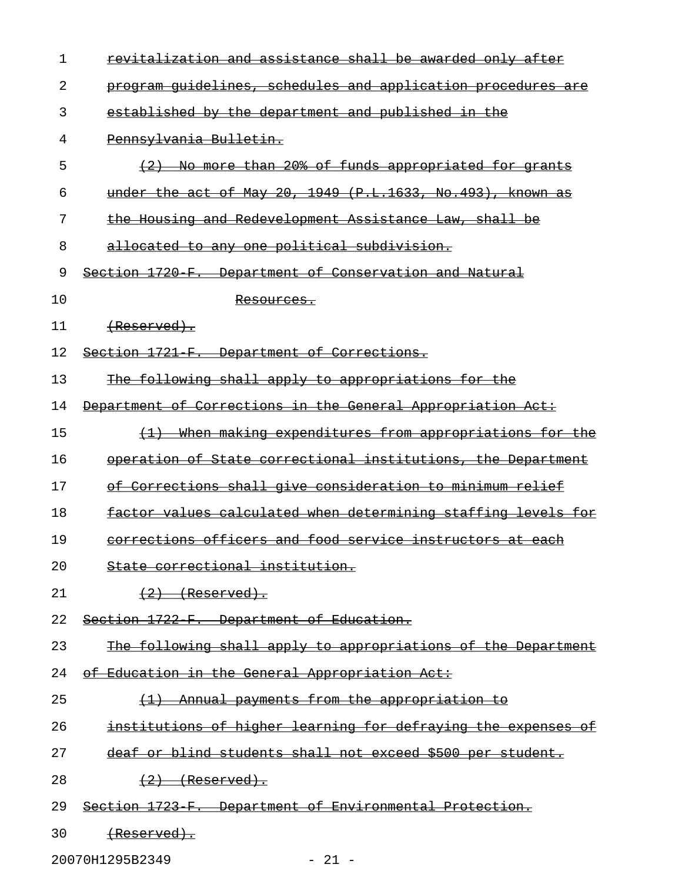revitalization and assistance shall be awarded only after program guidelines, schedules and application procedures are established by the department and published in the Pennsylvania Bulletin.

(2) No more than 20% of funds appropriated for grants under the act of May 20, 1949 (P.L.1633, No.493), known as the Housing and Redevelopment Assistance Law, shall be allocated to any one political subdivision.

Section 1720-F. Department of Conservation and Natural Resources.

(Reserved).

Section 1721-F. Department of Corrections.

The following shall apply to appropriations for the Department of Corrections in the General Appropriation Act:

(1) When making expenditures from appropriations for the operation of State correctional institutions, the Department of Corrections shall give consideration to minimum relief factor values calculated when determining staffing levels for corrections officers and food service instructors at each State correctional institution.

(2) (Reserved).

Section 1722-F. Department of Education.

The following shall apply to appropriations of the Department of Education in the General Appropriation Act:

(1) Annual payments from the appropriation to institutions of higher learning for defraying the expenses of deaf or blind students shall not exceed $500 per student.

(2) (Reserved).

Section 1723-F. Department of Environmental Protection.

(Reserved).

20070H1295B2349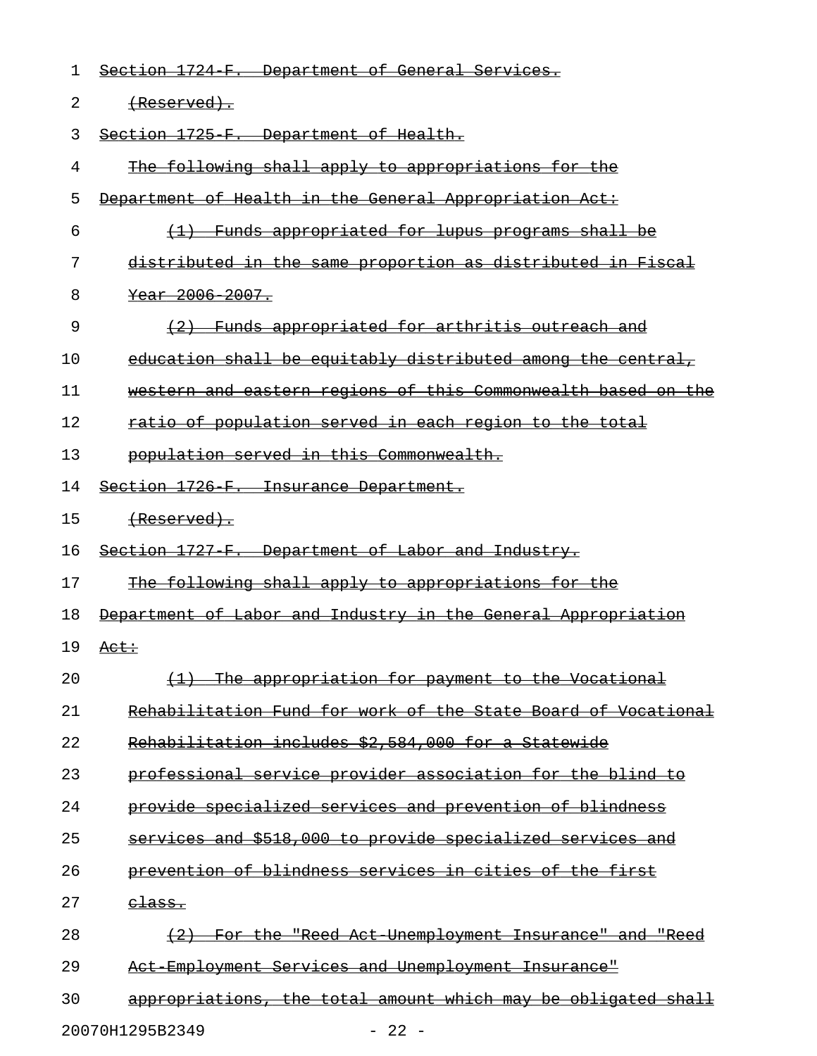~~Section 1724-F. Department of General Services.~~

~~(Reserved).~~

~~Section 1725-F. Department of Health.~~

~~The following shall apply to appropriations for the Department of Health in the General Appropriation Act:~~

~~(1) Funds appropriated for lupus programs shall be distributed in the same proportion as distributed in Fiscal Year 2006-2007.~~

~~(2) Funds appropriated for arthritis outreach and education shall be equitably distributed among the central, western and eastern regions of this Commonwealth based on the ratio of population served in each region to the total population served in this Commonwealth.~~

~~Section 1726-F. Insurance Department.~~

~~(Reserved).~~

~~Section 1727-F. Department of Labor and Industry.~~

~~The following shall apply to appropriations for the Department of Labor and Industry in the General Appropriation Act:~~

~~(1) The appropriation for payment to the Vocational Rehabilitation Fund for work of the State Board of Vocational Rehabilitation includes $2,584,000 for a Statewide professional service provider association for the blind to provide specialized services and prevention of blindness services and $518,000 to provide specialized services and prevention of blindness services in cities of the first class.~~

~~(2) For the "Reed Act-Unemployment Insurance" and "Reed Act-Employment Services and Unemployment Insurance" appropriations, the total amount which may be obligated shall~~

20070H1295B2349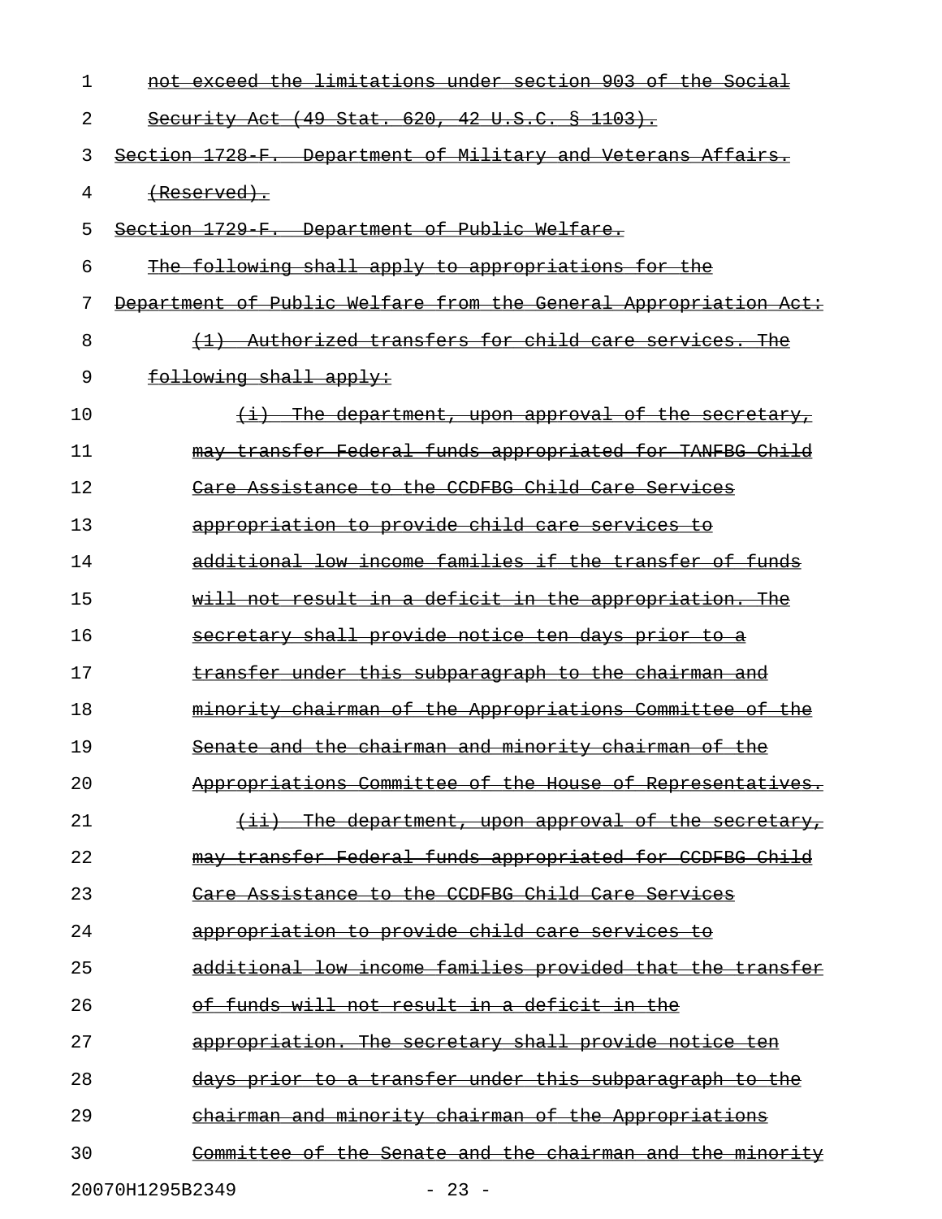not exceed the limitations under section 903 of the Social Security Act (49 Stat. 620, 42 U.S.C. § 1103).

Section 1728-F. Department of Military and Veterans Affairs.

(Reserved).

Section 1729-F. Department of Public Welfare.

The following shall apply to appropriations for the Department of Public Welfare from the General Appropriation Act:

(1) Authorized transfers for child care services. The following shall apply:

(i) The department, upon approval of the secretary, may transfer Federal funds appropriated for TANFBG Child Care Assistance to the CCDFBG Child Care Services appropriation to provide child care services to additional low income families if the transfer of funds will not result in a deficit in the appropriation. The secretary shall provide notice ten days prior to a transfer under this subparagraph to the chairman and minority chairman of the Appropriations Committee of the Senate and the chairman and minority chairman of the Appropriations Committee of the House of Representatives.

(ii) The department, upon approval of the secretary, may transfer Federal funds appropriated for CCDFBG Child Care Assistance to the CCDFBG Child Care Services appropriation to provide child care services to additional low income families provided that the transfer of funds will not result in a deficit in the appropriation. The secretary shall provide notice ten days prior to a transfer under this subparagraph to the chairman and minority chairman of the Appropriations Committee of the Senate and the chairman and the minority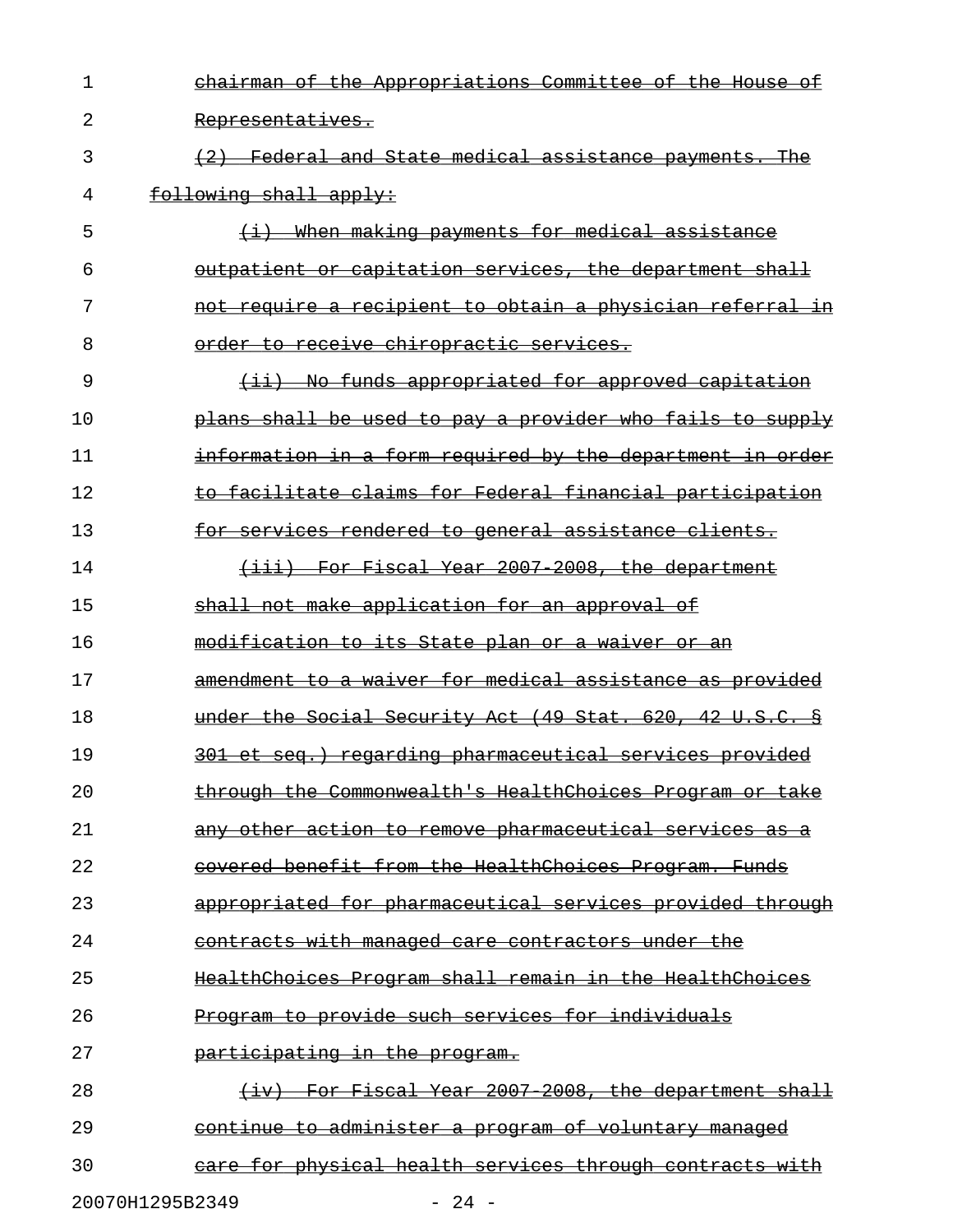~~chairman of the Appropriations Committee of the House of Representatives.~~

~~(2) Federal and State medical assistance payments. The following shall apply:~~

~~(i) When making payments for medical assistance outpatient or capitation services, the department shall not require a recipient to obtain a physician referral in order to receive chiropractic services.~~

~~(ii) No funds appropriated for approved capitation plans shall be used to pay a provider who fails to supply information in a form required by the department in order to facilitate claims for Federal financial participation for services rendered to general assistance clients.~~

~~(iii) For Fiscal Year 2007-2008, the department shall not make application for an approval of modification to its State plan or a waiver or an amendment to a waiver for medical assistance as provided under the Social Security Act (49 Stat. 620, 42 U.S.C. § 301 et seq.) regarding pharmaceutical services provided through the Commonwealth's HealthChoices Program or take any other action to remove pharmaceutical services as a covered benefit from the HealthChoices Program. Funds appropriated for pharmaceutical services provided through contracts with managed care contractors under the HealthChoices Program shall remain in the HealthChoices Program to provide such services for individuals participating in the program.~~

~~(iv) For Fiscal Year 2007-2008, the department shall continue to administer a program of voluntary managed care for physical health services through contracts with~~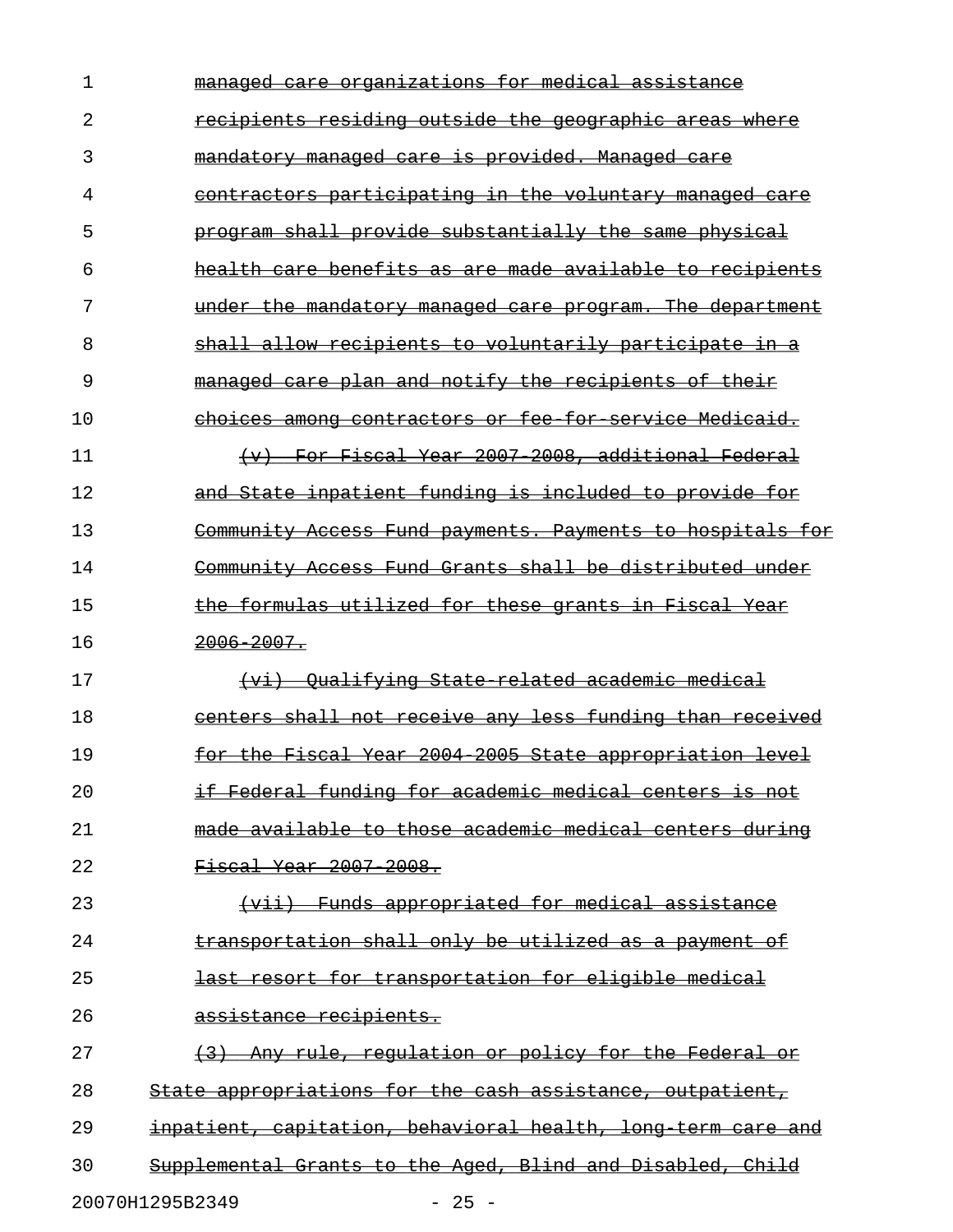~~managed care organizations for medical assistance recipients residing outside the geographic areas where mandatory managed care is provided. Managed care contractors participating in the voluntary managed care program shall provide substantially the same physical health care benefits as are made available to recipients under the mandatory managed care program. The department shall allow recipients to voluntarily participate in a managed care plan and notify the recipients of their choices among contractors or fee-for-service Medicaid.~~

~~(v) For Fiscal Year 2007-2008, additional Federal and State inpatient funding is included to provide for Community Access Fund payments. Payments to hospitals for Community Access Fund Grants shall be distributed under the formulas utilized for these grants in Fiscal Year 2006-2007.~~

~~(vi) Qualifying State-related academic medical centers shall not receive any less funding than received for the Fiscal Year 2004-2005 State appropriation level if Federal funding for academic medical centers is not made available to those academic medical centers during Fiscal Year 2007-2008.~~

~~(vii) Funds appropriated for medical assistance transportation shall only be utilized as a payment of last resort for transportation for eligible medical assistance recipients.~~

~~(3) Any rule, regulation or policy for the Federal or State appropriations for the cash assistance, outpatient, inpatient, capitation, behavioral health, long-term care and Supplemental Grants to the Aged, Blind and Disabled, Child~~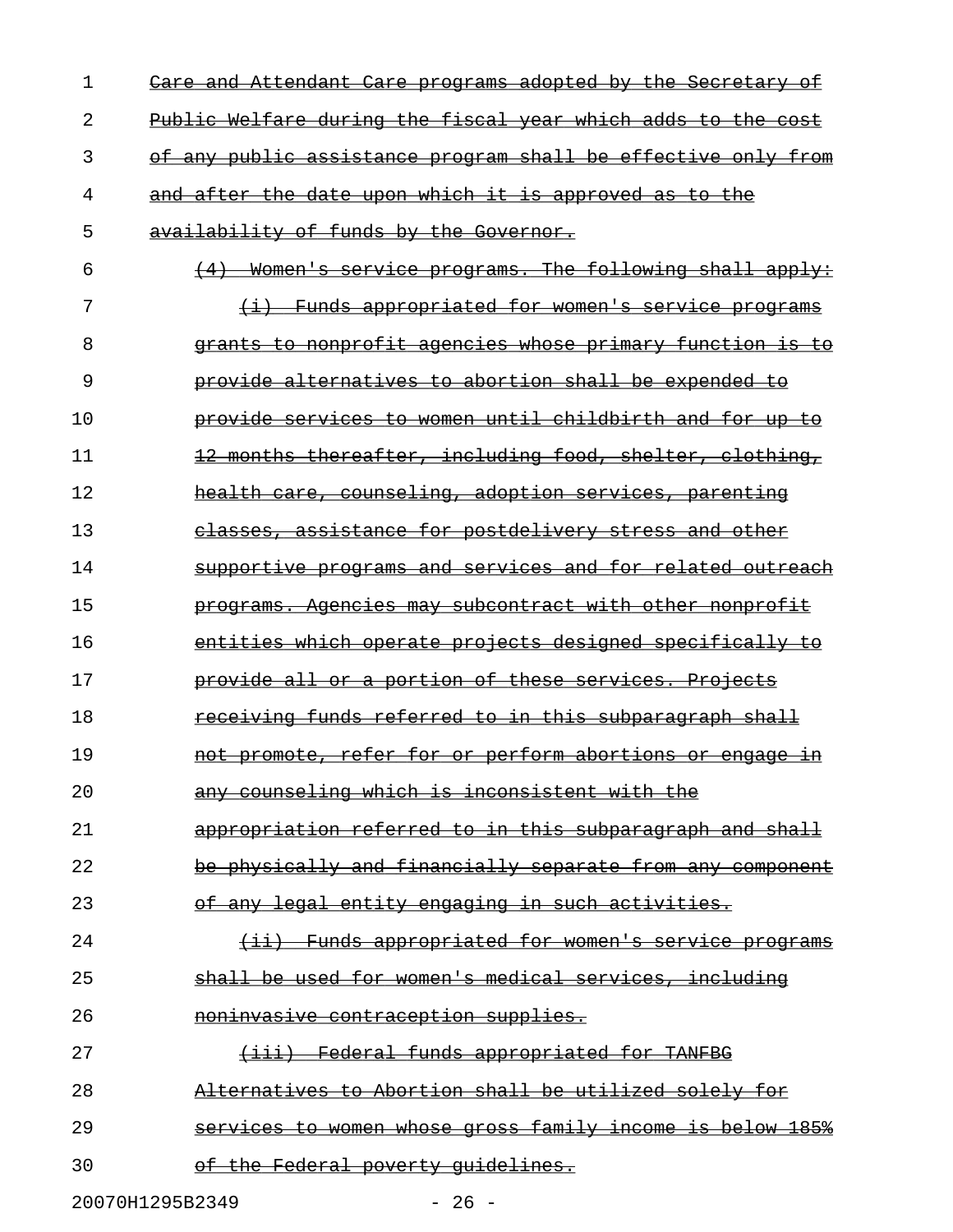Care and Attendant Care programs adopted by the Secretary of Public Welfare during the fiscal year which adds to the cost of any public assistance program shall be effective only from and after the date upon which it is approved as to the availability of funds by the Governor.

(4) Women's service programs. The following shall apply:

(i) Funds appropriated for women's service programs grants to nonprofit agencies whose primary function is to provide alternatives to abortion shall be expended to provide services to women until childbirth and for up to 12 months thereafter, including food, shelter, clothing, health care, counseling, adoption services, parenting classes, assistance for postdelivery stress and other supportive programs and services and for related outreach programs. Agencies may subcontract with other nonprofit entities which operate projects designed specifically to provide all or a portion of these services. Projects receiving funds referred to in this subparagraph shall not promote, refer for or perform abortions or engage in any counseling which is inconsistent with the appropriation referred to in this subparagraph and shall be physically and financially separate from any component of any legal entity engaging in such activities.

(ii) Funds appropriated for women's service programs shall be used for women's medical services, including noninvasive contraception supplies.

(iii) Federal funds appropriated for TANFBG Alternatives to Abortion shall be utilized solely for services to women whose gross family income is below 185% of the Federal poverty guidelines.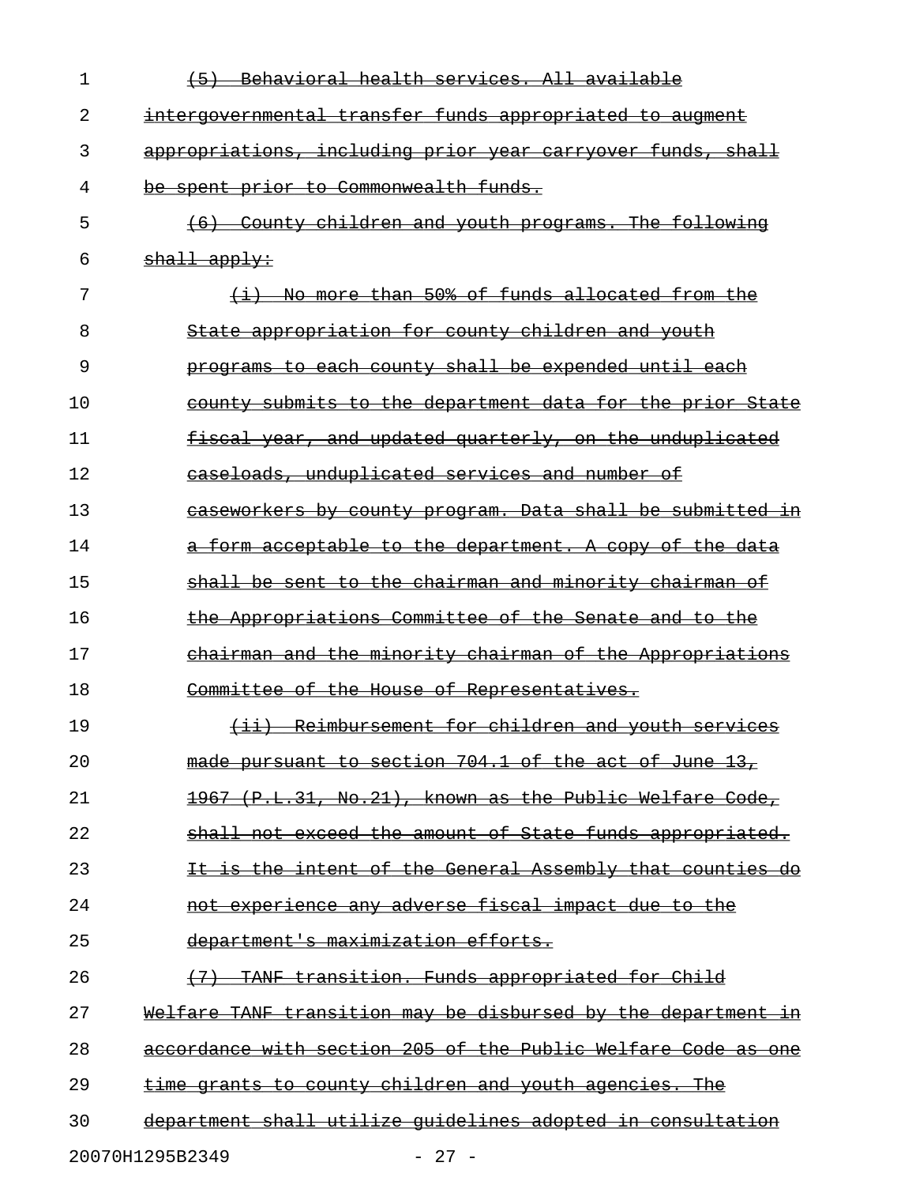(5) Behavioral health services. All available intergovernmental transfer funds appropriated to augment appropriations, including prior year carryover funds, shall be spent prior to Commonwealth funds.

(6) County children and youth programs. The following shall apply:

(i) No more than 50% of funds allocated from the State appropriation for county children and youth programs to each county shall be expended until each county submits to the department data for the prior State fiscal year, and updated quarterly, on the unduplicated caseloads, unduplicated services and number of caseworkers by county program. Data shall be submitted in a form acceptable to the department. A copy of the data shall be sent to the chairman and minority chairman of the Appropriations Committee of the Senate and to the chairman and the minority chairman of the Appropriations Committee of the House of Representatives.

(ii) Reimbursement for children and youth services made pursuant to section 704.1 of the act of June 13, 1967 (P.L.31, No.21), known as the Public Welfare Code, shall not exceed the amount of State funds appropriated. It is the intent of the General Assembly that counties do not experience any adverse fiscal impact due to the department's maximization efforts.

(7) TANF transition. Funds appropriated for Child Welfare TANF transition may be disbursed by the department in accordance with section 205 of the Public Welfare Code as one time grants to county children and youth agencies. The department shall utilize guidelines adopted in consultation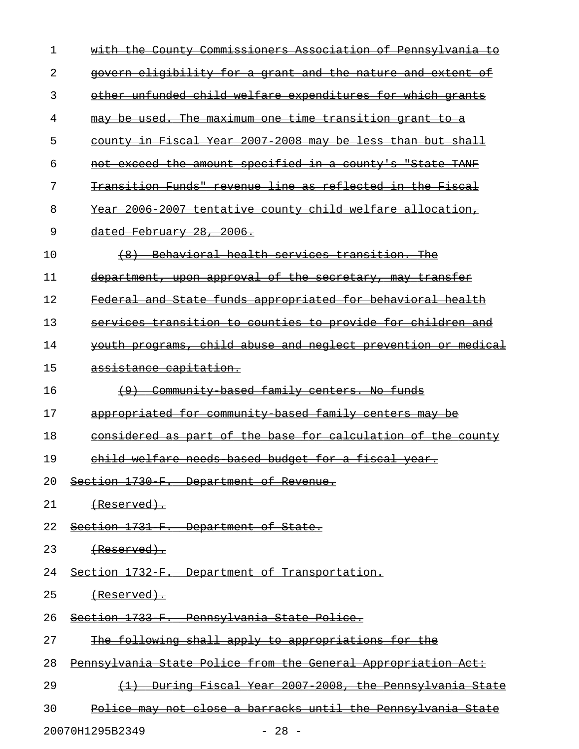with the County Commissioners Association of Pennsylvania to govern eligibility for a grant and the nature and extent of other unfunded child welfare expenditures for which grants may be used. The maximum one time transition grant to a county in Fiscal Year 2007-2008 may be less than but shall not exceed the amount specified in a county's "State TANF Transition Funds" revenue line as reflected in the Fiscal Year 2006-2007 tentative county child welfare allocation, dated February 28, 2006.

(8) Behavioral health services transition. The department, upon approval of the secretary, may transfer Federal and State funds appropriated for behavioral health services transition to counties to provide for children and youth programs, child abuse and neglect prevention or medical assistance capitation.

(9) Community-based family centers. No funds appropriated for community-based family centers may be considered as part of the base for calculation of the county child welfare needs-based budget for a fiscal year.

Section 1730-F. Department of Revenue.

(Reserved).

Section 1731-F. Department of State.

(Reserved).

Section 1732-F. Department of Transportation.

(Reserved).

Section 1733-F. Pennsylvania State Police.

The following shall apply to appropriations for the Pennsylvania State Police from the General Appropriation Act:

(1) During Fiscal Year 2007-2008, the Pennsylvania State Police may not close a barracks until the Pennsylvania State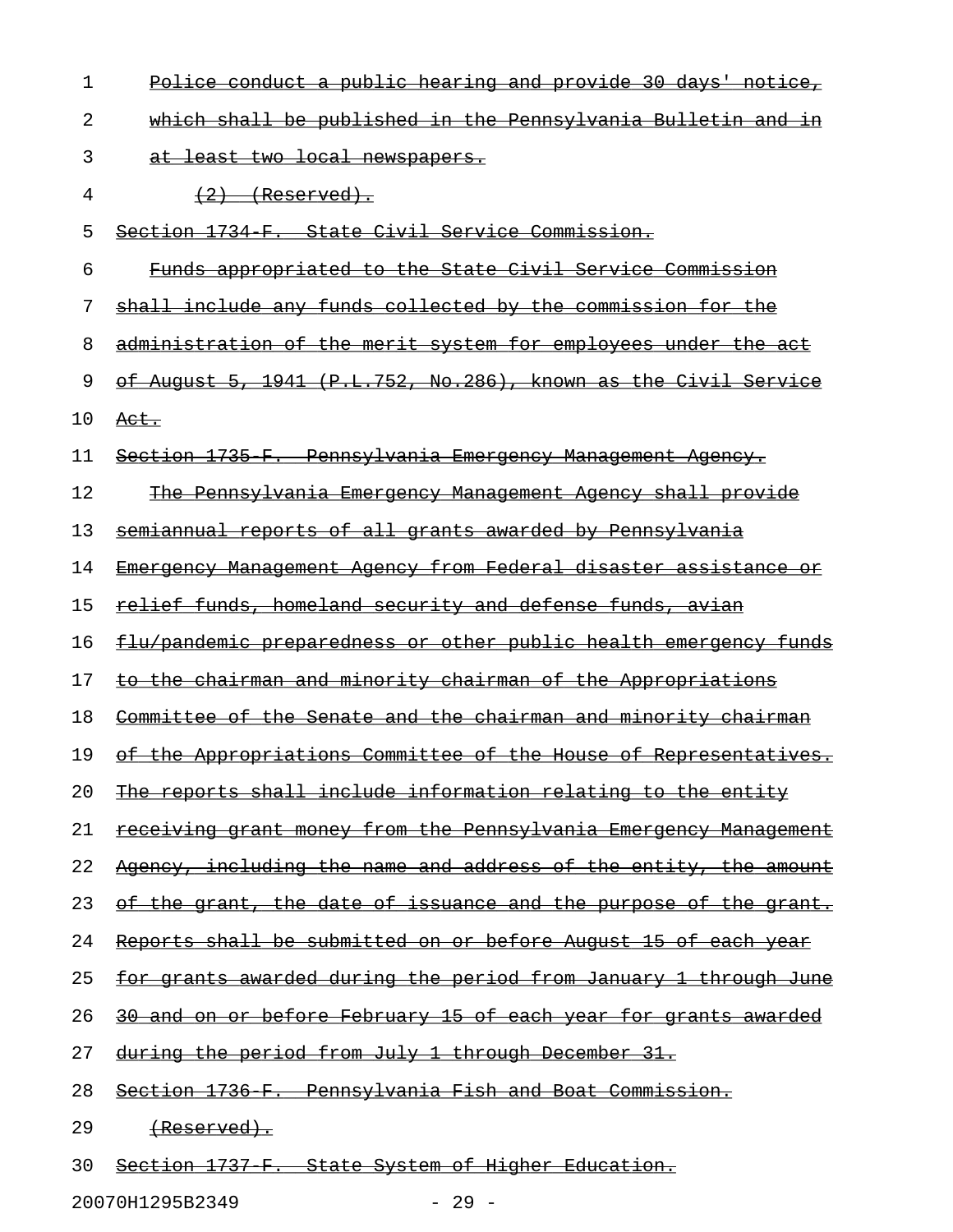Police conduct a public hearing and provide 30 days' notice, which shall be published in the Pennsylvania Bulletin and in at least two local newspapers.

(2) (Reserved).

Section 1734-F. State Civil Service Commission.

Funds appropriated to the State Civil Service Commission shall include any funds collected by the commission for the administration of the merit system for employees under the act of August 5, 1941 (P.L.752, No.286), known as the Civil Service Act.

Section 1735-F. Pennsylvania Emergency Management Agency.

The Pennsylvania Emergency Management Agency shall provide semiannual reports of all grants awarded by Pennsylvania Emergency Management Agency from Federal disaster assistance or relief funds, homeland security and defense funds, avian flu/pandemic preparedness or other public health emergency funds to the chairman and minority chairman of the Appropriations Committee of the Senate and the chairman and minority chairman of the Appropriations Committee of the House of Representatives. The reports shall include information relating to the entity receiving grant money from the Pennsylvania Emergency Management Agency, including the name and address of the entity, the amount of the grant, the date of issuance and the purpose of the grant. Reports shall be submitted on or before August 15 of each year for grants awarded during the period from January 1 through June 30 and on or before February 15 of each year for grants awarded during the period from July 1 through December 31.

Section 1736-F. Pennsylvania Fish and Boat Commission.

(Reserved).

Section 1737-F. State System of Higher Education.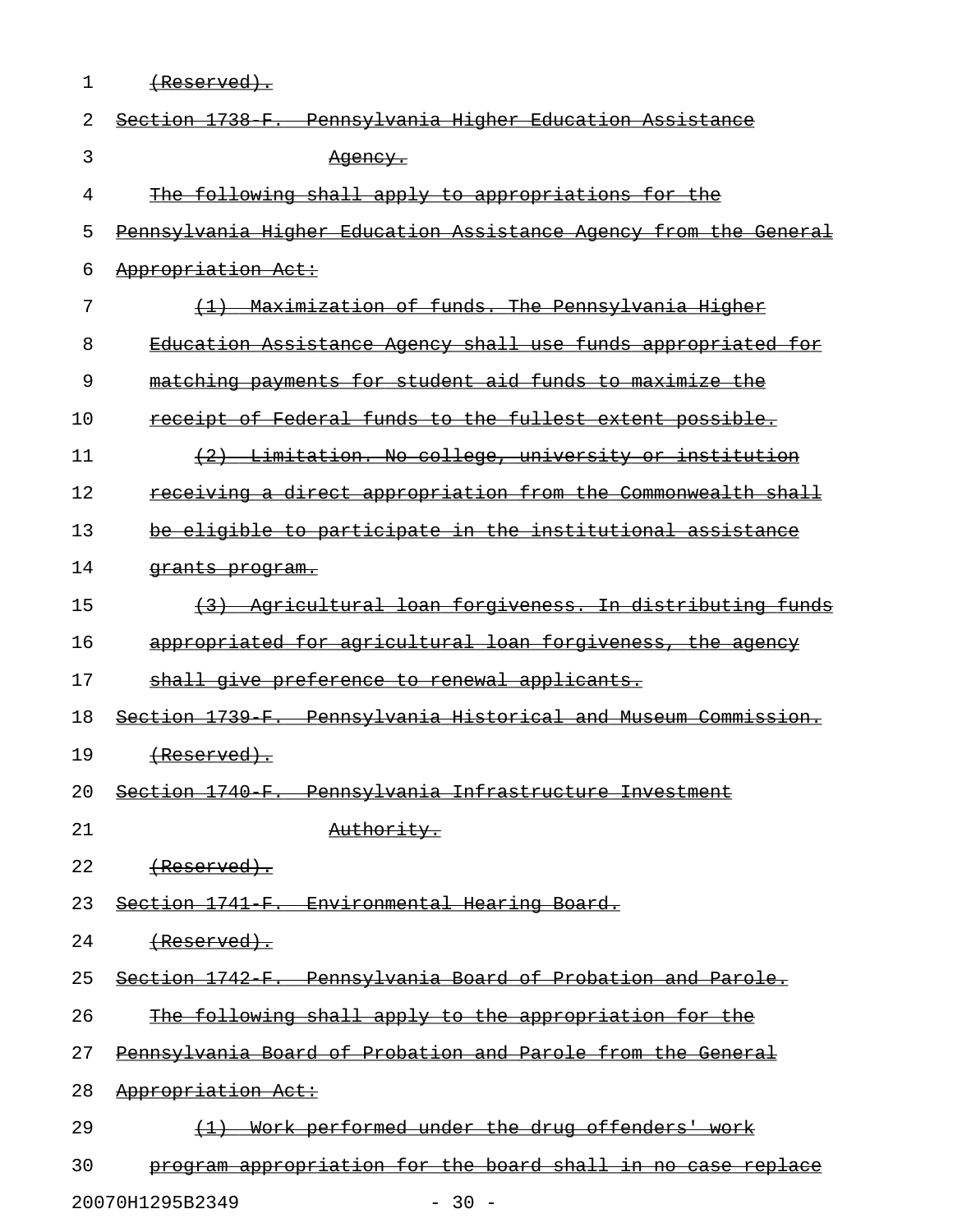~~(Reserved).~~

~~Section 1738-F. Pennsylvania Higher Education Assistance Agency.~~

~~The following shall apply to appropriations for the Pennsylvania Higher Education Assistance Agency from the General Appropriation Act:~~

~~(1) Maximization of funds. The Pennsylvania Higher Education Assistance Agency shall use funds appropriated for matching payments for student aid funds to maximize the receipt of Federal funds to the fullest extent possible.~~

~~(2) Limitation. No college, university or institution receiving a direct appropriation from the Commonwealth shall be eligible to participate in the institutional assistance grants program.~~

~~(3) Agricultural loan forgiveness. In distributing funds appropriated for agricultural loan forgiveness, the agency shall give preference to renewal applicants.~~

~~Section 1739-F. Pennsylvania Historical and Museum Commission.~~

~~(Reserved).~~

~~Section 1740-F. Pennsylvania Infrastructure Investment Authority.~~

~~(Reserved).~~

~~Section 1741-F. Environmental Hearing Board.~~

~~(Reserved).~~

~~Section 1742-F. Pennsylvania Board of Probation and Parole.~~

~~The following shall apply to the appropriation for the Pennsylvania Board of Probation and Parole from the General Appropriation Act:~~

~~(1) Work performed under the drug offenders' work program appropriation for the board shall in no case replace~~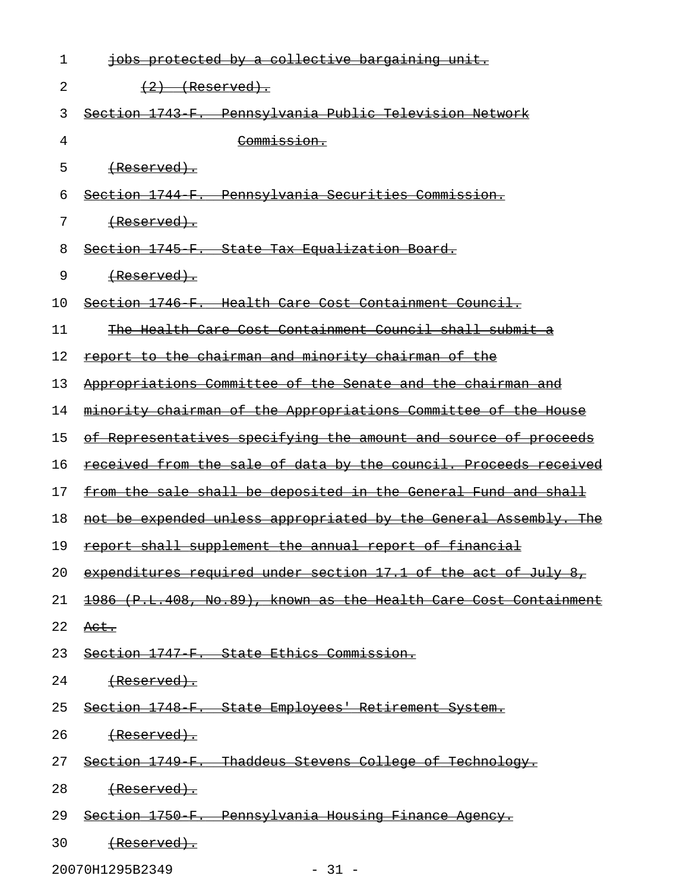jobs protected by a collective bargaining unit.

(2) (Reserved).

Section 1743-F. Pennsylvania Public Television Network Commission.

(Reserved).

Section 1744-F. Pennsylvania Securities Commission.

(Reserved).

Section 1745-F. State Tax Equalization Board.

(Reserved).

Section 1746-F. Health Care Cost Containment Council.

The Health Care Cost Containment Council shall submit a report to the chairman and minority chairman of the Appropriations Committee of the Senate and the chairman and minority chairman of the Appropriations Committee of the House of Representatives specifying the amount and source of proceeds received from the sale of data by the council. Proceeds received from the sale shall be deposited in the General Fund and shall not be expended unless appropriated by the General Assembly. The report shall supplement the annual report of financial expenditures required under section 17.1 of the act of July 8, 1986 (P.L.408, No.89), known as the Health Care Cost Containment Act.

Section 1747-F. State Ethics Commission.

(Reserved).

Section 1748-F. State Employees' Retirement System.

(Reserved).

Section 1749-F. Thaddeus Stevens College of Technology.

(Reserved).

Section 1750-F. Pennsylvania Housing Finance Agency.

(Reserved).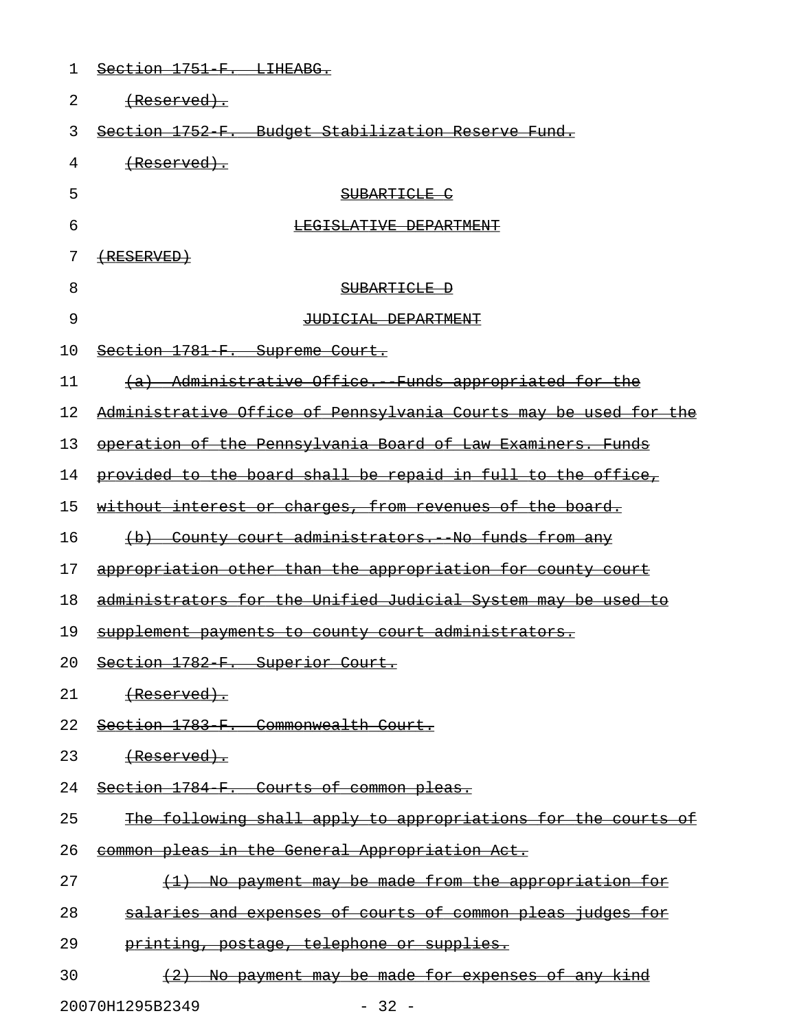~~Section 1751-F. LIHEABG.~~

~~(Reserved).~~

~~Section 1752-F. Budget Stabilization Reserve Fund.~~

~~(Reserved).~~

~~SUBARTICLE C~~

~~LEGISLATIVE DEPARTMENT~~

~~(RESERVED)~~

~~SUBARTICLE D~~

~~JUDICIAL DEPARTMENT~~

~~Section 1781-F. Supreme Court.~~

~~(a) Administrative Office.--Funds appropriated for the Administrative Office of Pennsylvania Courts may be used for the operation of the Pennsylvania Board of Law Examiners. Funds provided to the board shall be repaid in full to the office, without interest or charges, from revenues of the board.~~

~~(b) County court administrators.--No funds from any appropriation other than the appropriation for county court administrators for the Unified Judicial System may be used to supplement payments to county court administrators.~~

~~Section 1782-F. Superior Court.~~

~~(Reserved).~~

~~Section 1783-F. Commonwealth Court.~~

~~(Reserved).~~

~~Section 1784-F. Courts of common pleas.~~

~~The following shall apply to appropriations for the courts of common pleas in the General Appropriation Act.~~

~~(1) No payment may be made from the appropriation for salaries and expenses of courts of common pleas judges for printing, postage, telephone or supplies.~~

~~(2) No payment may be made for expenses of any kind~~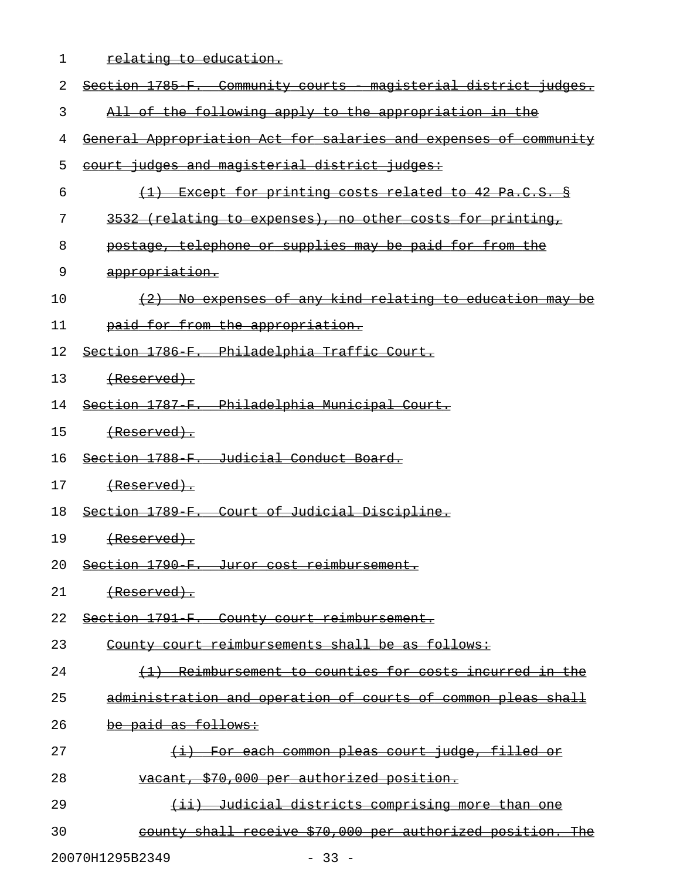relating to education.

Section 1785-F. Community courts - magisterial district judges.

All of the following apply to the appropriation in the General Appropriation Act for salaries and expenses of community court judges and magisterial district judges:

(1) Except for printing costs related to 42 Pa.C.S. § 3532 (relating to expenses), no other costs for printing, postage, telephone or supplies may be paid for from the appropriation.

(2) No expenses of any kind relating to education may be paid for from the appropriation.

Section 1786-F. Philadelphia Traffic Court.

(Reserved).

Section 1787-F. Philadelphia Municipal Court.

(Reserved).

Section 1788-F. Judicial Conduct Board.

(Reserved).

Section 1789-F. Court of Judicial Discipline.

(Reserved).

Section 1790-F. Juror cost reimbursement.

(Reserved).

Section 1791-F. County court reimbursement.

County court reimbursements shall be as follows:

(1) Reimbursement to counties for costs incurred in the administration and operation of courts of common pleas shall be paid as follows:

(i) For each common pleas court judge, filled or vacant, $70,000 per authorized position.

(ii) Judicial districts comprising more than one county shall receive $70,000 per authorized position. The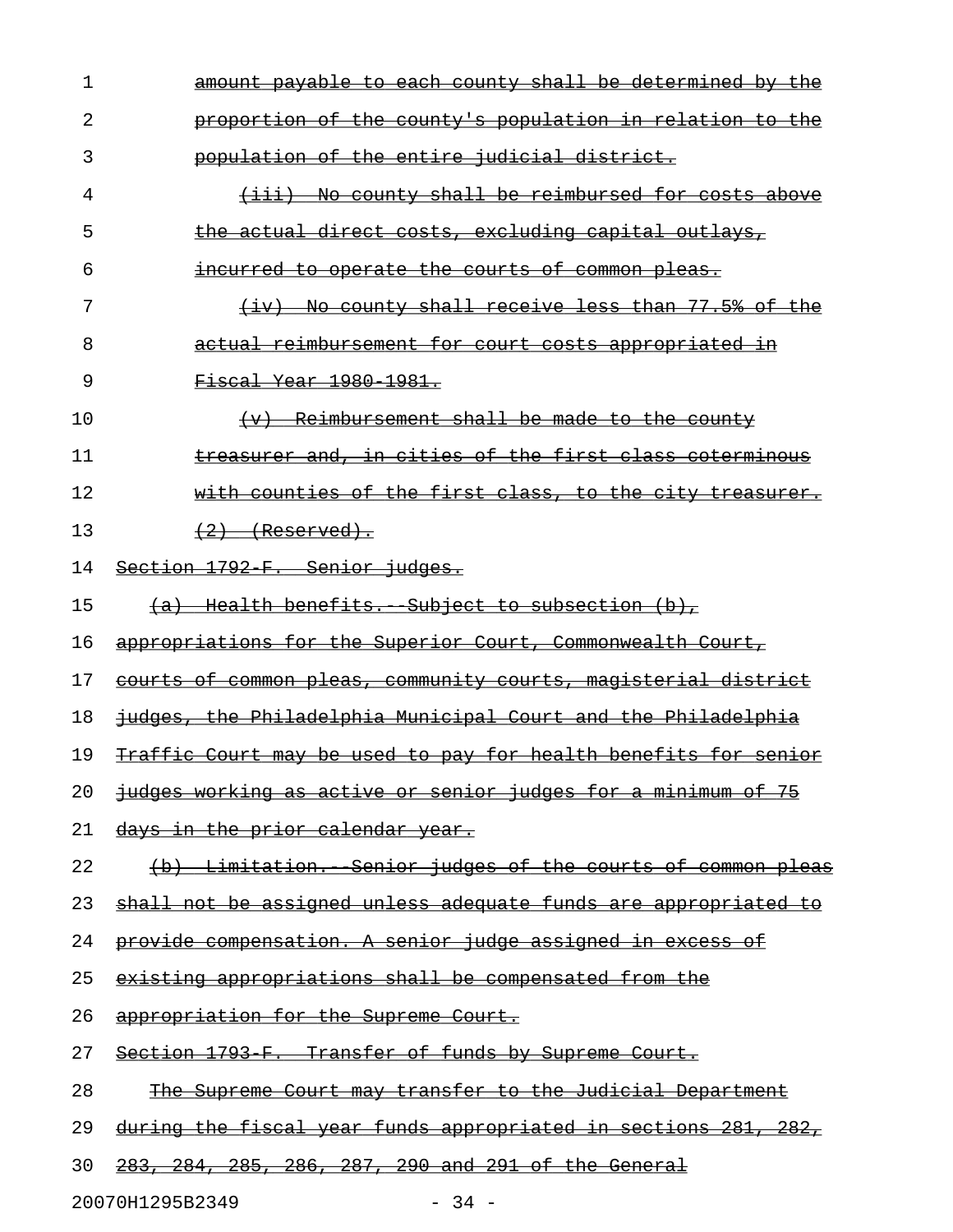amount payable to each county shall be determined by the proportion of the county's population in relation to the population of the entire judicial district.

(iii) No county shall be reimbursed for costs above the actual direct costs, excluding capital outlays, incurred to operate the courts of common pleas.

(iv) No county shall receive less than 77.5% of the actual reimbursement for court costs appropriated in Fiscal Year 1980-1981.

(v) Reimbursement shall be made to the county treasurer and, in cities of the first class coterminous with counties of the first class, to the city treasurer.

(2) (Reserved).

Section 1792-F. Senior judges.

(a) Health benefits.--Subject to subsection (b), appropriations for the Superior Court, Commonwealth Court, courts of common pleas, community courts, magisterial district judges, the Philadelphia Municipal Court and the Philadelphia Traffic Court may be used to pay for health benefits for senior judges working as active or senior judges for a minimum of 75 days in the prior calendar year.

(b) Limitation.--Senior judges of the courts of common pleas shall not be assigned unless adequate funds are appropriated to provide compensation. A senior judge assigned in excess of existing appropriations shall be compensated from the appropriation for the Supreme Court.

Section 1793-F. Transfer of funds by Supreme Court.

The Supreme Court may transfer to the Judicial Department during the fiscal year funds appropriated in sections 281, 282, 283, 284, 285, 286, 287, 290 and 291 of the General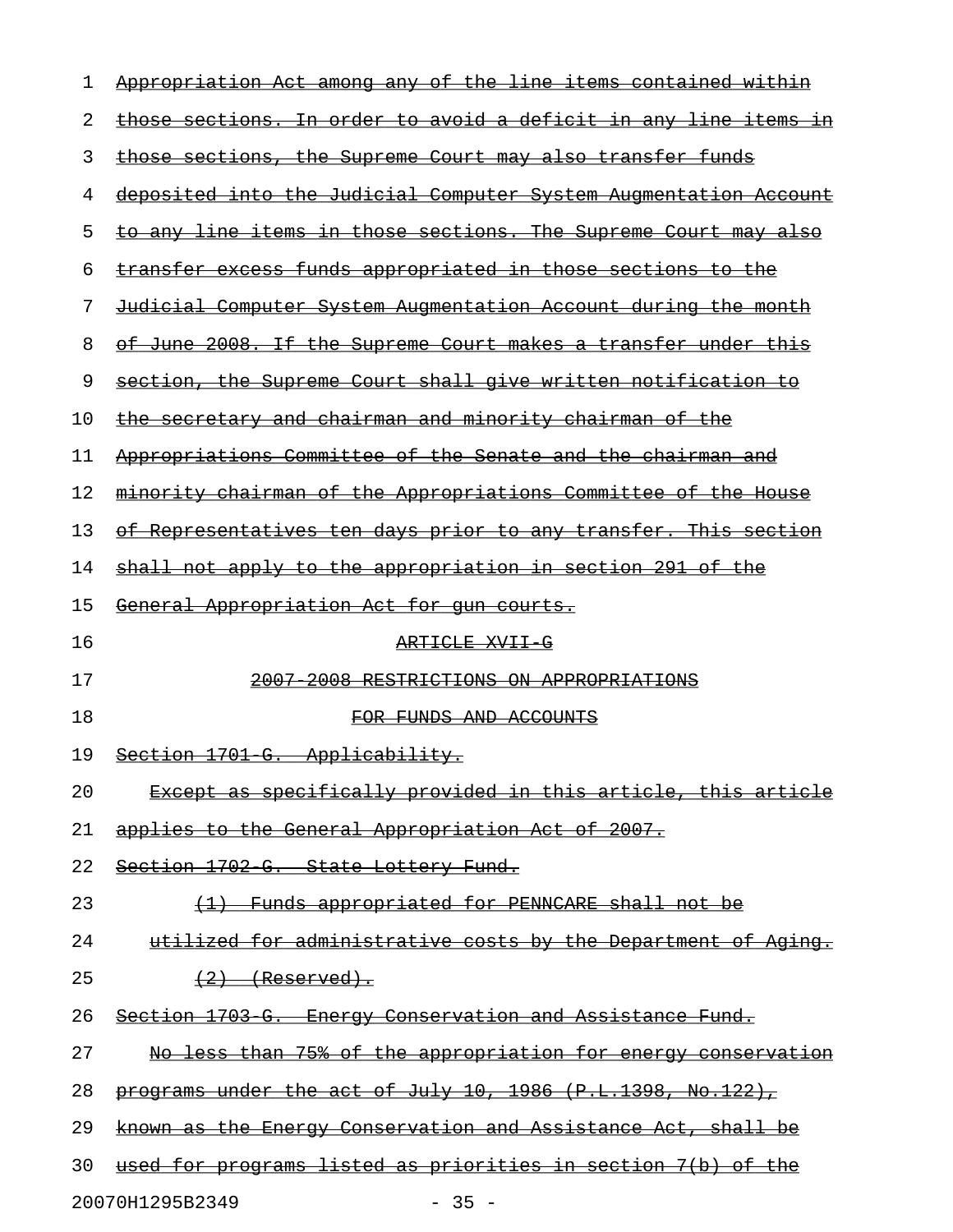~~Appropriation Act among any of the line items contained within those sections. In order to avoid a deficit in any line items in those sections, the Supreme Court may also transfer funds deposited into the Judicial Computer System Augmentation Account to any line items in those sections. The Supreme Court may also transfer excess funds appropriated in those sections to the Judicial Computer System Augmentation Account during the month of June 2008. If the Supreme Court makes a transfer under this section, the Supreme Court shall give written notification to the secretary and chairman and minority chairman of the Appropriations Committee of the Senate and the chairman and minority chairman of the Appropriations Committee of the House of Representatives ten days prior to any transfer. This section shall not apply to the appropriation in section 291 of the General Appropriation Act for gun courts.~~

~~ARTICLE XVII-G~~

~~2007-2008 RESTRICTIONS ON APPROPRIATIONS~~

~~FOR FUNDS AND ACCOUNTS~~

~~Section 1701-G. Applicability.~~

~~Except as specifically provided in this article, this article applies to the General Appropriation Act of 2007.~~

~~Section 1702-G. State Lottery Fund.~~

~~(1) Funds appropriated for PENNCARE shall not be utilized for administrative costs by the Department of Aging.~~

~~(2) (Reserved).~~

~~Section 1703-G. Energy Conservation and Assistance Fund.~~

~~No less than 75% of the appropriation for energy conservation programs under the act of July 10, 1986 (P.L.1398, No.122), known as the Energy Conservation and Assistance Act, shall be used for programs listed as priorities in section 7(b) of the~~

20070H1295B2349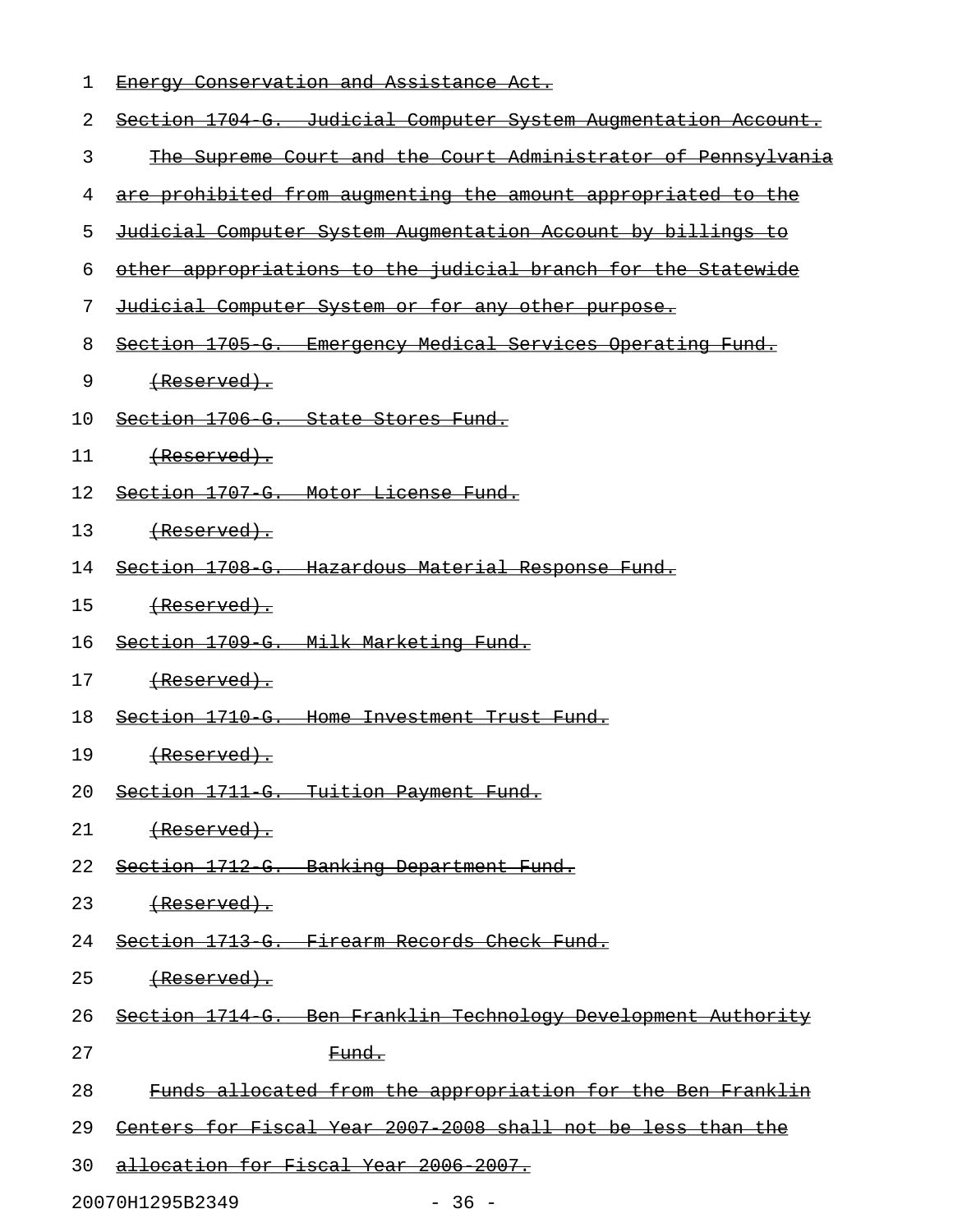~~Energy Conservation and Assistance Act.~~

~~Section 1704-G. Judicial Computer System Augmentation Account.~~

~~The Supreme Court and the Court Administrator of Pennsylvania are prohibited from augmenting the amount appropriated to the Judicial Computer System Augmentation Account by billings to other appropriations to the judicial branch for the Statewide Judicial Computer System or for any other purpose.~~

~~Section 1705-G. Emergency Medical Services Operating Fund.~~

~~(Reserved).~~

~~Section 1706-G. State Stores Fund.~~

~~(Reserved).~~

~~Section 1707-G. Motor License Fund.~~

~~(Reserved).~~

~~Section 1708-G. Hazardous Material Response Fund.~~

~~(Reserved).~~

~~Section 1709-G. Milk Marketing Fund.~~

~~(Reserved).~~

~~Section 1710-G. Home Investment Trust Fund.~~

~~(Reserved).~~

~~Section 1711-G. Tuition Payment Fund.~~

~~(Reserved).~~

~~Section 1712-G. Banking Department Fund.~~

~~(Reserved).~~

~~Section 1713-G. Firearm Records Check Fund.~~

~~(Reserved).~~

~~Section 1714-G. Ben Franklin Technology Development Authority Fund.~~

~~Funds allocated from the appropriation for the Ben Franklin Centers for Fiscal Year 2007-2008 shall not be less than the allocation for Fiscal Year 2006-2007.~~

20070H1295B2349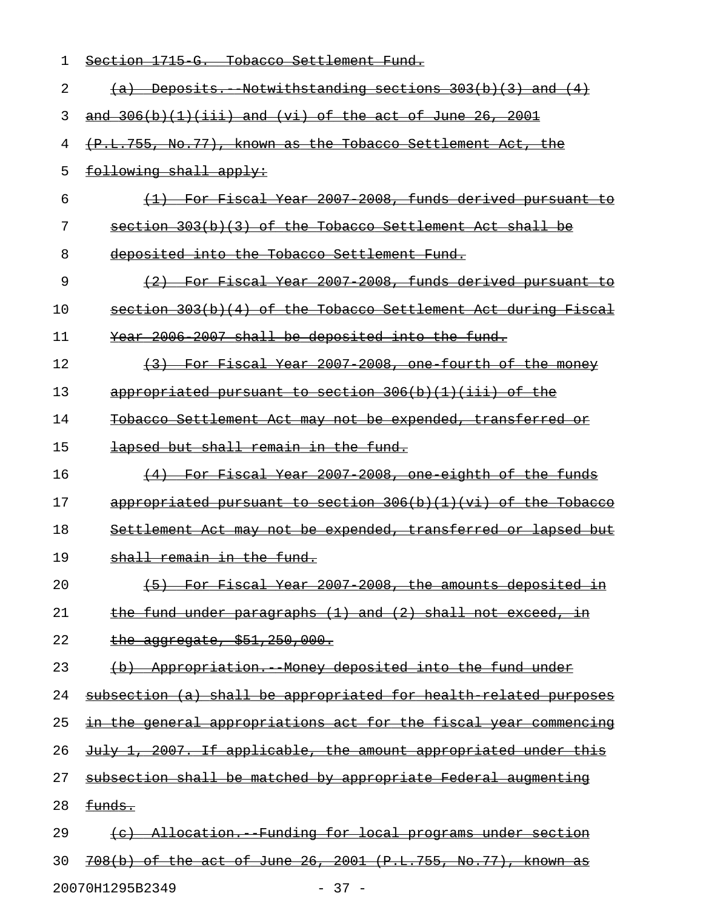~~Section 1715-G. Tobacco Settlement Fund.~~

~~(a) Deposits.--Notwithstanding sections 303(b)(3) and (4) and 306(b)(1)(iii) and (vi) of the act of June 26, 2001 (P.L.755, No.77), known as the Tobacco Settlement Act, the following shall apply:~~

~~(1) For Fiscal Year 2007-2008, funds derived pursuant to section 303(b)(3) of the Tobacco Settlement Act shall be deposited into the Tobacco Settlement Fund.~~

~~(2) For Fiscal Year 2007-2008, funds derived pursuant to section 303(b)(4) of the Tobacco Settlement Act during Fiscal Year 2006-2007 shall be deposited into the fund.~~

~~(3) For Fiscal Year 2007-2008, one-fourth of the money appropriated pursuant to section 306(b)(1)(iii) of the Tobacco Settlement Act may not be expended, transferred or lapsed but shall remain in the fund.~~

~~(4) For Fiscal Year 2007-2008, one-eighth of the funds appropriated pursuant to section 306(b)(1)(vi) of the Tobacco Settlement Act may not be expended, transferred or lapsed but shall remain in the fund.~~

~~(5) For Fiscal Year 2007-2008, the amounts deposited in the fund under paragraphs (1) and (2) shall not exceed, in the aggregate, $51,250,000.~~

~~(b) Appropriation.--Money deposited into the fund under subsection (a) shall be appropriated for health-related purposes in the general appropriations act for the fiscal year commencing July 1, 2007. If applicable, the amount appropriated under this subsection shall be matched by appropriate Federal augmenting funds.~~

~~(c) Allocation.--Funding for local programs under section 708(b) of the act of June 26, 2001 (P.L.755, No.77), known as~~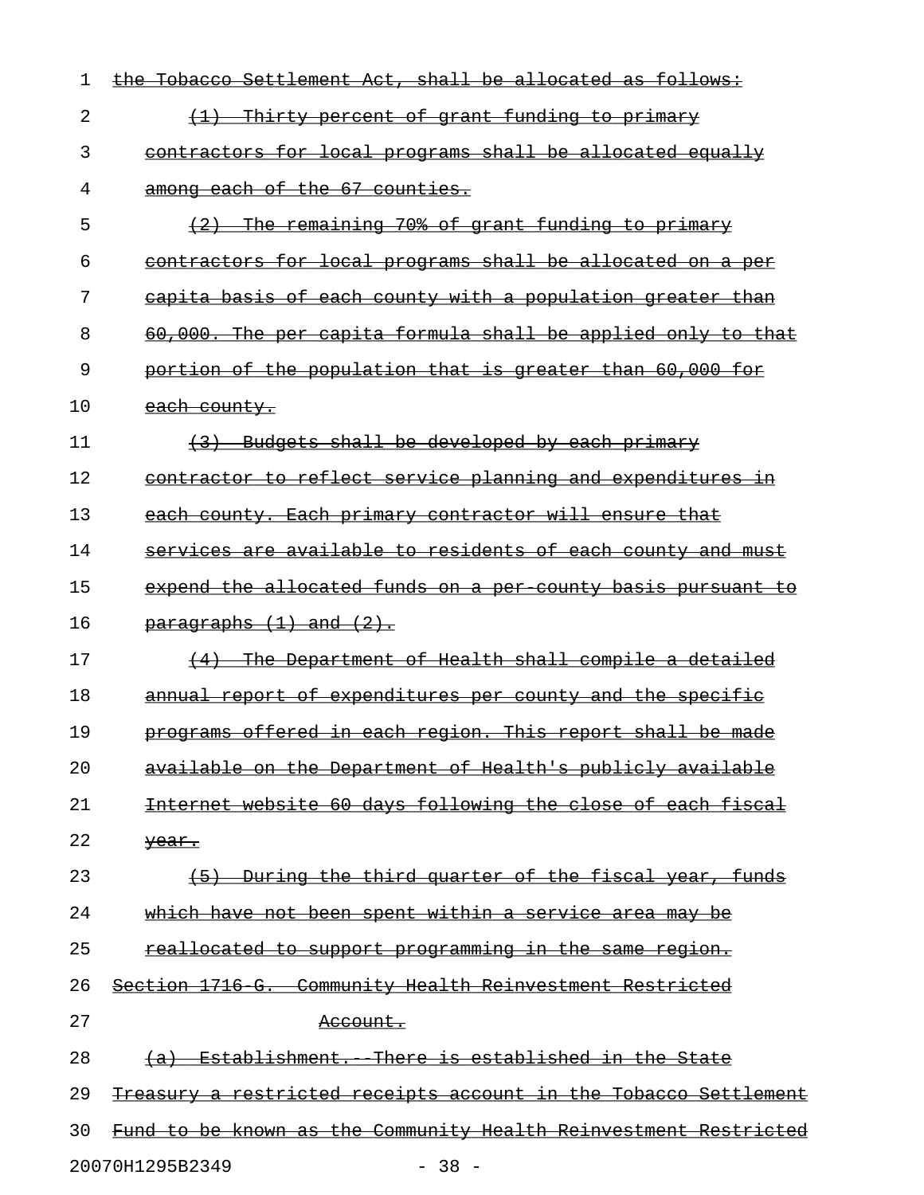~~the Tobacco Settlement Act, shall be allocated as follows:~~

~~(1) Thirty percent of grant funding to primary contractors for local programs shall be allocated equally among each of the 67 counties.~~

~~(2) The remaining 70% of grant funding to primary contractors for local programs shall be allocated on a per capita basis of each county with a population greater than 60,000. The per capita formula shall be applied only to that portion of the population that is greater than 60,000 for each county.~~

~~(3) Budgets shall be developed by each primary contractor to reflect service planning and expenditures in each county. Each primary contractor will ensure that services are available to residents of each county and must expend the allocated funds on a per-county basis pursuant to paragraphs (1) and (2).~~

~~(4) The Department of Health shall compile a detailed annual report of expenditures per county and the specific programs offered in each region. This report shall be made available on the Department of Health's publicly available Internet website 60 days following the close of each fiscal year.~~

~~(5) During the third quarter of the fiscal year, funds which have not been spent within a service area may be reallocated to support programming in the same region.~~

~~Section 1716-G. Community Health Reinvestment Restricted Account.~~

~~(a) Establishment.--There is established in the State Treasury a restricted receipts account in the Tobacco Settlement Fund to be known as the Community Health Reinvestment Restricted~~

20070H1295B2349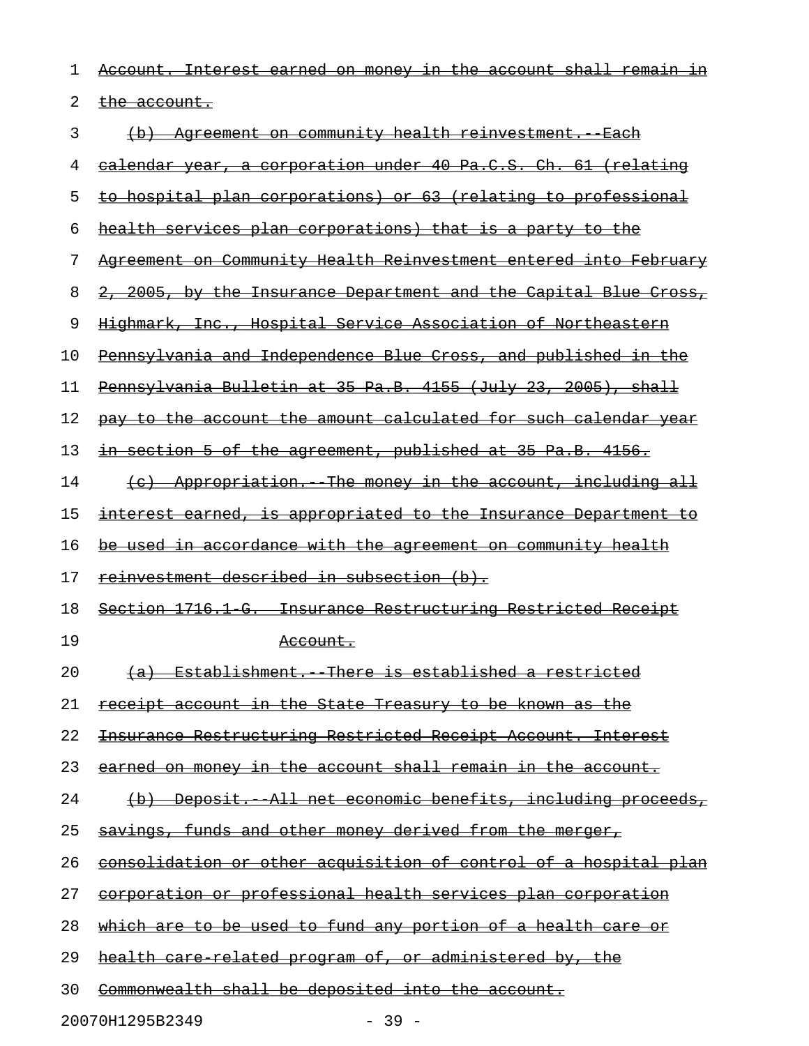Account. Interest earned on money in the account shall remain in the account.

(b) Agreement on community health reinvestment.--Each calendar year, a corporation under 40 Pa.C.S. Ch. 61 (relating to hospital plan corporations) or 63 (relating to professional health services plan corporations) that is a party to the Agreement on Community Health Reinvestment entered into February 2, 2005, by the Insurance Department and the Capital Blue Cross, Highmark, Inc., Hospital Service Association of Northeastern Pennsylvania and Independence Blue Cross, and published in the Pennsylvania Bulletin at 35 Pa.B. 4155 (July 23, 2005), shall pay to the account the amount calculated for such calendar year in section 5 of the agreement, published at 35 Pa.B. 4156.

(c) Appropriation.--The money in the account, including all interest earned, is appropriated to the Insurance Department to be used in accordance with the agreement on community health reinvestment described in subsection (b).

Section 1716.1-G. Insurance Restructuring Restricted Receipt Account.

(a) Establishment.--There is established a restricted receipt account in the State Treasury to be known as the Insurance Restructuring Restricted Receipt Account. Interest earned on money in the account shall remain in the account.

(b) Deposit.--All net economic benefits, including proceeds, savings, funds and other money derived from the merger, consolidation or other acquisition of control of a hospital plan corporation or professional health services plan corporation which are to be used to fund any portion of a health care or health care-related program of, or administered by, the Commonwealth shall be deposited into the account.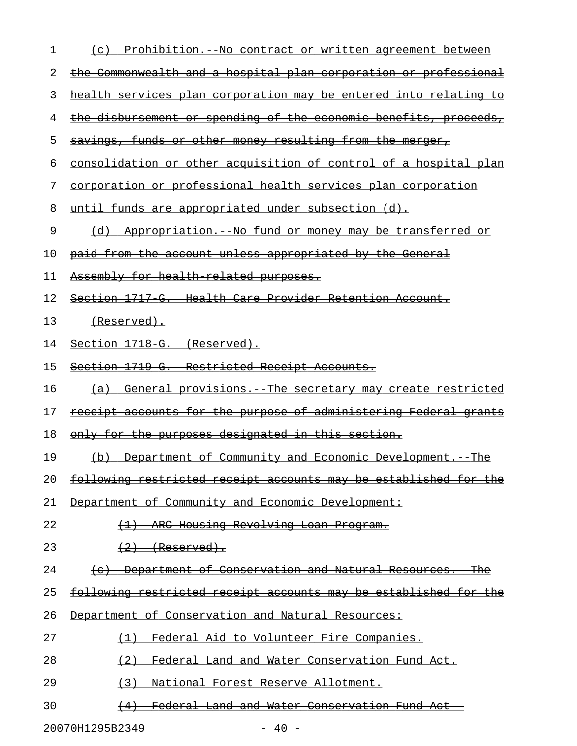~~(c) Prohibition.--No contract or written agreement between the Commonwealth and a hospital plan corporation or professional health services plan corporation may be entered into relating to the disbursement or spending of the economic benefits, proceeds, savings, funds or other money resulting from the merger, consolidation or other acquisition of control of a hospital plan corporation or professional health services plan corporation until funds are appropriated under subsection (d).~~

~~(d) Appropriation.--No fund or money may be transferred or paid from the account unless appropriated by the General Assembly for health-related purposes.~~

~~Section 1717-G. Health Care Provider Retention Account.~~

~~(Reserved).~~

~~Section 1718-G. (Reserved).~~

~~Section 1719-G. Restricted Receipt Accounts.~~

~~(a) General provisions.--The secretary may create restricted receipt accounts for the purpose of administering Federal grants only for the purposes designated in this section.~~

~~(b) Department of Community and Economic Development.--The following restricted receipt accounts may be established for the Department of Community and Economic Development:~~

~~(1) ARC Housing Revolving Loan Program.~~

~~(2) (Reserved).~~

~~(c) Department of Conservation and Natural Resources.--The following restricted receipt accounts may be established for the Department of Conservation and Natural Resources:~~

~~(1) Federal Aid to Volunteer Fire Companies.~~

~~(2) Federal Land and Water Conservation Fund Act.~~

~~(3) National Forest Reserve Allotment.~~

~~(4) Federal Land and Water Conservation Fund Act -~~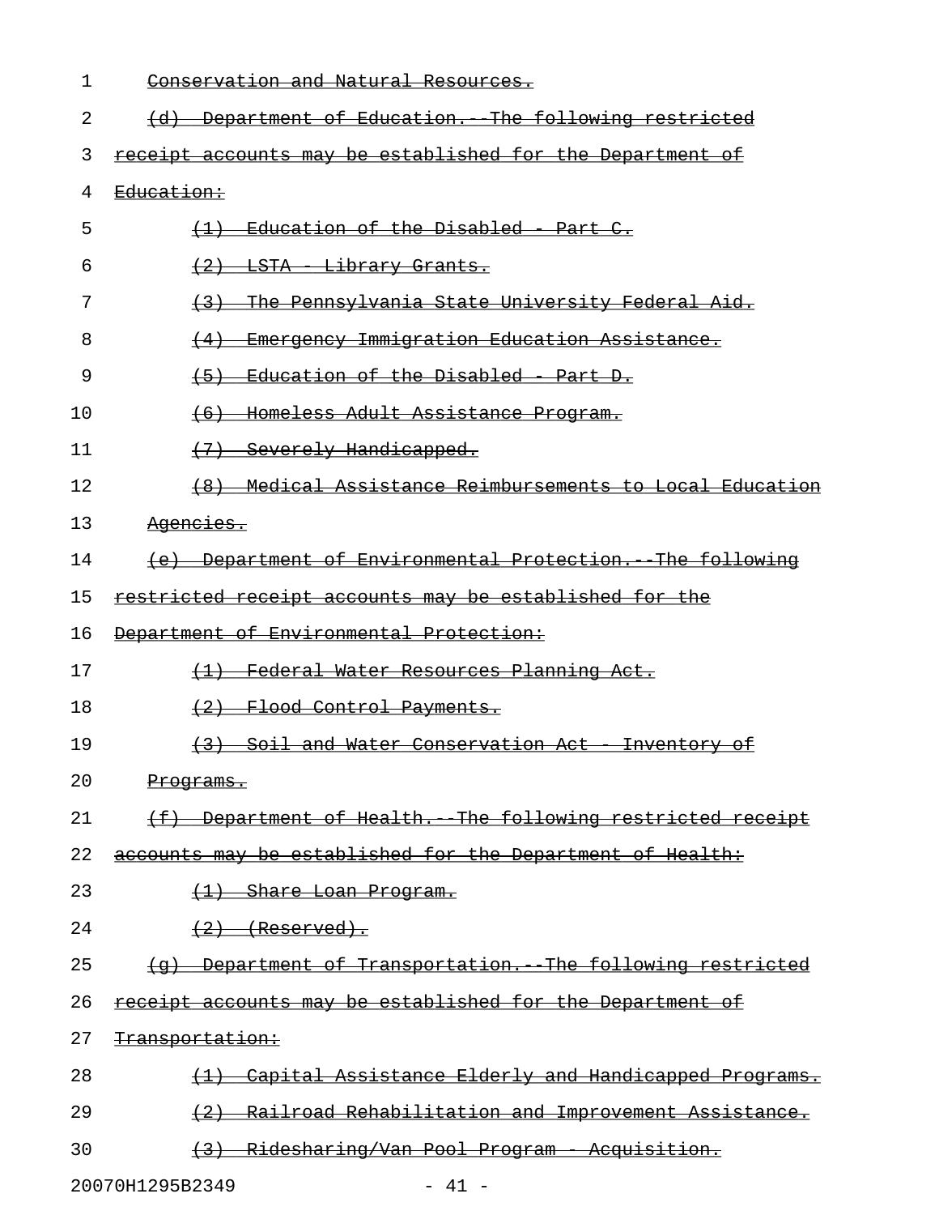~~Conservation and Natural Resources.~~

~~(d) Department of Education.--The following restricted receipt accounts may be established for the Department of Education:~~

~~(1) Education of the Disabled - Part C.~~

~~(2) LSTA - Library Grants.~~

~~(3) The Pennsylvania State University Federal Aid.~~

~~(4) Emergency Immigration Education Assistance.~~

~~(5) Education of the Disabled - Part D.~~

~~(6) Homeless Adult Assistance Program.~~

~~(7) Severely Handicapped.~~

~~(8) Medical Assistance Reimbursements to Local Education Agencies.~~

~~(e) Department of Environmental Protection.--The following restricted receipt accounts may be established for the Department of Environmental Protection:~~

~~(1) Federal Water Resources Planning Act.~~

~~(2) Flood Control Payments.~~

~~(3) Soil and Water Conservation Act - Inventory of Programs.~~

~~(f) Department of Health.--The following restricted receipt accounts may be established for the Department of Health:~~

~~(1) Share Loan Program.~~

~~(2) (Reserved).~~

~~(g) Department of Transportation.--The following restricted receipt accounts may be established for the Department of Transportation:~~

~~(1) Capital Assistance Elderly and Handicapped Programs.~~

~~(2) Railroad Rehabilitation and Improvement Assistance.~~

~~(3) Ridesharing/Van Pool Program - Acquisition.~~

20070H1295B2349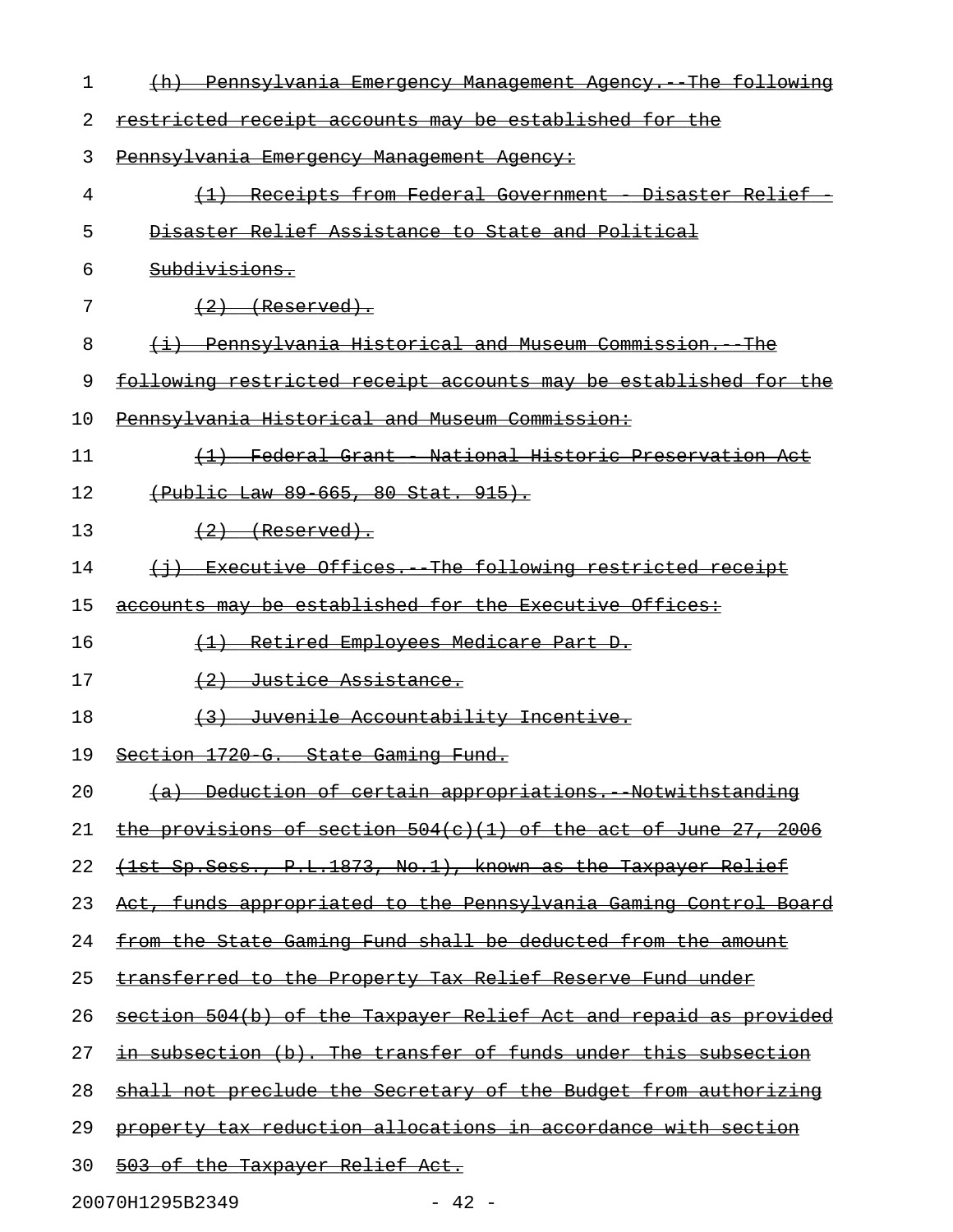(h) Pennsylvania Emergency Management Agency.--The following restricted receipt accounts may be established for the Pennsylvania Emergency Management Agency:

(1) Receipts from Federal Government - Disaster Relief - Disaster Relief Assistance to State and Political Subdivisions.

(2) (Reserved).

(i) Pennsylvania Historical and Museum Commission.--The following restricted receipt accounts may be established for the Pennsylvania Historical and Museum Commission:

(1) Federal Grant - National Historic Preservation Act (Public Law 89-665, 80 Stat. 915).

(2) (Reserved).

(j) Executive Offices.--The following restricted receipt accounts may be established for the Executive Offices:

(1) Retired Employees Medicare Part D.

(2) Justice Assistance.

(3) Juvenile Accountability Incentive.

Section 1720-G. State Gaming Fund.

(a) Deduction of certain appropriations.--Notwithstanding the provisions of section 504(c)(1) of the act of June 27, 2006 (1st Sp.Sess., P.L.1873, No.1), known as the Taxpayer Relief Act, funds appropriated to the Pennsylvania Gaming Control Board from the State Gaming Fund shall be deducted from the amount transferred to the Property Tax Relief Reserve Fund under section 504(b) of the Taxpayer Relief Act and repaid as provided in subsection (b). The transfer of funds under this subsection shall not preclude the Secretary of the Budget from authorizing property tax reduction allocations in accordance with section 503 of the Taxpayer Relief Act.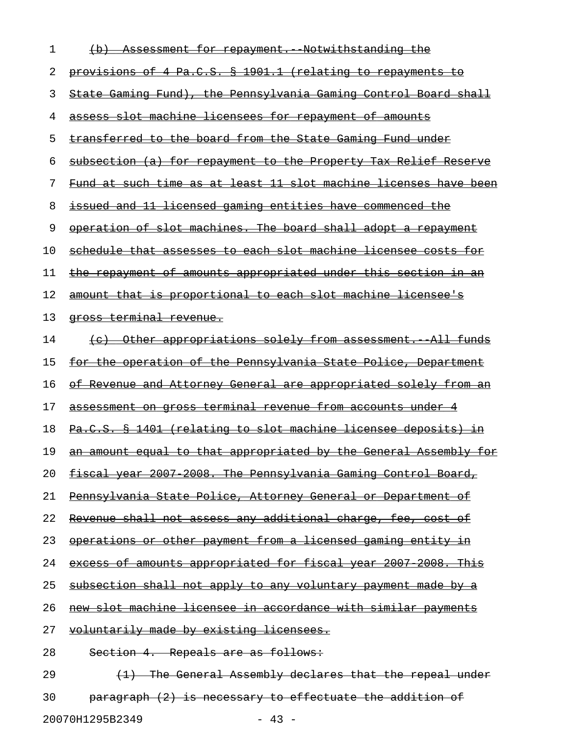(b) Assessment for repayment.--Notwithstanding the provisions of 4 Pa.C.S. § 1901.1 (relating to repayments to State Gaming Fund), the Pennsylvania Gaming Control Board shall assess slot machine licensees for repayment of amounts transferred to the board from the State Gaming Fund under subsection (a) for repayment to the Property Tax Relief Reserve Fund at such time as at least 11 slot machine licenses have been issued and 11 licensed gaming entities have commenced the operation of slot machines. The board shall adopt a repayment schedule that assesses to each slot machine licensee costs for the repayment of amounts appropriated under this section in an amount that is proportional to each slot machine licensee's gross terminal revenue.

(c) Other appropriations solely from assessment.--All funds for the operation of the Pennsylvania State Police, Department of Revenue and Attorney General are appropriated solely from an assessment on gross terminal revenue from accounts under 4 Pa.C.S. § 1401 (relating to slot machine licensee deposits) in an amount equal to that appropriated by the General Assembly for fiscal year 2007-2008. The Pennsylvania Gaming Control Board, Pennsylvania State Police, Attorney General or Department of Revenue shall not assess any additional charge, fee, cost of operations or other payment from a licensed gaming entity in excess of amounts appropriated for fiscal year 2007-2008. This subsection shall not apply to any voluntary payment made by a new slot machine licensee in accordance with similar payments voluntarily made by existing licensees.

Section 4. Repeals are as follows:

(1) The General Assembly declares that the repeal under paragraph (2) is necessary to effectuate the addition of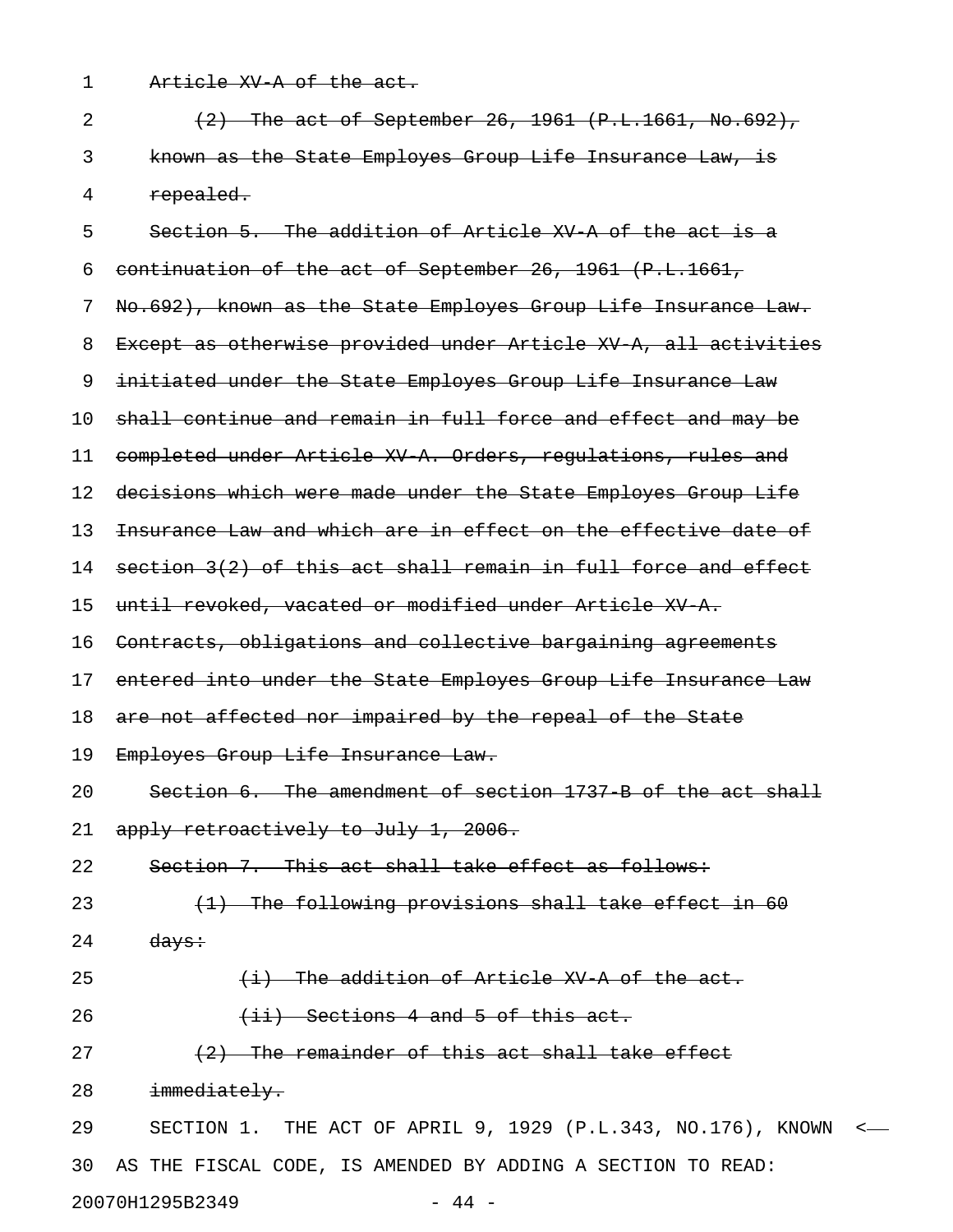~~Article XV-A of the act.~~

~~(2) The act of September 26, 1961 (P.L.1661, No.692), known as the State Employes Group Life Insurance Law, is repealed.~~

~~Section 5. The addition of Article XV-A of the act is a continuation of the act of September 26, 1961 (P.L.1661, No.692), known as the State Employes Group Life Insurance Law. Except as otherwise provided under Article XV-A, all activities initiated under the State Employes Group Life Insurance Law shall continue and remain in full force and effect and may be completed under Article XV-A. Orders, regulations, rules and decisions which were made under the State Employes Group Life Insurance Law and which are in effect on the effective date of section 3(2) of this act shall remain in full force and effect until revoked, vacated or modified under Article XV-A. Contracts, obligations and collective bargaining agreements entered into under the State Employes Group Life Insurance Law are not affected nor impaired by the repeal of the State Employes Group Life Insurance Law.~~

~~Section 6. The amendment of section 1737-B of the act shall apply retroactively to July 1, 2006.~~

~~Section 7. This act shall take effect as follows:~~

~~(1) The following provisions shall take effect in 60 days:~~

~~(i) The addition of Article XV-A of the act.~~

~~(ii) Sections 4 and 5 of this act.~~

~~(2) The remainder of this act shall take effect immediately.~~

SECTION 1. THE ACT OF APRIL 9, 1929 (P.L.343, NO.176), KNOWN AS THE FISCAL CODE, IS AMENDED BY ADDING A SECTION TO READ: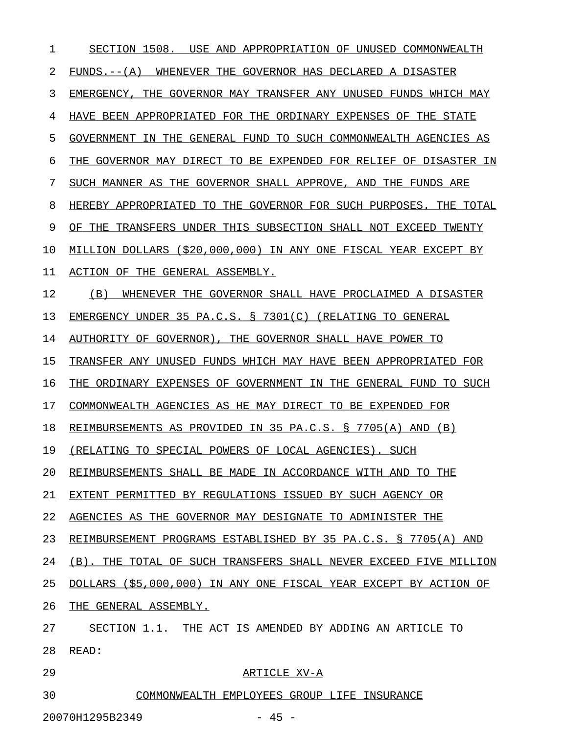SECTION 1508. USE AND APPROPRIATION OF UNUSED COMMONWEALTH FUNDS.--(A) WHENEVER THE GOVERNOR HAS DECLARED A DISASTER EMERGENCY, THE GOVERNOR MAY TRANSFER ANY UNUSED FUNDS WHICH MAY HAVE BEEN APPROPRIATED FOR THE ORDINARY EXPENSES OF THE STATE GOVERNMENT IN THE GENERAL FUND TO SUCH COMMONWEALTH AGENCIES AS THE GOVERNOR MAY DIRECT TO BE EXPENDED FOR RELIEF OF DISASTER IN SUCH MANNER AS THE GOVERNOR SHALL APPROVE, AND THE FUNDS ARE HEREBY APPROPRIATED TO THE GOVERNOR FOR SUCH PURPOSES. THE TOTAL OF THE TRANSFERS UNDER THIS SUBSECTION SHALL NOT EXCEED TWENTY MILLION DOLLARS ($20,000,000) IN ANY ONE FISCAL YEAR EXCEPT BY ACTION OF THE GENERAL ASSEMBLY.

(B) WHENEVER THE GOVERNOR SHALL HAVE PROCLAIMED A DISASTER EMERGENCY UNDER 35 PA.C.S. § 7301(C) (RELATING TO GENERAL AUTHORITY OF GOVERNOR), THE GOVERNOR SHALL HAVE POWER TO TRANSFER ANY UNUSED FUNDS WHICH MAY HAVE BEEN APPROPRIATED FOR THE ORDINARY EXPENSES OF GOVERNMENT IN THE GENERAL FUND TO SUCH COMMONWEALTH AGENCIES AS HE MAY DIRECT TO BE EXPENDED FOR REIMBURSEMENTS AS PROVIDED IN 35 PA.C.S. § 7705(A) AND (B) (RELATING TO SPECIAL POWERS OF LOCAL AGENCIES). SUCH REIMBURSEMENTS SHALL BE MADE IN ACCORDANCE WITH AND TO THE EXTENT PERMITTED BY REGULATIONS ISSUED BY SUCH AGENCY OR AGENCIES AS THE GOVERNOR MAY DESIGNATE TO ADMINISTER THE REIMBURSEMENT PROGRAMS ESTABLISHED BY 35 PA.C.S. § 7705(A) AND (B). THE TOTAL OF SUCH TRANSFERS SHALL NEVER EXCEED FIVE MILLION DOLLARS ($5,000,000) IN ANY ONE FISCAL YEAR EXCEPT BY ACTION OF THE GENERAL ASSEMBLY.

SECTION 1.1. THE ACT IS AMENDED BY ADDING AN ARTICLE TO READ:

ARTICLE XV-A

COMMONWEALTH EMPLOYEES GROUP LIFE INSURANCE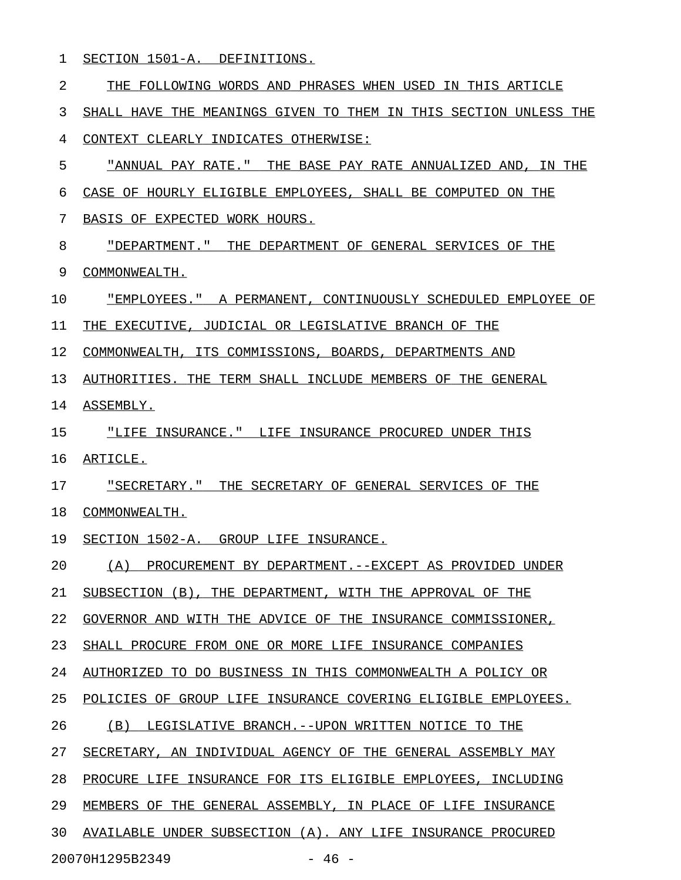SECTION 1501-A. DEFINITIONS.

THE FOLLOWING WORDS AND PHRASES WHEN USED IN THIS ARTICLE SHALL HAVE THE MEANINGS GIVEN TO THEM IN THIS SECTION UNLESS THE CONTEXT CLEARLY INDICATES OTHERWISE:

"ANNUAL PAY RATE." THE BASE PAY RATE ANNUALIZED AND, IN THE CASE OF HOURLY ELIGIBLE EMPLOYEES, SHALL BE COMPUTED ON THE BASIS OF EXPECTED WORK HOURS.

"DEPARTMENT." THE DEPARTMENT OF GENERAL SERVICES OF THE COMMONWEALTH.

"EMPLOYEES." A PERMANENT, CONTINUOUSLY SCHEDULED EMPLOYEE OF THE EXECUTIVE, JUDICIAL OR LEGISLATIVE BRANCH OF THE COMMONWEALTH, ITS COMMISSIONS, BOARDS, DEPARTMENTS AND AUTHORITIES. THE TERM SHALL INCLUDE MEMBERS OF THE GENERAL ASSEMBLY.

"LIFE INSURANCE." LIFE INSURANCE PROCURED UNDER THIS ARTICLE.

"SECRETARY." THE SECRETARY OF GENERAL SERVICES OF THE COMMONWEALTH.

SECTION 1502-A. GROUP LIFE INSURANCE.

(A) PROCUREMENT BY DEPARTMENT.--EXCEPT AS PROVIDED UNDER SUBSECTION (B), THE DEPARTMENT, WITH THE APPROVAL OF THE GOVERNOR AND WITH THE ADVICE OF THE INSURANCE COMMISSIONER, SHALL PROCURE FROM ONE OR MORE LIFE INSURANCE COMPANIES AUTHORIZED TO DO BUSINESS IN THIS COMMONWEALTH A POLICY OR POLICIES OF GROUP LIFE INSURANCE COVERING ELIGIBLE EMPLOYEES.

(B) LEGISLATIVE BRANCH.--UPON WRITTEN NOTICE TO THE SECRETARY, AN INDIVIDUAL AGENCY OF THE GENERAL ASSEMBLY MAY PROCURE LIFE INSURANCE FOR ITS ELIGIBLE EMPLOYEES, INCLUDING MEMBERS OF THE GENERAL ASSEMBLY, IN PLACE OF LIFE INSURANCE AVAILABLE UNDER SUBSECTION (A). ANY LIFE INSURANCE PROCURED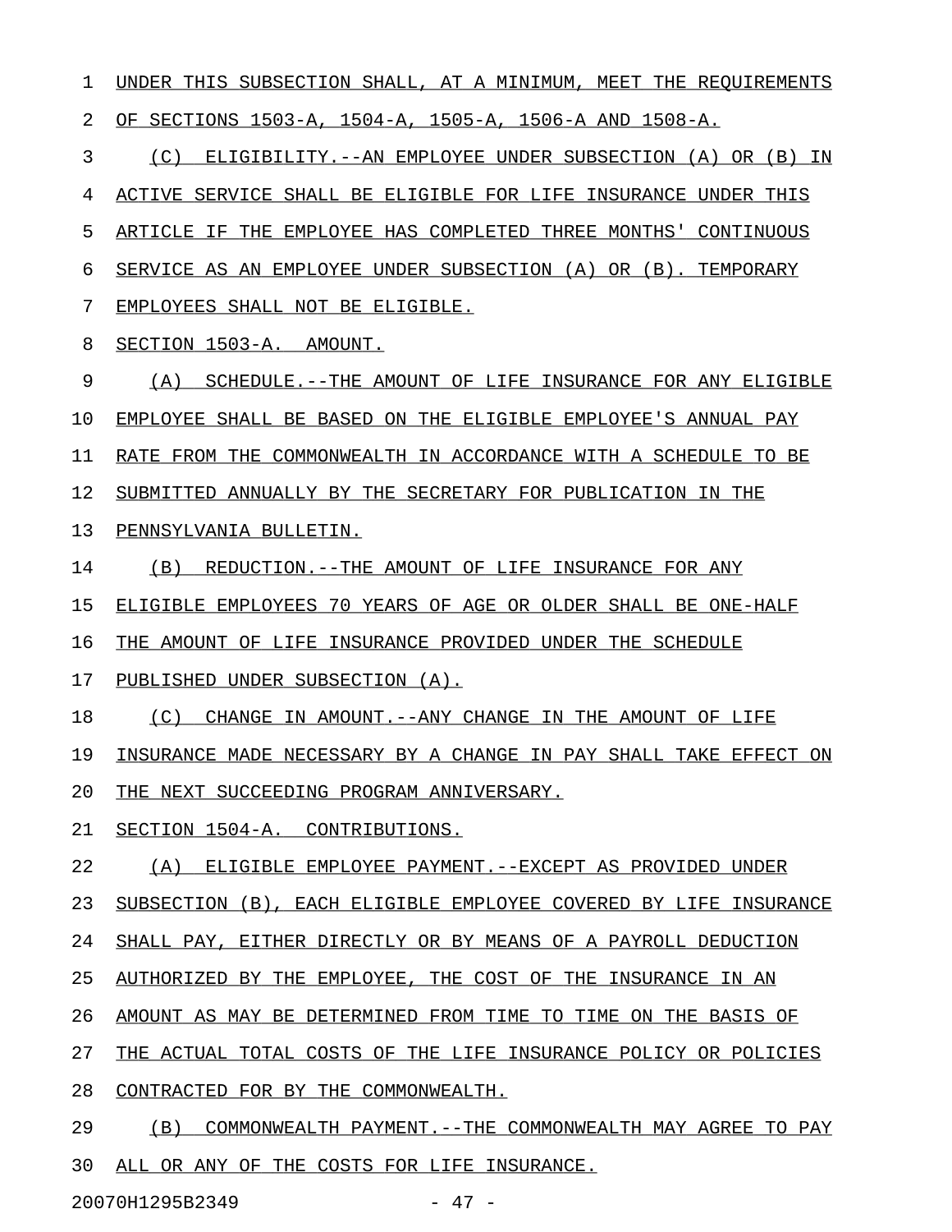UNDER THIS SUBSECTION SHALL, AT A MINIMUM, MEET THE REQUIREMENTS OF SECTIONS 1503-A, 1504-A, 1505-A, 1506-A AND 1508-A.

(C) ELIGIBILITY.--AN EMPLOYEE UNDER SUBSECTION (A) OR (B) IN ACTIVE SERVICE SHALL BE ELIGIBLE FOR LIFE INSURANCE UNDER THIS ARTICLE IF THE EMPLOYEE HAS COMPLETED THREE MONTHS' CONTINUOUS SERVICE AS AN EMPLOYEE UNDER SUBSECTION (A) OR (B). TEMPORARY EMPLOYEES SHALL NOT BE ELIGIBLE.

SECTION 1503-A. AMOUNT.

(A) SCHEDULE.--THE AMOUNT OF LIFE INSURANCE FOR ANY ELIGIBLE EMPLOYEE SHALL BE BASED ON THE ELIGIBLE EMPLOYEE'S ANNUAL PAY RATE FROM THE COMMONWEALTH IN ACCORDANCE WITH A SCHEDULE TO BE SUBMITTED ANNUALLY BY THE SECRETARY FOR PUBLICATION IN THE PENNSYLVANIA BULLETIN.

(B) REDUCTION.--THE AMOUNT OF LIFE INSURANCE FOR ANY ELIGIBLE EMPLOYEES 70 YEARS OF AGE OR OLDER SHALL BE ONE-HALF THE AMOUNT OF LIFE INSURANCE PROVIDED UNDER THE SCHEDULE PUBLISHED UNDER SUBSECTION (A).

(C) CHANGE IN AMOUNT.--ANY CHANGE IN THE AMOUNT OF LIFE INSURANCE MADE NECESSARY BY A CHANGE IN PAY SHALL TAKE EFFECT ON THE NEXT SUCCEEDING PROGRAM ANNIVERSARY.

SECTION 1504-A. CONTRIBUTIONS.

(A) ELIGIBLE EMPLOYEE PAYMENT.--EXCEPT AS PROVIDED UNDER SUBSECTION (B), EACH ELIGIBLE EMPLOYEE COVERED BY LIFE INSURANCE SHALL PAY, EITHER DIRECTLY OR BY MEANS OF A PAYROLL DEDUCTION AUTHORIZED BY THE EMPLOYEE, THE COST OF THE INSURANCE IN AN AMOUNT AS MAY BE DETERMINED FROM TIME TO TIME ON THE BASIS OF THE ACTUAL TOTAL COSTS OF THE LIFE INSURANCE POLICY OR POLICIES CONTRACTED FOR BY THE COMMONWEALTH.

(B) COMMONWEALTH PAYMENT.--THE COMMONWEALTH MAY AGREE TO PAY ALL OR ANY OF THE COSTS FOR LIFE INSURANCE.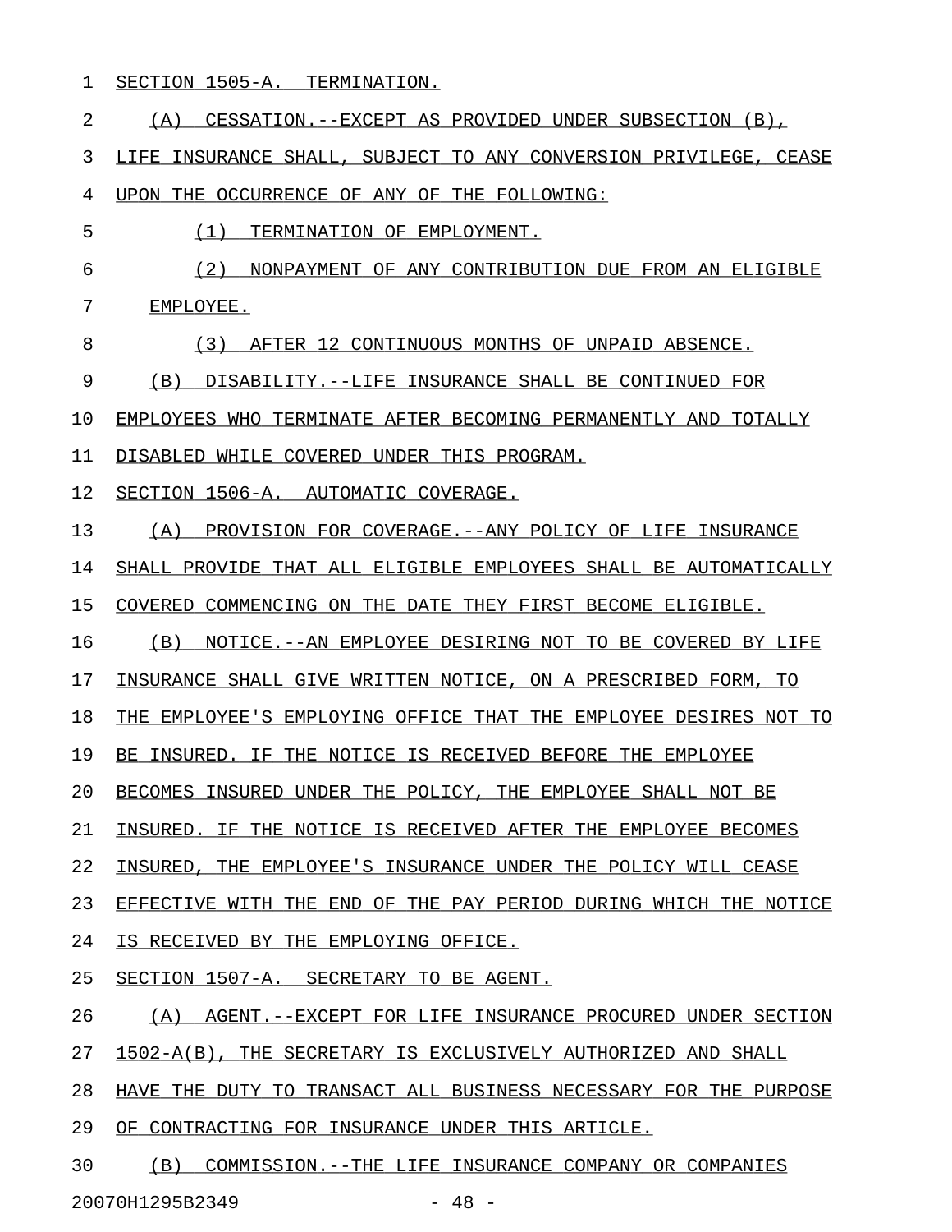SECTION 1505-A. TERMINATION.

(A) CESSATION.--EXCEPT AS PROVIDED UNDER SUBSECTION (B), LIFE INSURANCE SHALL, SUBJECT TO ANY CONVERSION PRIVILEGE, CEASE UPON THE OCCURRENCE OF ANY OF THE FOLLOWING:

(1) TERMINATION OF EMPLOYMENT.

(2) NONPAYMENT OF ANY CONTRIBUTION DUE FROM AN ELIGIBLE EMPLOYEE.

(3) AFTER 12 CONTINUOUS MONTHS OF UNPAID ABSENCE.

(B) DISABILITY.--LIFE INSURANCE SHALL BE CONTINUED FOR EMPLOYEES WHO TERMINATE AFTER BECOMING PERMANENTLY AND TOTALLY DISABLED WHILE COVERED UNDER THIS PROGRAM.

SECTION 1506-A. AUTOMATIC COVERAGE.

(A) PROVISION FOR COVERAGE.--ANY POLICY OF LIFE INSURANCE SHALL PROVIDE THAT ALL ELIGIBLE EMPLOYEES SHALL BE AUTOMATICALLY COVERED COMMENCING ON THE DATE THEY FIRST BECOME ELIGIBLE.

(B) NOTICE.--AN EMPLOYEE DESIRING NOT TO BE COVERED BY LIFE INSURANCE SHALL GIVE WRITTEN NOTICE, ON A PRESCRIBED FORM, TO THE EMPLOYEE'S EMPLOYING OFFICE THAT THE EMPLOYEE DESIRES NOT TO BE INSURED. IF THE NOTICE IS RECEIVED BEFORE THE EMPLOYEE BECOMES INSURED UNDER THE POLICY, THE EMPLOYEE SHALL NOT BE INSURED. IF THE NOTICE IS RECEIVED AFTER THE EMPLOYEE BECOMES INSURED, THE EMPLOYEE'S INSURANCE UNDER THE POLICY WILL CEASE EFFECTIVE WITH THE END OF THE PAY PERIOD DURING WHICH THE NOTICE IS RECEIVED BY THE EMPLOYING OFFICE.

SECTION 1507-A. SECRETARY TO BE AGENT.

(A) AGENT.--EXCEPT FOR LIFE INSURANCE PROCURED UNDER SECTION 1502-A(B), THE SECRETARY IS EXCLUSIVELY AUTHORIZED AND SHALL HAVE THE DUTY TO TRANSACT ALL BUSINESS NECESSARY FOR THE PURPOSE OF CONTRACTING FOR INSURANCE UNDER THIS ARTICLE.

(B) COMMISSION.--THE LIFE INSURANCE COMPANY OR COMPANIES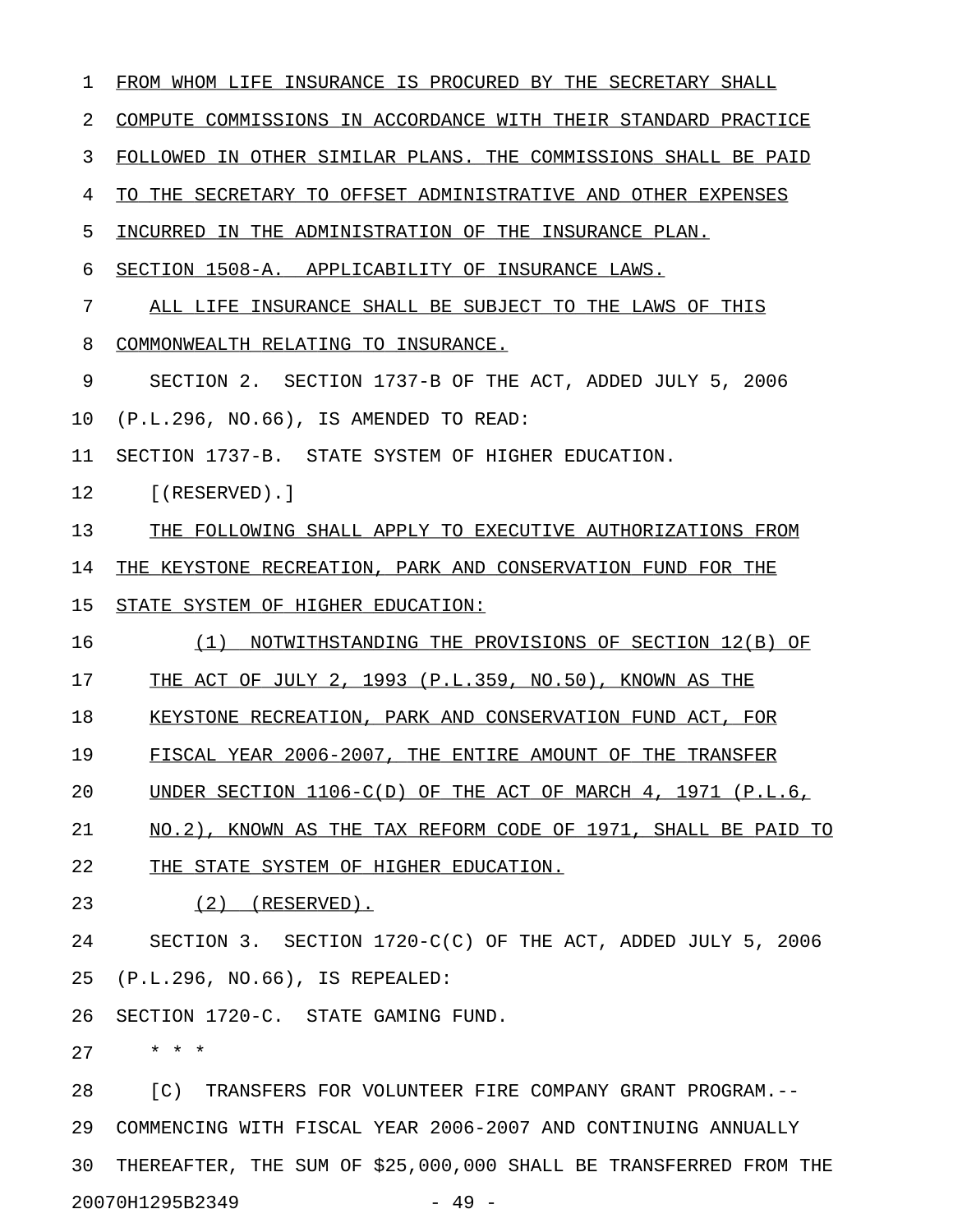FROM WHOM LIFE INSURANCE IS PROCURED BY THE SECRETARY SHALL COMPUTE COMMISSIONS IN ACCORDANCE WITH THEIR STANDARD PRACTICE FOLLOWED IN OTHER SIMILAR PLANS. THE COMMISSIONS SHALL BE PAID TO THE SECRETARY TO OFFSET ADMINISTRATIVE AND OTHER EXPENSES INCURRED IN THE ADMINISTRATION OF THE INSURANCE PLAN.

SECTION 1508-A. APPLICABILITY OF INSURANCE LAWS.

ALL LIFE INSURANCE SHALL BE SUBJECT TO THE LAWS OF THIS COMMONWEALTH RELATING TO INSURANCE.

SECTION 2. SECTION 1737-B OF THE ACT, ADDED JULY 5, 2006 (P.L.296, NO.66), IS AMENDED TO READ:

SECTION 1737-B. STATE SYSTEM OF HIGHER EDUCATION.

[(RESERVED).]

THE FOLLOWING SHALL APPLY TO EXECUTIVE AUTHORIZATIONS FROM THE KEYSTONE RECREATION, PARK AND CONSERVATION FUND FOR THE STATE SYSTEM OF HIGHER EDUCATION:

(1) NOTWITHSTANDING THE PROVISIONS OF SECTION 12(B) OF THE ACT OF JULY 2, 1993 (P.L.359, NO.50), KNOWN AS THE KEYSTONE RECREATION, PARK AND CONSERVATION FUND ACT, FOR FISCAL YEAR 2006-2007, THE ENTIRE AMOUNT OF THE TRANSFER UNDER SECTION 1106-C(D) OF THE ACT OF MARCH 4, 1971 (P.L.6, NO.2), KNOWN AS THE TAX REFORM CODE OF 1971, SHALL BE PAID TO THE STATE SYSTEM OF HIGHER EDUCATION.

(2) (RESERVED).

SECTION 3. SECTION 1720-C(C) OF THE ACT, ADDED JULY 5, 2006 (P.L.296, NO.66), IS REPEALED:

SECTION 1720-C. STATE GAMING FUND.

\* \* \*

[C) TRANSFERS FOR VOLUNTEER FIRE COMPANY GRANT PROGRAM.-- COMMENCING WITH FISCAL YEAR 2006-2007 AND CONTINUING ANNUALLY THEREAFTER, THE SUM OF $25,000,000 SHALL BE TRANSFERRED FROM THE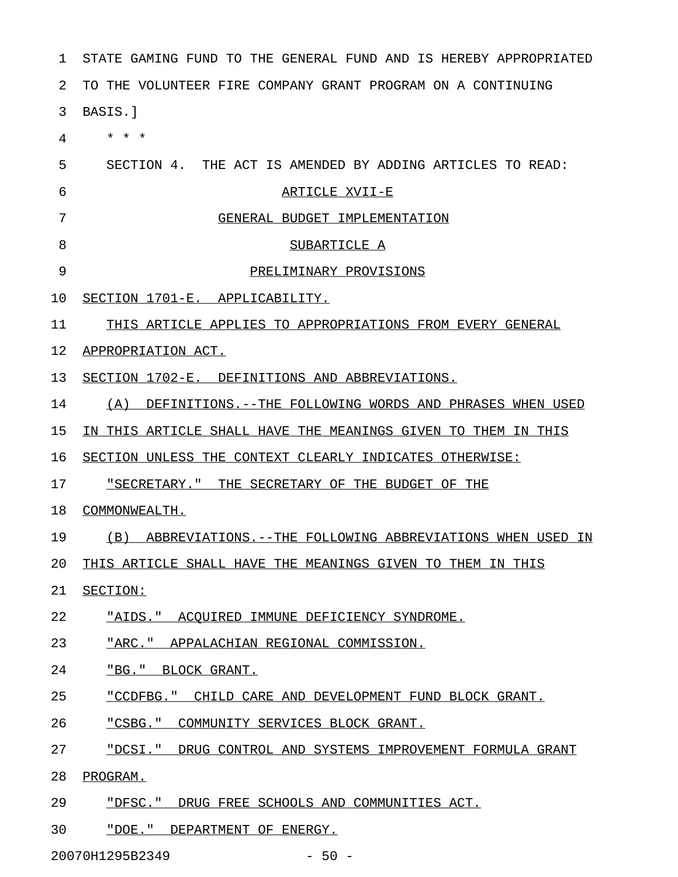STATE GAMING FUND TO THE GENERAL FUND AND IS HEREBY APPROPRIATED TO THE VOLUNTEER FIRE COMPANY GRANT PROGRAM ON A CONTINUING BASIS.]

\* \* \*

SECTION 4. THE ACT IS AMENDED BY ADDING ARTICLES TO READ:

ARTICLE XVII-E

GENERAL BUDGET IMPLEMENTATION

SUBARTICLE A

PRELIMINARY PROVISIONS

SECTION 1701-E. APPLICABILITY.

THIS ARTICLE APPLIES TO APPROPRIATIONS FROM EVERY GENERAL APPROPRIATION ACT.

SECTION 1702-E. DEFINITIONS AND ABBREVIATIONS.

(A) DEFINITIONS.--THE FOLLOWING WORDS AND PHRASES WHEN USED IN THIS ARTICLE SHALL HAVE THE MEANINGS GIVEN TO THEM IN THIS SECTION UNLESS THE CONTEXT CLEARLY INDICATES OTHERWISE:

"SECRETARY." THE SECRETARY OF THE BUDGET OF THE COMMONWEALTH.

(B) ABBREVIATIONS.--THE FOLLOWING ABBREVIATIONS WHEN USED IN THIS ARTICLE SHALL HAVE THE MEANINGS GIVEN TO THEM IN THIS SECTION:

"AIDS." ACQUIRED IMMUNE DEFICIENCY SYNDROME.

"ARC." APPALACHIAN REGIONAL COMMISSION.

"BG." BLOCK GRANT.

"CCDFBG." CHILD CARE AND DEVELOPMENT FUND BLOCK GRANT.

"CSBG." COMMUNITY SERVICES BLOCK GRANT.

"DCSI." DRUG CONTROL AND SYSTEMS IMPROVEMENT FORMULA GRANT PROGRAM.

"DFSC." DRUG FREE SCHOOLS AND COMMUNITIES ACT.

"DOE." DEPARTMENT OF ENERGY.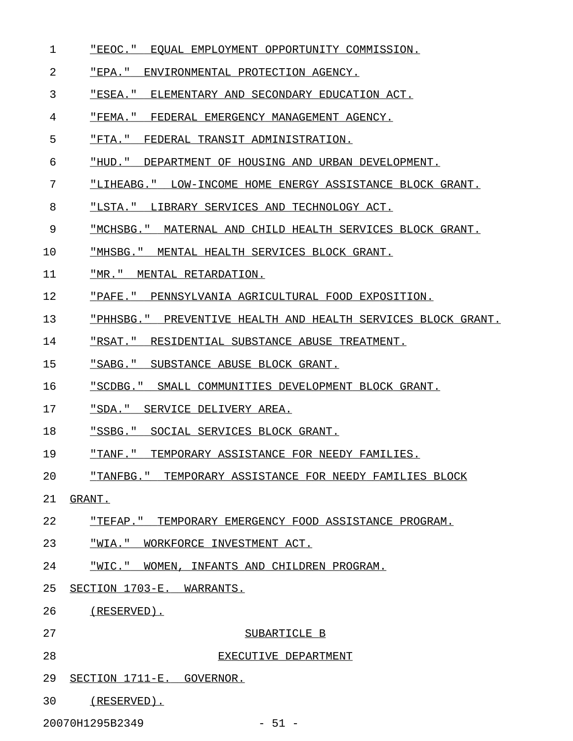"EEOC." EQUAL EMPLOYMENT OPPORTUNITY COMMISSION.

"EPA." ENVIRONMENTAL PROTECTION AGENCY.

"ESEA." ELEMENTARY AND SECONDARY EDUCATION ACT.

"FEMA." FEDERAL EMERGENCY MANAGEMENT AGENCY.

"FTA." FEDERAL TRANSIT ADMINISTRATION.

"HUD." DEPARTMENT OF HOUSING AND URBAN DEVELOPMENT.

"LIHEABG." LOW-INCOME HOME ENERGY ASSISTANCE BLOCK GRANT.

"LSTA." LIBRARY SERVICES AND TECHNOLOGY ACT.

"MCHSBG." MATERNAL AND CHILD HEALTH SERVICES BLOCK GRANT.

"MHSBG." MENTAL HEALTH SERVICES BLOCK GRANT.

"MR." MENTAL RETARDATION.

"PAFE." PENNSYLVANIA AGRICULTURAL FOOD EXPOSITION.

"PHHSBG." PREVENTIVE HEALTH AND HEALTH SERVICES BLOCK GRANT.

"RSAT." RESIDENTIAL SUBSTANCE ABUSE TREATMENT.

"SABG." SUBSTANCE ABUSE BLOCK GRANT.

"SCDBG." SMALL COMMUNITIES DEVELOPMENT BLOCK GRANT.

"SDA." SERVICE DELIVERY AREA.

"SSBG." SOCIAL SERVICES BLOCK GRANT.

"TANF." TEMPORARY ASSISTANCE FOR NEEDY FAMILIES.

"TANFBG." TEMPORARY ASSISTANCE FOR NEEDY FAMILIES BLOCK GRANT.

"TEFAP." TEMPORARY EMERGENCY FOOD ASSISTANCE PROGRAM.

"WIA." WORKFORCE INVESTMENT ACT.

"WIC." WOMEN, INFANTS AND CHILDREN PROGRAM.

SECTION 1703-E. WARRANTS.

(RESERVED).

SUBARTICLE B

EXECUTIVE DEPARTMENT

SECTION 1711-E. GOVERNOR.

(RESERVED).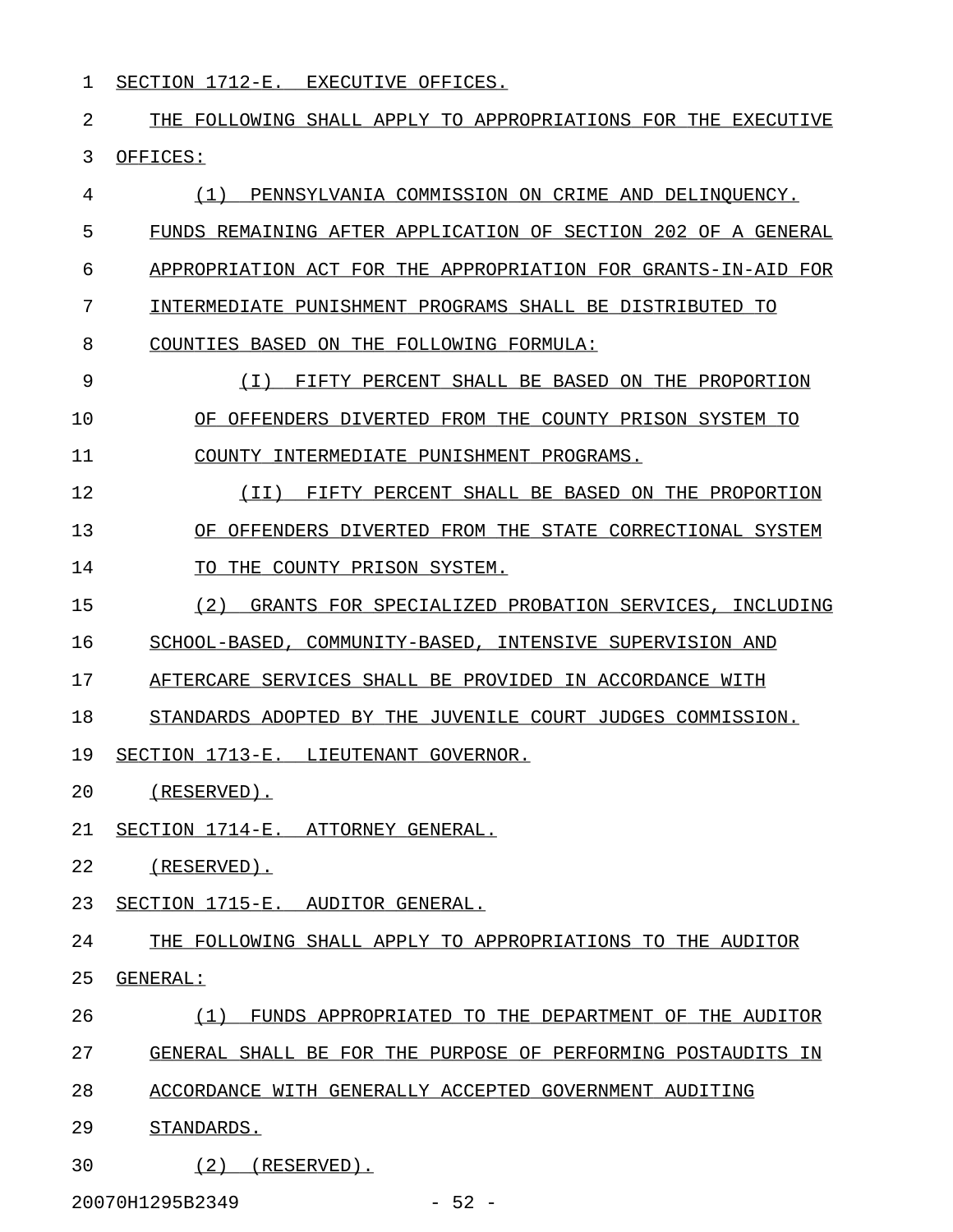SECTION 1712-E. EXECUTIVE OFFICES.

THE FOLLOWING SHALL APPLY TO APPROPRIATIONS FOR THE EXECUTIVE OFFICES:

(1) PENNSYLVANIA COMMISSION ON CRIME AND DELINQUENCY. FUNDS REMAINING AFTER APPLICATION OF SECTION 202 OF A GENERAL APPROPRIATION ACT FOR THE APPROPRIATION FOR GRANTS-IN-AID FOR INTERMEDIATE PUNISHMENT PROGRAMS SHALL BE DISTRIBUTED TO COUNTIES BASED ON THE FOLLOWING FORMULA:

(I) FIFTY PERCENT SHALL BE BASED ON THE PROPORTION OF OFFENDERS DIVERTED FROM THE COUNTY PRISON SYSTEM TO COUNTY INTERMEDIATE PUNISHMENT PROGRAMS.

(II) FIFTY PERCENT SHALL BE BASED ON THE PROPORTION OF OFFENDERS DIVERTED FROM THE STATE CORRECTIONAL SYSTEM TO THE COUNTY PRISON SYSTEM.

(2) GRANTS FOR SPECIALIZED PROBATION SERVICES, INCLUDING SCHOOL-BASED, COMMUNITY-BASED, INTENSIVE SUPERVISION AND AFTERCARE SERVICES SHALL BE PROVIDED IN ACCORDANCE WITH STANDARDS ADOPTED BY THE JUVENILE COURT JUDGES COMMISSION.

SECTION 1713-E. LIEUTENANT GOVERNOR.

(RESERVED).

SECTION 1714-E. ATTORNEY GENERAL.

(RESERVED).

SECTION 1715-E. AUDITOR GENERAL.

THE FOLLOWING SHALL APPLY TO APPROPRIATIONS TO THE AUDITOR GENERAL:

(1) FUNDS APPROPRIATED TO THE DEPARTMENT OF THE AUDITOR GENERAL SHALL BE FOR THE PURPOSE OF PERFORMING POSTAUDITS IN ACCORDANCE WITH GENERALLY ACCEPTED GOVERNMENT AUDITING STANDARDS.

(2) (RESERVED).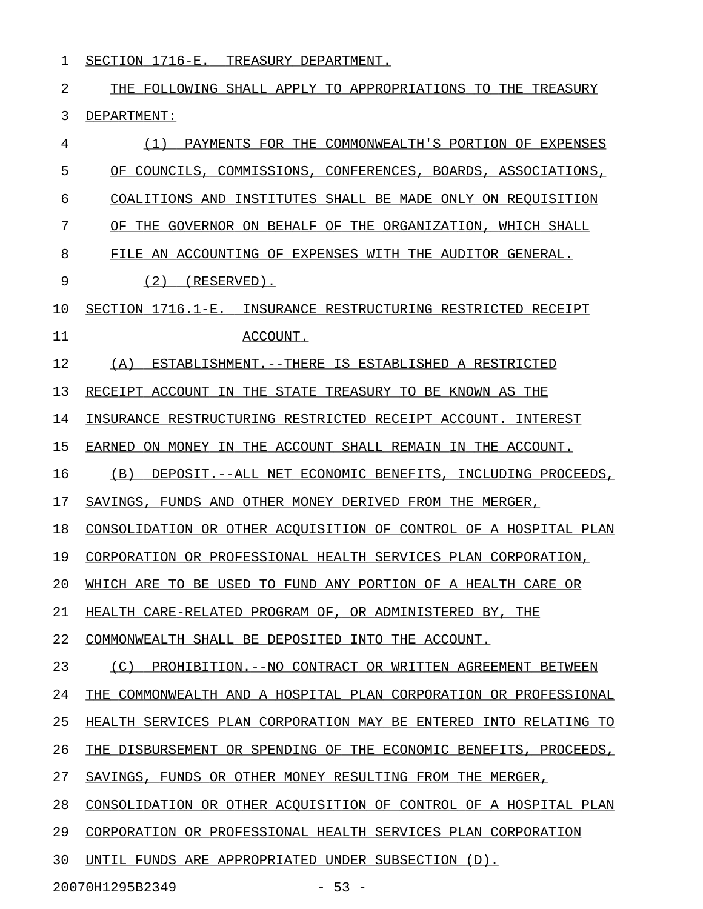SECTION 1716-E. TREASURY DEPARTMENT.

THE FOLLOWING SHALL APPLY TO APPROPRIATIONS TO THE TREASURY DEPARTMENT:

(1) PAYMENTS FOR THE COMMONWEALTH'S PORTION OF EXPENSES OF COUNCILS, COMMISSIONS, CONFERENCES, BOARDS, ASSOCIATIONS, COALITIONS AND INSTITUTES SHALL BE MADE ONLY ON REQUISITION OF THE GOVERNOR ON BEHALF OF THE ORGANIZATION, WHICH SHALL FILE AN ACCOUNTING OF EXPENSES WITH THE AUDITOR GENERAL.

(2) (RESERVED).

SECTION 1716.1-E. INSURANCE RESTRUCTURING RESTRICTED RECEIPT ACCOUNT.

(A) ESTABLISHMENT.--THERE IS ESTABLISHED A RESTRICTED RECEIPT ACCOUNT IN THE STATE TREASURY TO BE KNOWN AS THE INSURANCE RESTRUCTURING RESTRICTED RECEIPT ACCOUNT. INTEREST EARNED ON MONEY IN THE ACCOUNT SHALL REMAIN IN THE ACCOUNT.

(B) DEPOSIT.--ALL NET ECONOMIC BENEFITS, INCLUDING PROCEEDS, SAVINGS, FUNDS AND OTHER MONEY DERIVED FROM THE MERGER, CONSOLIDATION OR OTHER ACQUISITION OF CONTROL OF A HOSPITAL PLAN CORPORATION OR PROFESSIONAL HEALTH SERVICES PLAN CORPORATION, WHICH ARE TO BE USED TO FUND ANY PORTION OF A HEALTH CARE OR HEALTH CARE-RELATED PROGRAM OF, OR ADMINISTERED BY, THE COMMONWEALTH SHALL BE DEPOSITED INTO THE ACCOUNT.

(C) PROHIBITION.--NO CONTRACT OR WRITTEN AGREEMENT BETWEEN THE COMMONWEALTH AND A HOSPITAL PLAN CORPORATION OR PROFESSIONAL HEALTH SERVICES PLAN CORPORATION MAY BE ENTERED INTO RELATING TO THE DISBURSEMENT OR SPENDING OF THE ECONOMIC BENEFITS, PROCEEDS, SAVINGS, FUNDS OR OTHER MONEY RESULTING FROM THE MERGER, CONSOLIDATION OR OTHER ACQUISITION OF CONTROL OF A HOSPITAL PLAN CORPORATION OR PROFESSIONAL HEALTH SERVICES PLAN CORPORATION UNTIL FUNDS ARE APPROPRIATED UNDER SUBSECTION (D).

20070H1295B2349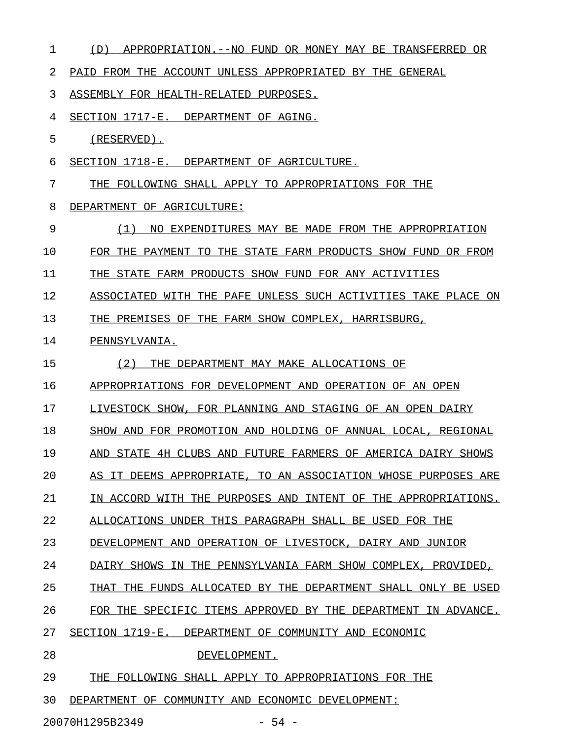(D) APPROPRIATION.--NO FUND OR MONEY MAY BE TRANSFERRED OR PAID FROM THE ACCOUNT UNLESS APPROPRIATED BY THE GENERAL ASSEMBLY FOR HEALTH-RELATED PURPOSES.

SECTION 1717-E. DEPARTMENT OF AGING.

(RESERVED).

SECTION 1718-E. DEPARTMENT OF AGRICULTURE.

THE FOLLOWING SHALL APPLY TO APPROPRIATIONS FOR THE DEPARTMENT OF AGRICULTURE:

(1) NO EXPENDITURES MAY BE MADE FROM THE APPROPRIATION FOR THE PAYMENT TO THE STATE FARM PRODUCTS SHOW FUND OR FROM THE STATE FARM PRODUCTS SHOW FUND FOR ANY ACTIVITIES ASSOCIATED WITH THE PAFE UNLESS SUCH ACTIVITIES TAKE PLACE ON THE PREMISES OF THE FARM SHOW COMPLEX, HARRISBURG, PENNSYLVANIA.

(2) THE DEPARTMENT MAY MAKE ALLOCATIONS OF APPROPRIATIONS FOR DEVELOPMENT AND OPERATION OF AN OPEN LIVESTOCK SHOW, FOR PLANNING AND STAGING OF AN OPEN DAIRY SHOW AND FOR PROMOTION AND HOLDING OF ANNUAL LOCAL, REGIONAL AND STATE 4H CLUBS AND FUTURE FARMERS OF AMERICA DAIRY SHOWS AS IT DEEMS APPROPRIATE, TO AN ASSOCIATION WHOSE PURPOSES ARE IN ACCORD WITH THE PURPOSES AND INTENT OF THE APPROPRIATIONS. ALLOCATIONS UNDER THIS PARAGRAPH SHALL BE USED FOR THE DEVELOPMENT AND OPERATION OF LIVESTOCK, DAIRY AND JUNIOR DAIRY SHOWS IN THE PENNSYLVANIA FARM SHOW COMPLEX, PROVIDED, THAT THE FUNDS ALLOCATED BY THE DEPARTMENT SHALL ONLY BE USED FOR THE SPECIFIC ITEMS APPROVED BY THE DEPARTMENT IN ADVANCE.

SECTION 1719-E. DEPARTMENT OF COMMUNITY AND ECONOMIC DEVELOPMENT.

THE FOLLOWING SHALL APPLY TO APPROPRIATIONS FOR THE DEPARTMENT OF COMMUNITY AND ECONOMIC DEVELOPMENT: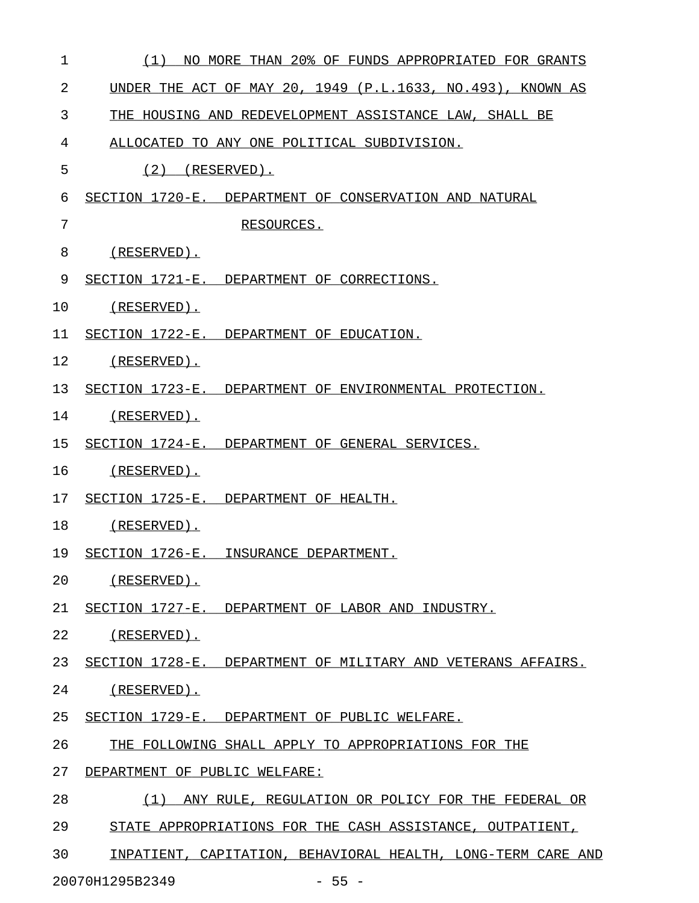(1) NO MORE THAN 20% OF FUNDS APPROPRIATED FOR GRANTS UNDER THE ACT OF MAY 20, 1949 (P.L.1633, NO.493), KNOWN AS THE HOUSING AND REDEVELOPMENT ASSISTANCE LAW, SHALL BE ALLOCATED TO ANY ONE POLITICAL SUBDIVISION.

(2) (RESERVED).

SECTION 1720-E. DEPARTMENT OF CONSERVATION AND NATURAL RESOURCES.

(RESERVED).

SECTION 1721-E. DEPARTMENT OF CORRECTIONS.

(RESERVED).

SECTION 1722-E. DEPARTMENT OF EDUCATION.

(RESERVED).

SECTION 1723-E. DEPARTMENT OF ENVIRONMENTAL PROTECTION.

(RESERVED).

SECTION 1724-E. DEPARTMENT OF GENERAL SERVICES.

(RESERVED).

SECTION 1725-E. DEPARTMENT OF HEALTH.

(RESERVED).

SECTION 1726-E. INSURANCE DEPARTMENT.

(RESERVED).

SECTION 1727-E. DEPARTMENT OF LABOR AND INDUSTRY.

(RESERVED).

SECTION 1728-E. DEPARTMENT OF MILITARY AND VETERANS AFFAIRS.

(RESERVED).

SECTION 1729-E. DEPARTMENT OF PUBLIC WELFARE.

THE FOLLOWING SHALL APPLY TO APPROPRIATIONS FOR THE DEPARTMENT OF PUBLIC WELFARE:

(1) ANY RULE, REGULATION OR POLICY FOR THE FEDERAL OR STATE APPROPRIATIONS FOR THE CASH ASSISTANCE, OUTPATIENT, INPATIENT, CAPITATION, BEHAVIORAL HEALTH, LONG-TERM CARE AND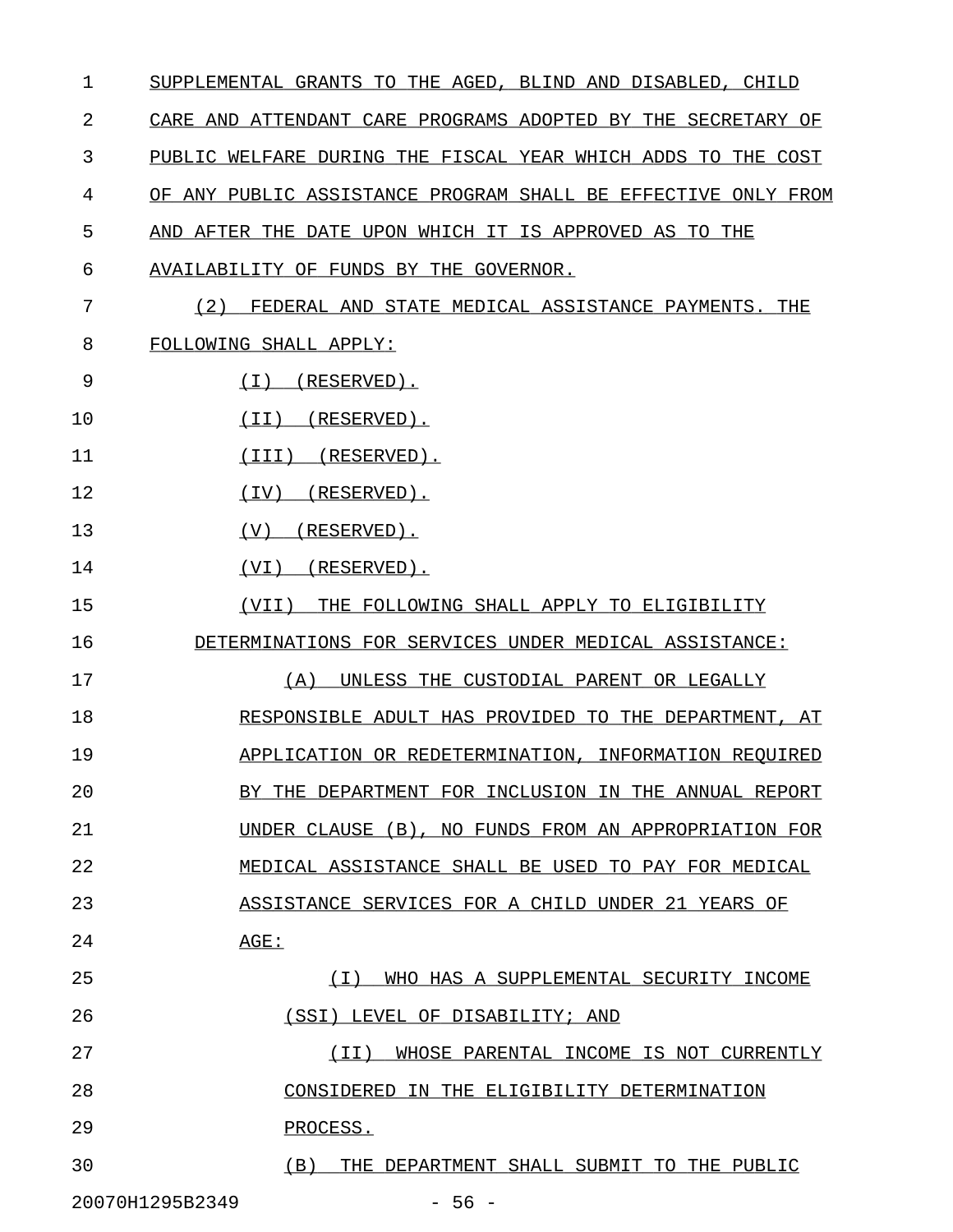SUPPLEMENTAL GRANTS TO THE AGED, BLIND AND DISABLED, CHILD CARE AND ATTENDANT CARE PROGRAMS ADOPTED BY THE SECRETARY OF PUBLIC WELFARE DURING THE FISCAL YEAR WHICH ADDS TO THE COST OF ANY PUBLIC ASSISTANCE PROGRAM SHALL BE EFFECTIVE ONLY FROM AND AFTER THE DATE UPON WHICH IT IS APPROVED AS TO THE AVAILABILITY OF FUNDS BY THE GOVERNOR.

(2) FEDERAL AND STATE MEDICAL ASSISTANCE PAYMENTS. THE FOLLOWING SHALL APPLY:

(I) (RESERVED).

(II) (RESERVED).

(III) (RESERVED).

(IV) (RESERVED).

(V) (RESERVED).

(VI) (RESERVED).

(VII) THE FOLLOWING SHALL APPLY TO ELIGIBILITY DETERMINATIONS FOR SERVICES UNDER MEDICAL ASSISTANCE:

(A) UNLESS THE CUSTODIAL PARENT OR LEGALLY RESPONSIBLE ADULT HAS PROVIDED TO THE DEPARTMENT, AT APPLICATION OR REDETERMINATION, INFORMATION REQUIRED BY THE DEPARTMENT FOR INCLUSION IN THE ANNUAL REPORT UNDER CLAUSE (B), NO FUNDS FROM AN APPROPRIATION FOR MEDICAL ASSISTANCE SHALL BE USED TO PAY FOR MEDICAL ASSISTANCE SERVICES FOR A CHILD UNDER 21 YEARS OF AGE:

(I) WHO HAS A SUPPLEMENTAL SECURITY INCOME (SSI) LEVEL OF DISABILITY; AND

(II) WHOSE PARENTAL INCOME IS NOT CURRENTLY CONSIDERED IN THE ELIGIBILITY DETERMINATION PROCESS.

(B) THE DEPARTMENT SHALL SUBMIT TO THE PUBLIC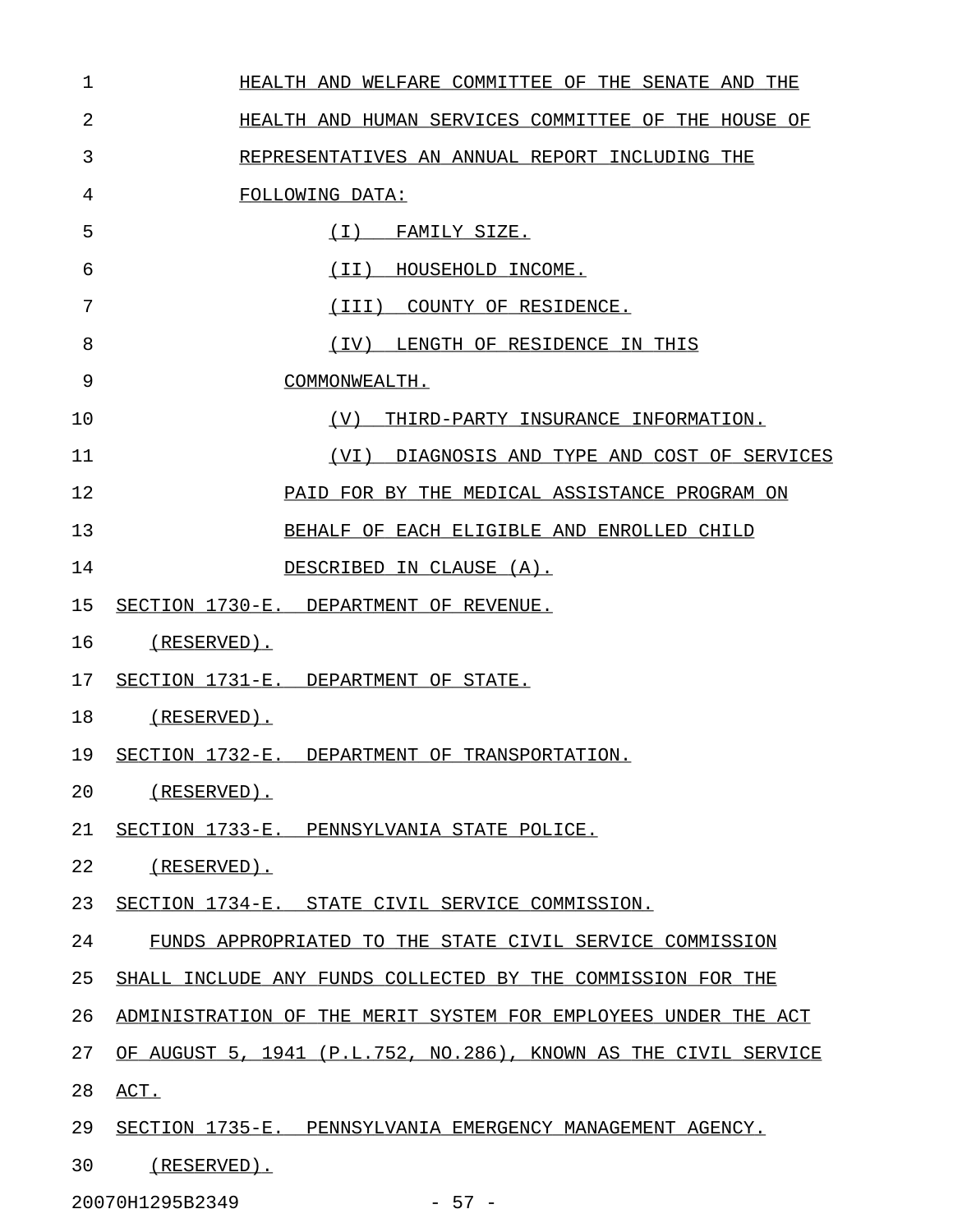HEALTH AND WELFARE COMMITTEE OF THE SENATE AND THE HEALTH AND HUMAN SERVICES COMMITTEE OF THE HOUSE OF REPRESENTATIVES AN ANNUAL REPORT INCLUDING THE FOLLOWING DATA:

(I) FAMILY SIZE.

(II) HOUSEHOLD INCOME.

(III) COUNTY OF RESIDENCE.

(IV) LENGTH OF RESIDENCE IN THIS COMMONWEALTH.

(V) THIRD-PARTY INSURANCE INFORMATION.

(VI) DIAGNOSIS AND TYPE AND COST OF SERVICES PAID FOR BY THE MEDICAL ASSISTANCE PROGRAM ON BEHALF OF EACH ELIGIBLE AND ENROLLED CHILD DESCRIBED IN CLAUSE (A).

SECTION 1730-E. DEPARTMENT OF REVENUE.

(RESERVED).

SECTION 1731-E. DEPARTMENT OF STATE.

(RESERVED).

SECTION 1732-E. DEPARTMENT OF TRANSPORTATION.

(RESERVED).

SECTION 1733-E. PENNSYLVANIA STATE POLICE.

(RESERVED).

SECTION 1734-E. STATE CIVIL SERVICE COMMISSION.

FUNDS APPROPRIATED TO THE STATE CIVIL SERVICE COMMISSION SHALL INCLUDE ANY FUNDS COLLECTED BY THE COMMISSION FOR THE ADMINISTRATION OF THE MERIT SYSTEM FOR EMPLOYEES UNDER THE ACT OF AUGUST 5, 1941 (P.L.752, NO.286), KNOWN AS THE CIVIL SERVICE ACT.

SECTION 1735-E. PENNSYLVANIA EMERGENCY MANAGEMENT AGENCY.

(RESERVED).

20070H1295B2349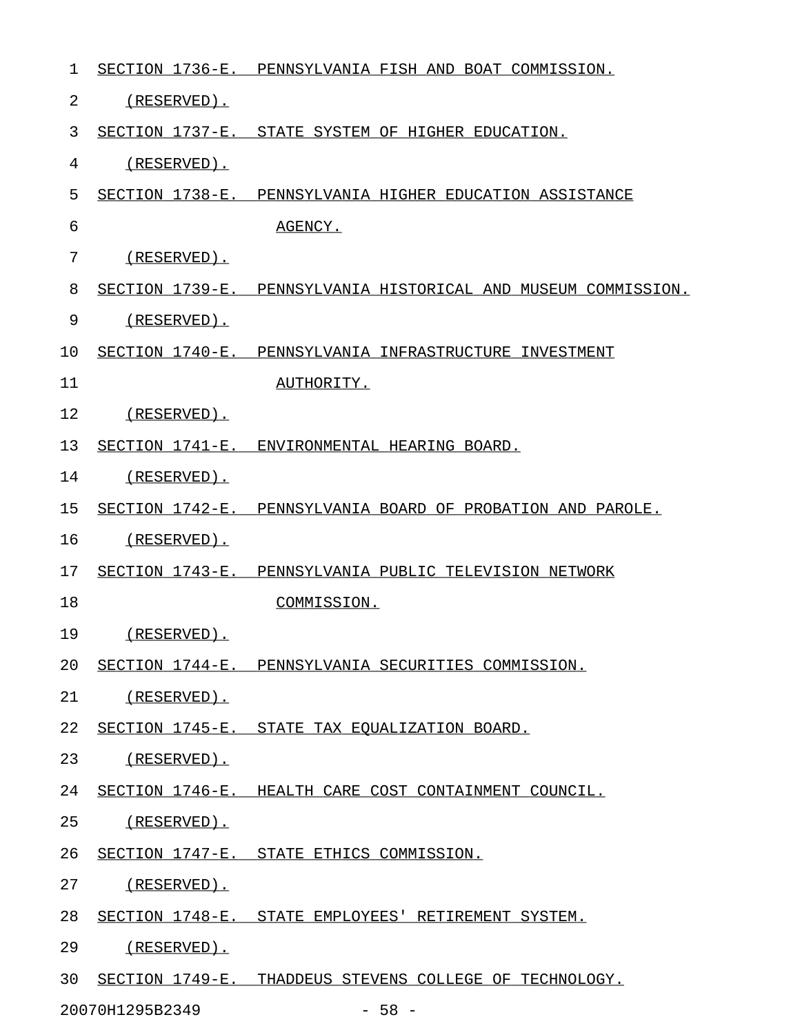SECTION 1736-E. PENNSYLVANIA FISH AND BOAT COMMISSION.

(RESERVED).

SECTION 1737-E. STATE SYSTEM OF HIGHER EDUCATION.

(RESERVED).

SECTION 1738-E. PENNSYLVANIA HIGHER EDUCATION ASSISTANCE AGENCY.

(RESERVED).

SECTION 1739-E. PENNSYLVANIA HISTORICAL AND MUSEUM COMMISSION.

(RESERVED).

SECTION 1740-E. PENNSYLVANIA INFRASTRUCTURE INVESTMENT AUTHORITY.

(RESERVED).

SECTION 1741-E. ENVIRONMENTAL HEARING BOARD.

(RESERVED).

SECTION 1742-E. PENNSYLVANIA BOARD OF PROBATION AND PAROLE.

(RESERVED).

SECTION 1743-E. PENNSYLVANIA PUBLIC TELEVISION NETWORK COMMISSION.

(RESERVED).

SECTION 1744-E. PENNSYLVANIA SECURITIES COMMISSION.

(RESERVED).

SECTION 1745-E. STATE TAX EQUALIZATION BOARD.

(RESERVED).

SECTION 1746-E. HEALTH CARE COST CONTAINMENT COUNCIL.

(RESERVED).

SECTION 1747-E. STATE ETHICS COMMISSION.

(RESERVED).

SECTION 1748-E. STATE EMPLOYEES' RETIREMENT SYSTEM.

(RESERVED).

SECTION 1749-E. THADDEUS STEVENS COLLEGE OF TECHNOLOGY.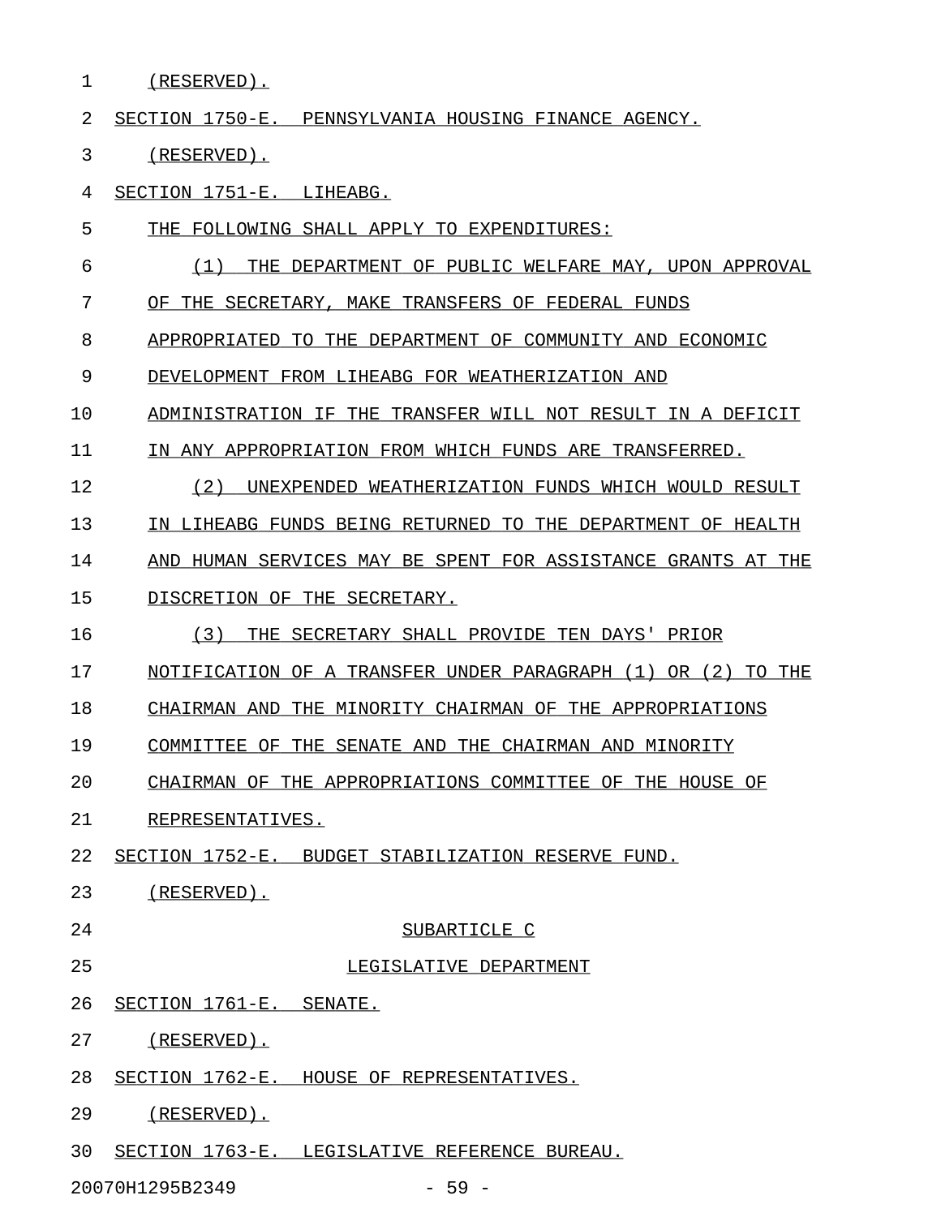(RESERVED).

SECTION 1750-E. PENNSYLVANIA HOUSING FINANCE AGENCY.

(RESERVED).

SECTION 1751-E. LIHEABG.

THE FOLLOWING SHALL APPLY TO EXPENDITURES:

(1) THE DEPARTMENT OF PUBLIC WELFARE MAY, UPON APPROVAL OF THE SECRETARY, MAKE TRANSFERS OF FEDERAL FUNDS APPROPRIATED TO THE DEPARTMENT OF COMMUNITY AND ECONOMIC DEVELOPMENT FROM LIHEABG FOR WEATHERIZATION AND ADMINISTRATION IF THE TRANSFER WILL NOT RESULT IN A DEFICIT IN ANY APPROPRIATION FROM WHICH FUNDS ARE TRANSFERRED.

(2) UNEXPENDED WEATHERIZATION FUNDS WHICH WOULD RESULT IN LIHEABG FUNDS BEING RETURNED TO THE DEPARTMENT OF HEALTH AND HUMAN SERVICES MAY BE SPENT FOR ASSISTANCE GRANTS AT THE DISCRETION OF THE SECRETARY.

(3) THE SECRETARY SHALL PROVIDE TEN DAYS' PRIOR NOTIFICATION OF A TRANSFER UNDER PARAGRAPH (1) OR (2) TO THE CHAIRMAN AND THE MINORITY CHAIRMAN OF THE APPROPRIATIONS COMMITTEE OF THE SENATE AND THE CHAIRMAN AND MINORITY CHAIRMAN OF THE APPROPRIATIONS COMMITTEE OF THE HOUSE OF REPRESENTATIVES.

SECTION 1752-E. BUDGET STABILIZATION RESERVE FUND.

(RESERVED).

SUBARTICLE C

LEGISLATIVE DEPARTMENT

SECTION 1761-E. SENATE.

(RESERVED).

SECTION 1762-E. HOUSE OF REPRESENTATIVES.

(RESERVED).

SECTION 1763-E. LEGISLATIVE REFERENCE BUREAU.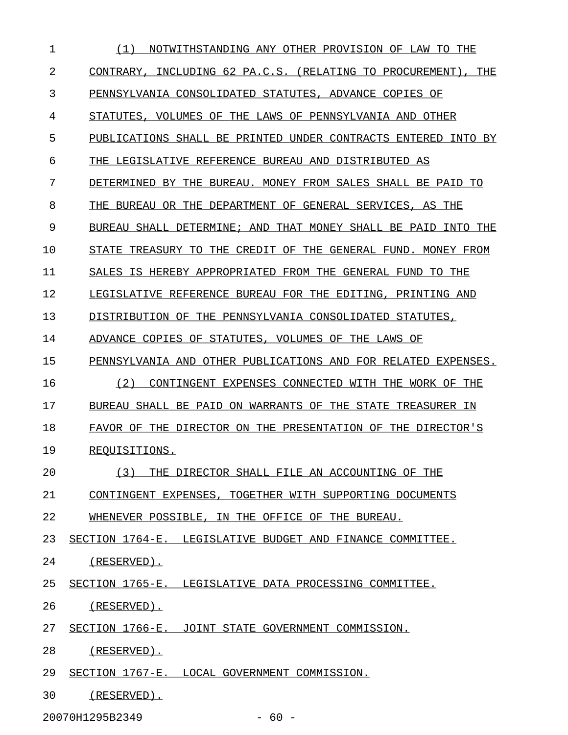(1) NOTWITHSTANDING ANY OTHER PROVISION OF LAW TO THE CONTRARY, INCLUDING 62 PA.C.S. (RELATING TO PROCUREMENT), THE PENNSYLVANIA CONSOLIDATED STATUTES, ADVANCE COPIES OF STATUTES, VOLUMES OF THE LAWS OF PENNSYLVANIA AND OTHER PUBLICATIONS SHALL BE PRINTED UNDER CONTRACTS ENTERED INTO BY THE LEGISLATIVE REFERENCE BUREAU AND DISTRIBUTED AS DETERMINED BY THE BUREAU. MONEY FROM SALES SHALL BE PAID TO THE BUREAU OR THE DEPARTMENT OF GENERAL SERVICES, AS THE BUREAU SHALL DETERMINE; AND THAT MONEY SHALL BE PAID INTO THE STATE TREASURY TO THE CREDIT OF THE GENERAL FUND. MONEY FROM SALES IS HEREBY APPROPRIATED FROM THE GENERAL FUND TO THE LEGISLATIVE REFERENCE BUREAU FOR THE EDITING, PRINTING AND DISTRIBUTION OF THE PENNSYLVANIA CONSOLIDATED STATUTES, ADVANCE COPIES OF STATUTES, VOLUMES OF THE LAWS OF PENNSYLVANIA AND OTHER PUBLICATIONS AND FOR RELATED EXPENSES.

(2) CONTINGENT EXPENSES CONNECTED WITH THE WORK OF THE BUREAU SHALL BE PAID ON WARRANTS OF THE STATE TREASURER IN FAVOR OF THE DIRECTOR ON THE PRESENTATION OF THE DIRECTOR'S REQUISITIONS.

(3) THE DIRECTOR SHALL FILE AN ACCOUNTING OF THE CONTINGENT EXPENSES, TOGETHER WITH SUPPORTING DOCUMENTS WHENEVER POSSIBLE, IN THE OFFICE OF THE BUREAU.

SECTION 1764-E. LEGISLATIVE BUDGET AND FINANCE COMMITTEE.

(RESERVED).

SECTION 1765-E. LEGISLATIVE DATA PROCESSING COMMITTEE.

(RESERVED).

SECTION 1766-E. JOINT STATE GOVERNMENT COMMISSION.

(RESERVED).

SECTION 1767-E. LOCAL GOVERNMENT COMMISSION.

(RESERVED).

20070H1295B2349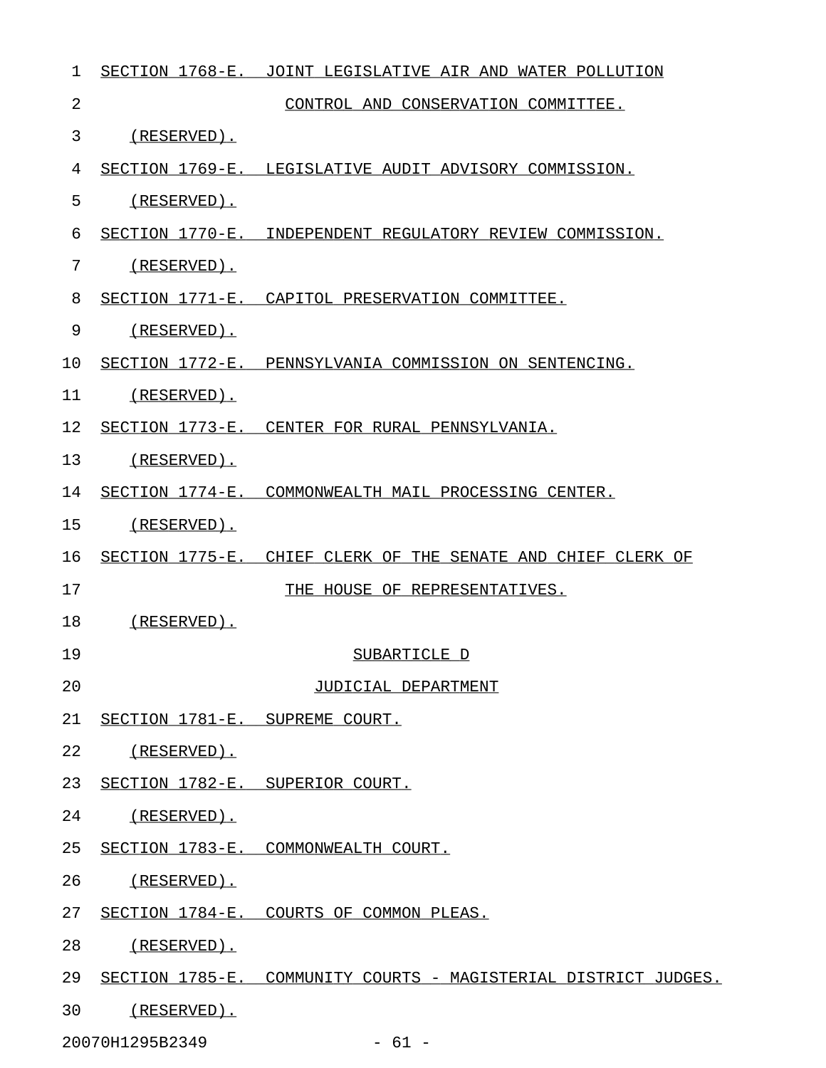SECTION 1768-E. JOINT LEGISLATIVE AIR AND WATER POLLUTION CONTROL AND CONSERVATION COMMITTEE.

(RESERVED).

SECTION 1769-E. LEGISLATIVE AUDIT ADVISORY COMMISSION.

(RESERVED).

SECTION 1770-E. INDEPENDENT REGULATORY REVIEW COMMISSION.

(RESERVED).

SECTION 1771-E. CAPITOL PRESERVATION COMMITTEE.

(RESERVED).

SECTION 1772-E. PENNSYLVANIA COMMISSION ON SENTENCING.

(RESERVED).

SECTION 1773-E. CENTER FOR RURAL PENNSYLVANIA.

(RESERVED).

SECTION 1774-E. COMMONWEALTH MAIL PROCESSING CENTER.

(RESERVED).

SECTION 1775-E. CHIEF CLERK OF THE SENATE AND CHIEF CLERK OF THE HOUSE OF REPRESENTATIVES.

(RESERVED).

SUBARTICLE D

JUDICIAL DEPARTMENT

SECTION 1781-E. SUPREME COURT.

(RESERVED).

SECTION 1782-E. SUPERIOR COURT.

(RESERVED).

SECTION 1783-E. COMMONWEALTH COURT.

(RESERVED).

SECTION 1784-E. COURTS OF COMMON PLEAS.

(RESERVED).

SECTION 1785-E. COMMUNITY COURTS - MAGISTERIAL DISTRICT JUDGES.

(RESERVED).

20070H1295B2349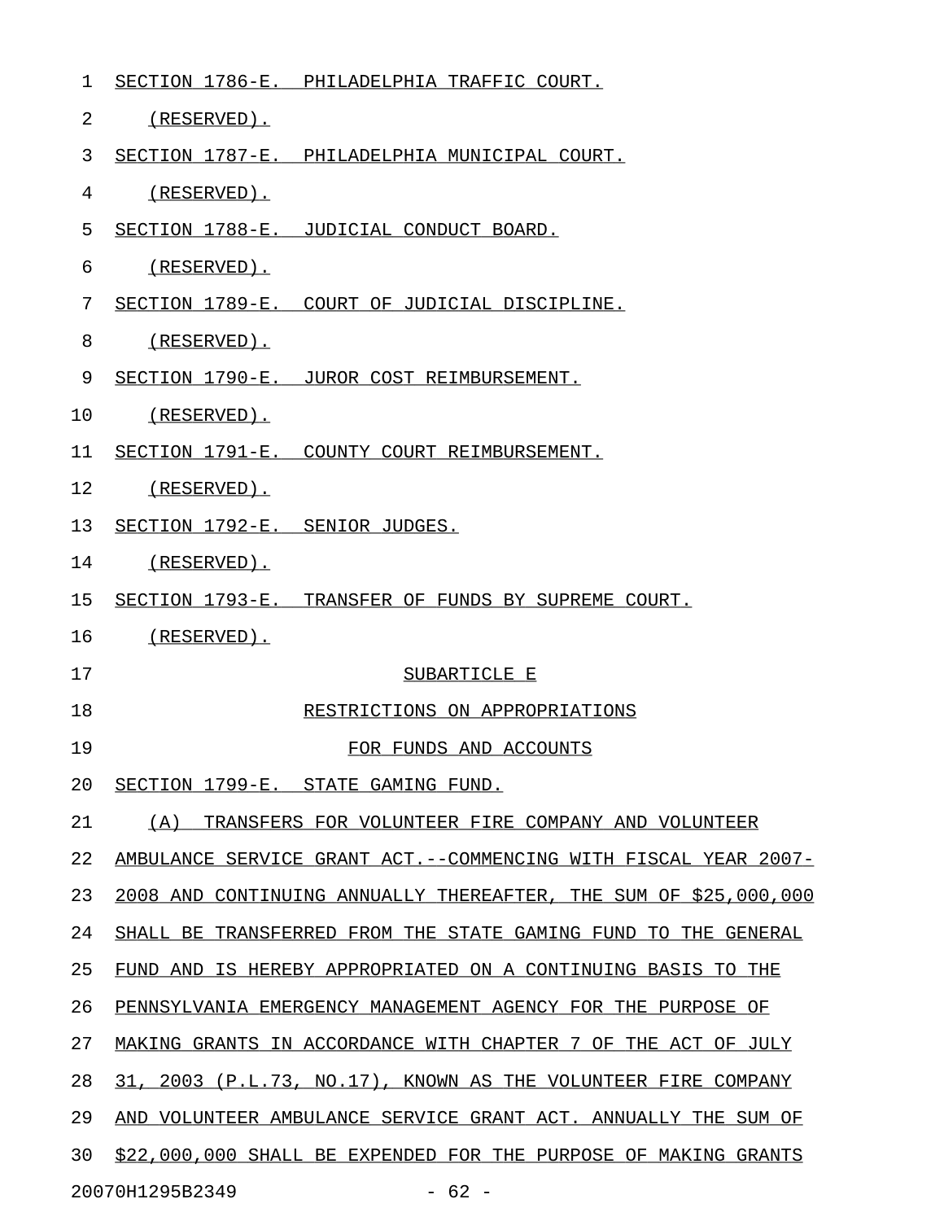SECTION 1786-E. PHILADELPHIA TRAFFIC COURT.

(RESERVED).

SECTION 1787-E. PHILADELPHIA MUNICIPAL COURT.

(RESERVED).

SECTION 1788-E. JUDICIAL CONDUCT BOARD.

(RESERVED).

SECTION 1789-E. COURT OF JUDICIAL DISCIPLINE.

(RESERVED).

SECTION 1790-E. JUROR COST REIMBURSEMENT.

(RESERVED).

SECTION 1791-E. COUNTY COURT REIMBURSEMENT.

(RESERVED).

SECTION 1792-E. SENIOR JUDGES.

(RESERVED).

SECTION 1793-E. TRANSFER OF FUNDS BY SUPREME COURT.

(RESERVED).

SUBARTICLE E

RESTRICTIONS ON APPROPRIATIONS

FOR FUNDS AND ACCOUNTS

SECTION 1799-E. STATE GAMING FUND.

(A) TRANSFERS FOR VOLUNTEER FIRE COMPANY AND VOLUNTEER AMBULANCE SERVICE GRANT ACT.--COMMENCING WITH FISCAL YEAR 2007-2008 AND CONTINUING ANNUALLY THEREAFTER, THE SUM OF $25,000,000 SHALL BE TRANSFERRED FROM THE STATE GAMING FUND TO THE GENERAL FUND AND IS HEREBY APPROPRIATED ON A CONTINUING BASIS TO THE PENNSYLVANIA EMERGENCY MANAGEMENT AGENCY FOR THE PURPOSE OF MAKING GRANTS IN ACCORDANCE WITH CHAPTER 7 OF THE ACT OF JULY 31, 2003 (P.L.73, NO.17), KNOWN AS THE VOLUNTEER FIRE COMPANY AND VOLUNTEER AMBULANCE SERVICE GRANT ACT. ANNUALLY THE SUM OF $22,000,000 SHALL BE EXPENDED FOR THE PURPOSE OF MAKING GRANTS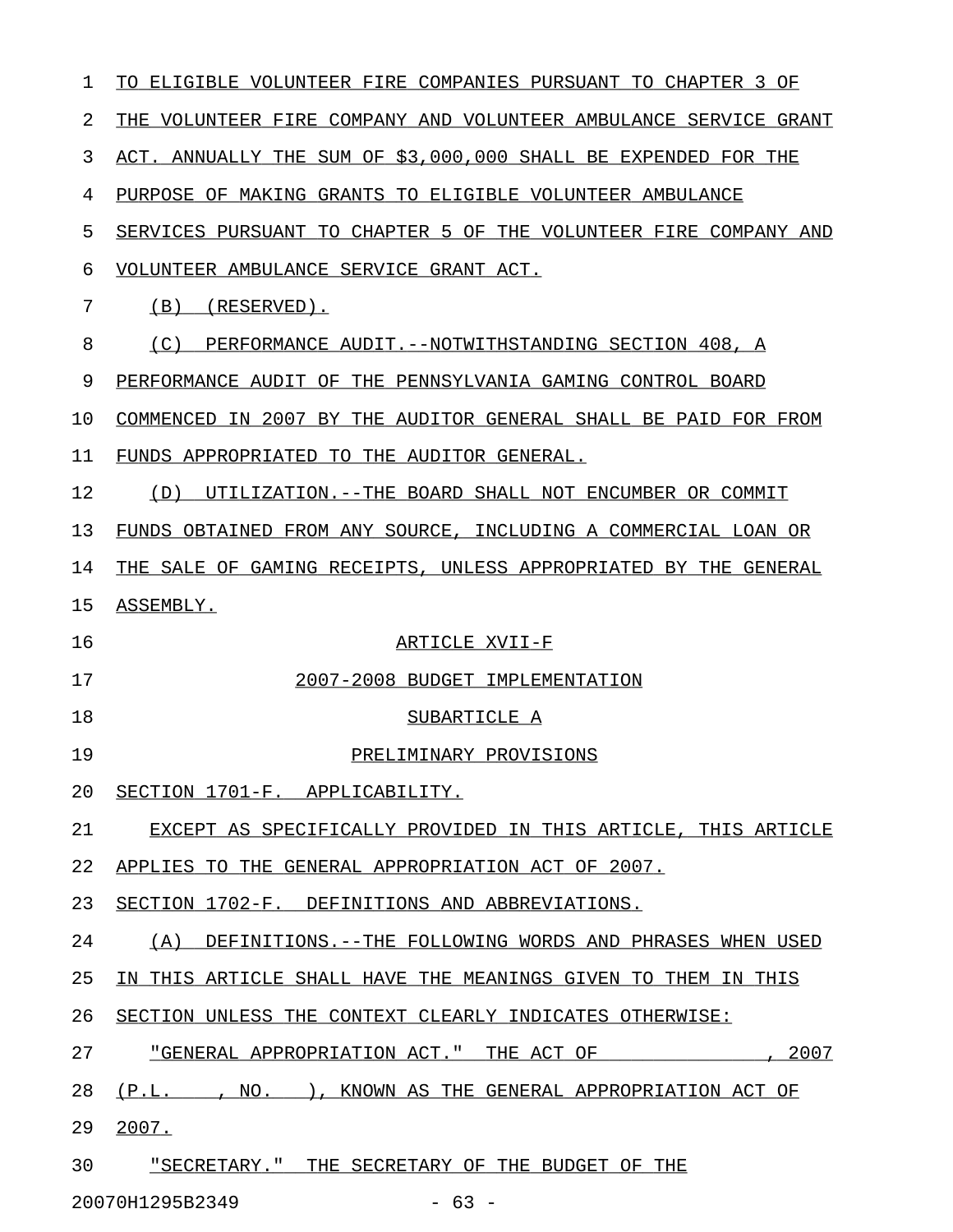TO ELIGIBLE VOLUNTEER FIRE COMPANIES PURSUANT TO CHAPTER 3 OF THE VOLUNTEER FIRE COMPANY AND VOLUNTEER AMBULANCE SERVICE GRANT ACT. ANNUALLY THE SUM OF $3,000,000 SHALL BE EXPENDED FOR THE PURPOSE OF MAKING GRANTS TO ELIGIBLE VOLUNTEER AMBULANCE SERVICES PURSUANT TO CHAPTER 5 OF THE VOLUNTEER FIRE COMPANY AND VOLUNTEER AMBULANCE SERVICE GRANT ACT.

(B) (RESERVED).

(C) PERFORMANCE AUDIT.--NOTWITHSTANDING SECTION 408, A PERFORMANCE AUDIT OF THE PENNSYLVANIA GAMING CONTROL BOARD COMMENCED IN 2007 BY THE AUDITOR GENERAL SHALL BE PAID FOR FROM FUNDS APPROPRIATED TO THE AUDITOR GENERAL.

(D) UTILIZATION.--THE BOARD SHALL NOT ENCUMBER OR COMMIT FUNDS OBTAINED FROM ANY SOURCE, INCLUDING A COMMERCIAL LOAN OR THE SALE OF GAMING RECEIPTS, UNLESS APPROPRIATED BY THE GENERAL ASSEMBLY.

ARTICLE XVII-F

2007-2008 BUDGET IMPLEMENTATION

SUBARTICLE A

PRELIMINARY PROVISIONS

SECTION 1701-F. APPLICABILITY.

EXCEPT AS SPECIFICALLY PROVIDED IN THIS ARTICLE, THIS ARTICLE APPLIES TO THE GENERAL APPROPRIATION ACT OF 2007.

SECTION 1702-F. DEFINITIONS AND ABBREVIATIONS.

(A) DEFINITIONS.--THE FOLLOWING WORDS AND PHRASES WHEN USED IN THIS ARTICLE SHALL HAVE THE MEANINGS GIVEN TO THEM IN THIS SECTION UNLESS THE CONTEXT CLEARLY INDICATES OTHERWISE:

"GENERAL APPROPRIATION ACT." THE ACT OF , 2007 (P.L. , NO. ), KNOWN AS THE GENERAL APPROPRIATION ACT OF 2007.

"SECRETARY." THE SECRETARY OF THE BUDGET OF THE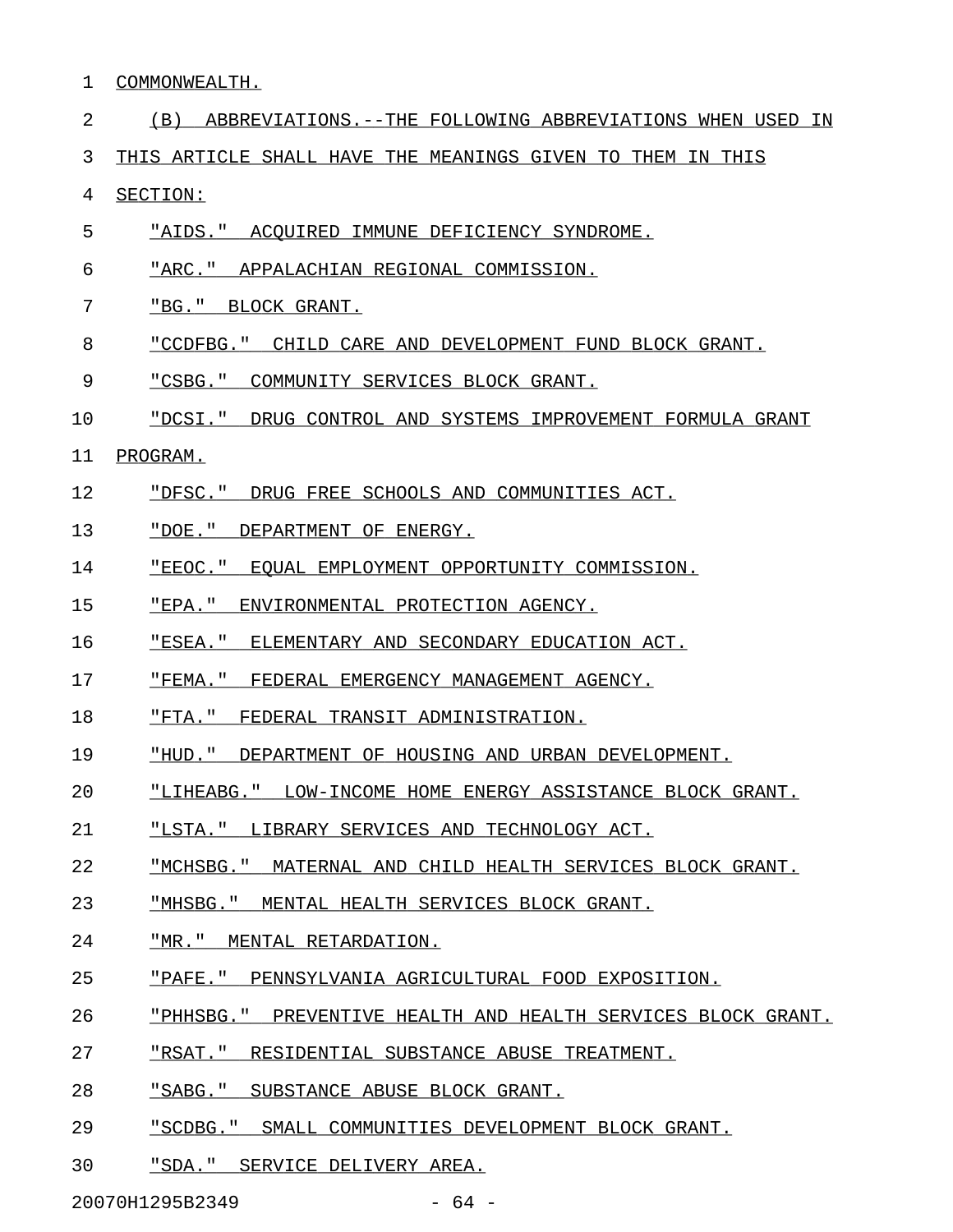COMMONWEALTH.

(B) ABBREVIATIONS.--THE FOLLOWING ABBREVIATIONS WHEN USED IN THIS ARTICLE SHALL HAVE THE MEANINGS GIVEN TO THEM IN THIS SECTION:

"AIDS." ACQUIRED IMMUNE DEFICIENCY SYNDROME.

"ARC." APPALACHIAN REGIONAL COMMISSION.

"BG." BLOCK GRANT.

"CCDFBG." CHILD CARE AND DEVELOPMENT FUND BLOCK GRANT.

"CSBG." COMMUNITY SERVICES BLOCK GRANT.

"DCSI." DRUG CONTROL AND SYSTEMS IMPROVEMENT FORMULA GRANT PROGRAM.

"DFSC." DRUG FREE SCHOOLS AND COMMUNITIES ACT.

"DOE." DEPARTMENT OF ENERGY.

"EEOC." EQUAL EMPLOYMENT OPPORTUNITY COMMISSION.

"EPA." ENVIRONMENTAL PROTECTION AGENCY.

"ESEA." ELEMENTARY AND SECONDARY EDUCATION ACT.

"FEMA." FEDERAL EMERGENCY MANAGEMENT AGENCY.

"FTA." FEDERAL TRANSIT ADMINISTRATION.

"HUD." DEPARTMENT OF HOUSING AND URBAN DEVELOPMENT.

"LIHEABG." LOW-INCOME HOME ENERGY ASSISTANCE BLOCK GRANT.

"LSTA." LIBRARY SERVICES AND TECHNOLOGY ACT.

"MCHSBG." MATERNAL AND CHILD HEALTH SERVICES BLOCK GRANT.

"MHSBG." MENTAL HEALTH SERVICES BLOCK GRANT.

"MR." MENTAL RETARDATION.

"PAFE." PENNSYLVANIA AGRICULTURAL FOOD EXPOSITION.

"PHHSBG." PREVENTIVE HEALTH AND HEALTH SERVICES BLOCK GRANT.

"RSAT." RESIDENTIAL SUBSTANCE ABUSE TREATMENT.

"SABG." SUBSTANCE ABUSE BLOCK GRANT.

"SCDBG." SMALL COMMUNITIES DEVELOPMENT BLOCK GRANT.

"SDA." SERVICE DELIVERY AREA.

20070H1295B2349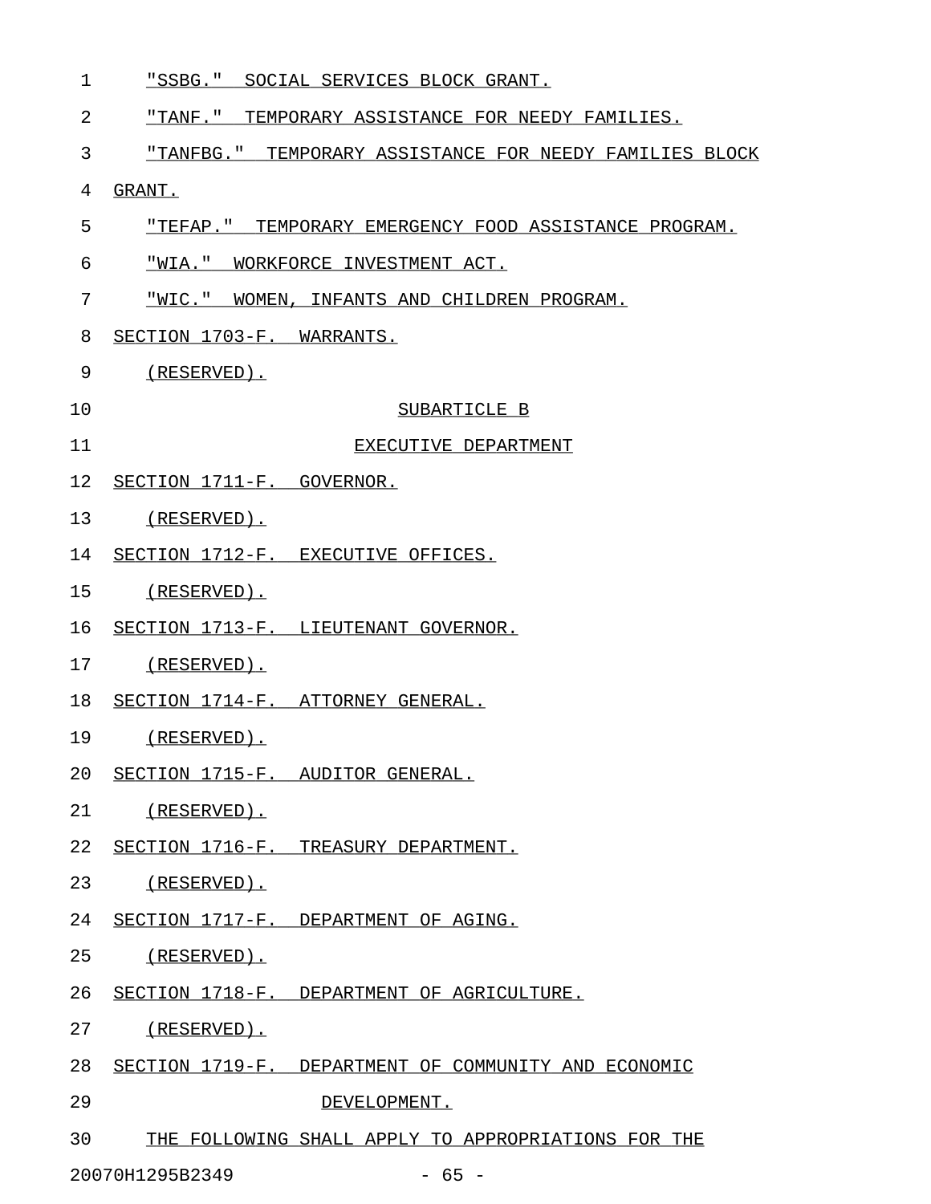"SSBG." SOCIAL SERVICES BLOCK GRANT.

"TANF." TEMPORARY ASSISTANCE FOR NEEDY FAMILIES.

"TANFBG." TEMPORARY ASSISTANCE FOR NEEDY FAMILIES BLOCK GRANT.

"TEFAP." TEMPORARY EMERGENCY FOOD ASSISTANCE PROGRAM.

"WIA." WORKFORCE INVESTMENT ACT.

"WIC." WOMEN, INFANTS AND CHILDREN PROGRAM.

SECTION 1703-F. WARRANTS.

(RESERVED).

SUBARTICLE B

EXECUTIVE DEPARTMENT

SECTION 1711-F. GOVERNOR.

(RESERVED).

SECTION 1712-F. EXECUTIVE OFFICES.

(RESERVED).

SECTION 1713-F. LIEUTENANT GOVERNOR.

(RESERVED).

SECTION 1714-F. ATTORNEY GENERAL.

(RESERVED).

SECTION 1715-F. AUDITOR GENERAL.

(RESERVED).

SECTION 1716-F. TREASURY DEPARTMENT.

(RESERVED).

SECTION 1717-F. DEPARTMENT OF AGING.

(RESERVED).

SECTION 1718-F. DEPARTMENT OF AGRICULTURE.

(RESERVED).

SECTION 1719-F. DEPARTMENT OF COMMUNITY AND ECONOMIC DEVELOPMENT.

THE FOLLOWING SHALL APPLY TO APPROPRIATIONS FOR THE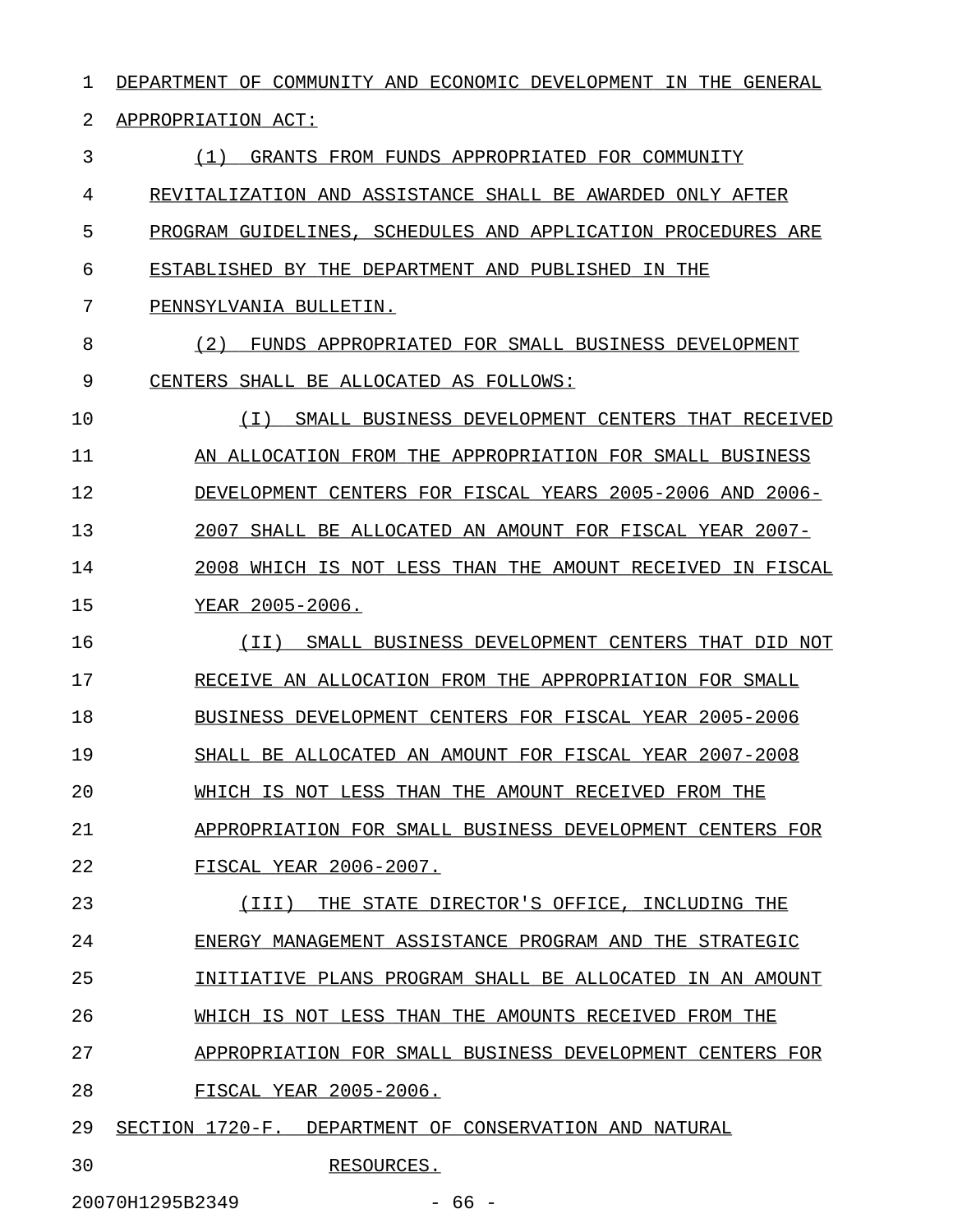DEPARTMENT OF COMMUNITY AND ECONOMIC DEVELOPMENT IN THE GENERAL APPROPRIATION ACT:

(1) GRANTS FROM FUNDS APPROPRIATED FOR COMMUNITY REVITALIZATION AND ASSISTANCE SHALL BE AWARDED ONLY AFTER PROGRAM GUIDELINES, SCHEDULES AND APPLICATION PROCEDURES ARE ESTABLISHED BY THE DEPARTMENT AND PUBLISHED IN THE PENNSYLVANIA BULLETIN.

(2) FUNDS APPROPRIATED FOR SMALL BUSINESS DEVELOPMENT CENTERS SHALL BE ALLOCATED AS FOLLOWS:

(I) SMALL BUSINESS DEVELOPMENT CENTERS THAT RECEIVED AN ALLOCATION FROM THE APPROPRIATION FOR SMALL BUSINESS DEVELOPMENT CENTERS FOR FISCAL YEARS 2005-2006 AND 2006-2007 SHALL BE ALLOCATED AN AMOUNT FOR FISCAL YEAR 2007-2008 WHICH IS NOT LESS THAN THE AMOUNT RECEIVED IN FISCAL YEAR 2005-2006.

(II) SMALL BUSINESS DEVELOPMENT CENTERS THAT DID NOT RECEIVE AN ALLOCATION FROM THE APPROPRIATION FOR SMALL BUSINESS DEVELOPMENT CENTERS FOR FISCAL YEAR 2005-2006 SHALL BE ALLOCATED AN AMOUNT FOR FISCAL YEAR 2007-2008 WHICH IS NOT LESS THAN THE AMOUNT RECEIVED FROM THE APPROPRIATION FOR SMALL BUSINESS DEVELOPMENT CENTERS FOR FISCAL YEAR 2006-2007.

(III) THE STATE DIRECTOR'S OFFICE, INCLUDING THE ENERGY MANAGEMENT ASSISTANCE PROGRAM AND THE STRATEGIC INITIATIVE PLANS PROGRAM SHALL BE ALLOCATED IN AN AMOUNT WHICH IS NOT LESS THAN THE AMOUNTS RECEIVED FROM THE APPROPRIATION FOR SMALL BUSINESS DEVELOPMENT CENTERS FOR FISCAL YEAR 2005-2006.

SECTION 1720-F. DEPARTMENT OF CONSERVATION AND NATURAL RESOURCES.

20070H1295B2349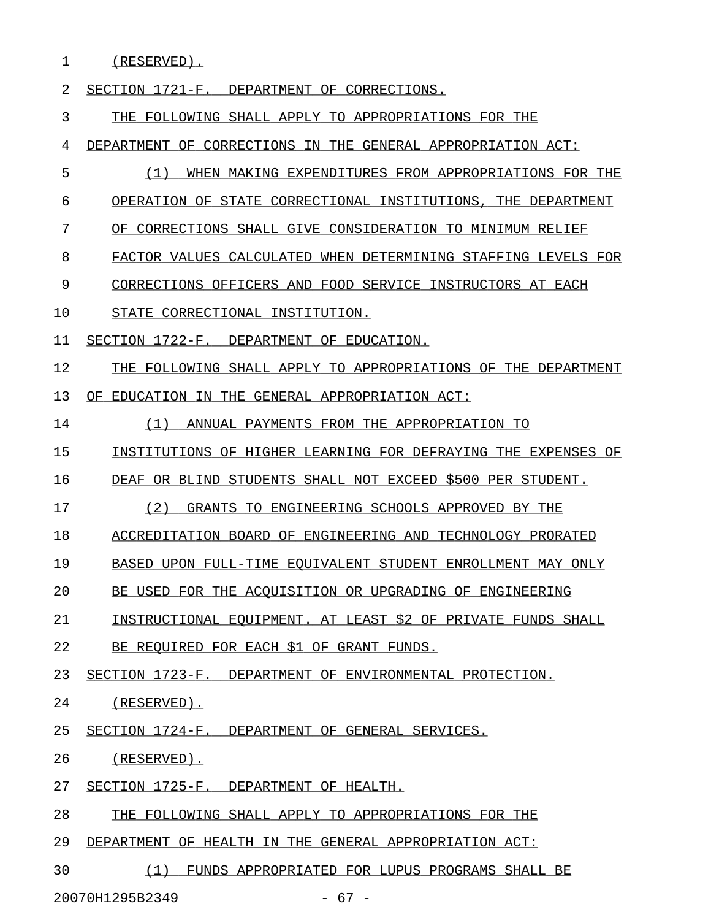(RESERVED).

SECTION 1721-F. DEPARTMENT OF CORRECTIONS.

THE FOLLOWING SHALL APPLY TO APPROPRIATIONS FOR THE DEPARTMENT OF CORRECTIONS IN THE GENERAL APPROPRIATION ACT:

(1) WHEN MAKING EXPENDITURES FROM APPROPRIATIONS FOR THE OPERATION OF STATE CORRECTIONAL INSTITUTIONS, THE DEPARTMENT OF CORRECTIONS SHALL GIVE CONSIDERATION TO MINIMUM RELIEF FACTOR VALUES CALCULATED WHEN DETERMINING STAFFING LEVELS FOR CORRECTIONS OFFICERS AND FOOD SERVICE INSTRUCTORS AT EACH STATE CORRECTIONAL INSTITUTION.

SECTION 1722-F. DEPARTMENT OF EDUCATION.

THE FOLLOWING SHALL APPLY TO APPROPRIATIONS OF THE DEPARTMENT OF EDUCATION IN THE GENERAL APPROPRIATION ACT:

(1) ANNUAL PAYMENTS FROM THE APPROPRIATION TO INSTITUTIONS OF HIGHER LEARNING FOR DEFRAYING THE EXPENSES OF DEAF OR BLIND STUDENTS SHALL NOT EXCEED $500 PER STUDENT.

(2) GRANTS TO ENGINEERING SCHOOLS APPROVED BY THE ACCREDITATION BOARD OF ENGINEERING AND TECHNOLOGY PRORATED BASED UPON FULL-TIME EQUIVALENT STUDENT ENROLLMENT MAY ONLY BE USED FOR THE ACQUISITION OR UPGRADING OF ENGINEERING INSTRUCTIONAL EQUIPMENT. AT LEAST $2 OF PRIVATE FUNDS SHALL BE REQUIRED FOR EACH $1 OF GRANT FUNDS.

SECTION 1723-F. DEPARTMENT OF ENVIRONMENTAL PROTECTION.

(RESERVED).

SECTION 1724-F. DEPARTMENT OF GENERAL SERVICES.

(RESERVED).

SECTION 1725-F. DEPARTMENT OF HEALTH.

THE FOLLOWING SHALL APPLY TO APPROPRIATIONS FOR THE DEPARTMENT OF HEALTH IN THE GENERAL APPROPRIATION ACT:

(1) FUNDS APPROPRIATED FOR LUPUS PROGRAMS SHALL BE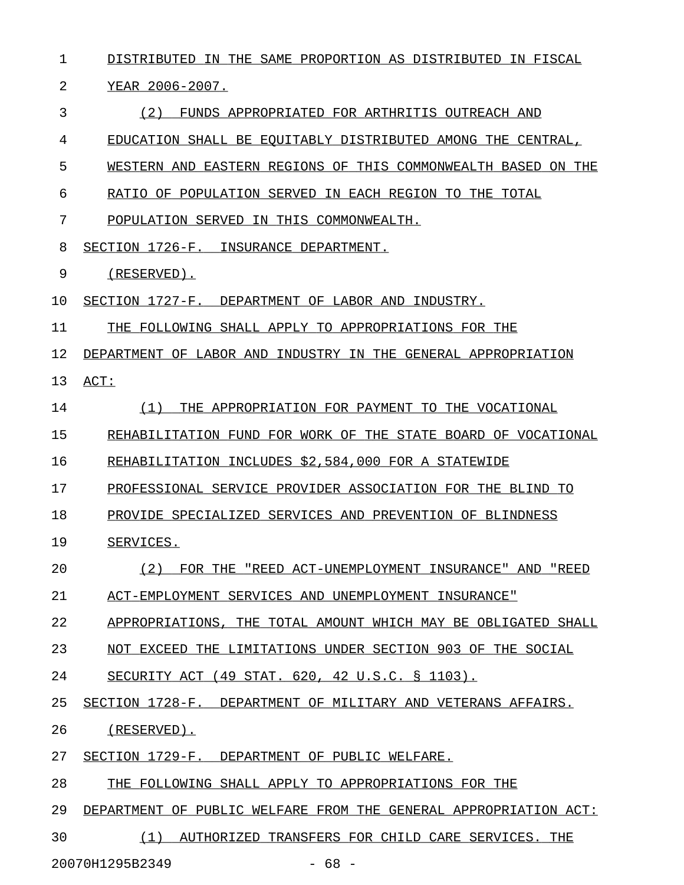DISTRIBUTED IN THE SAME PROPORTION AS DISTRIBUTED IN FISCAL YEAR 2006-2007.

(2) FUNDS APPROPRIATED FOR ARTHRITIS OUTREACH AND EDUCATION SHALL BE EQUITABLY DISTRIBUTED AMONG THE CENTRAL, WESTERN AND EASTERN REGIONS OF THIS COMMONWEALTH BASED ON THE RATIO OF POPULATION SERVED IN EACH REGION TO THE TOTAL POPULATION SERVED IN THIS COMMONWEALTH.

SECTION 1726-F. INSURANCE DEPARTMENT.

(RESERVED).

SECTION 1727-F. DEPARTMENT OF LABOR AND INDUSTRY.

THE FOLLOWING SHALL APPLY TO APPROPRIATIONS FOR THE DEPARTMENT OF LABOR AND INDUSTRY IN THE GENERAL APPROPRIATION ACT:

(1) THE APPROPRIATION FOR PAYMENT TO THE VOCATIONAL REHABILITATION FUND FOR WORK OF THE STATE BOARD OF VOCATIONAL REHABILITATION INCLUDES $2,584,000 FOR A STATEWIDE PROFESSIONAL SERVICE PROVIDER ASSOCIATION FOR THE BLIND TO PROVIDE SPECIALIZED SERVICES AND PREVENTION OF BLINDNESS SERVICES.

(2) FOR THE "REED ACT-UNEMPLOYMENT INSURANCE" AND "REED ACT-EMPLOYMENT SERVICES AND UNEMPLOYMENT INSURANCE" APPROPRIATIONS, THE TOTAL AMOUNT WHICH MAY BE OBLIGATED SHALL NOT EXCEED THE LIMITATIONS UNDER SECTION 903 OF THE SOCIAL SECURITY ACT (49 STAT. 620, 42 U.S.C. § 1103).

SECTION 1728-F. DEPARTMENT OF MILITARY AND VETERANS AFFAIRS.

(RESERVED).

SECTION 1729-F. DEPARTMENT OF PUBLIC WELFARE.

THE FOLLOWING SHALL APPLY TO APPROPRIATIONS FOR THE DEPARTMENT OF PUBLIC WELFARE FROM THE GENERAL APPROPRIATION ACT:

(1) AUTHORIZED TRANSFERS FOR CHILD CARE SERVICES. THE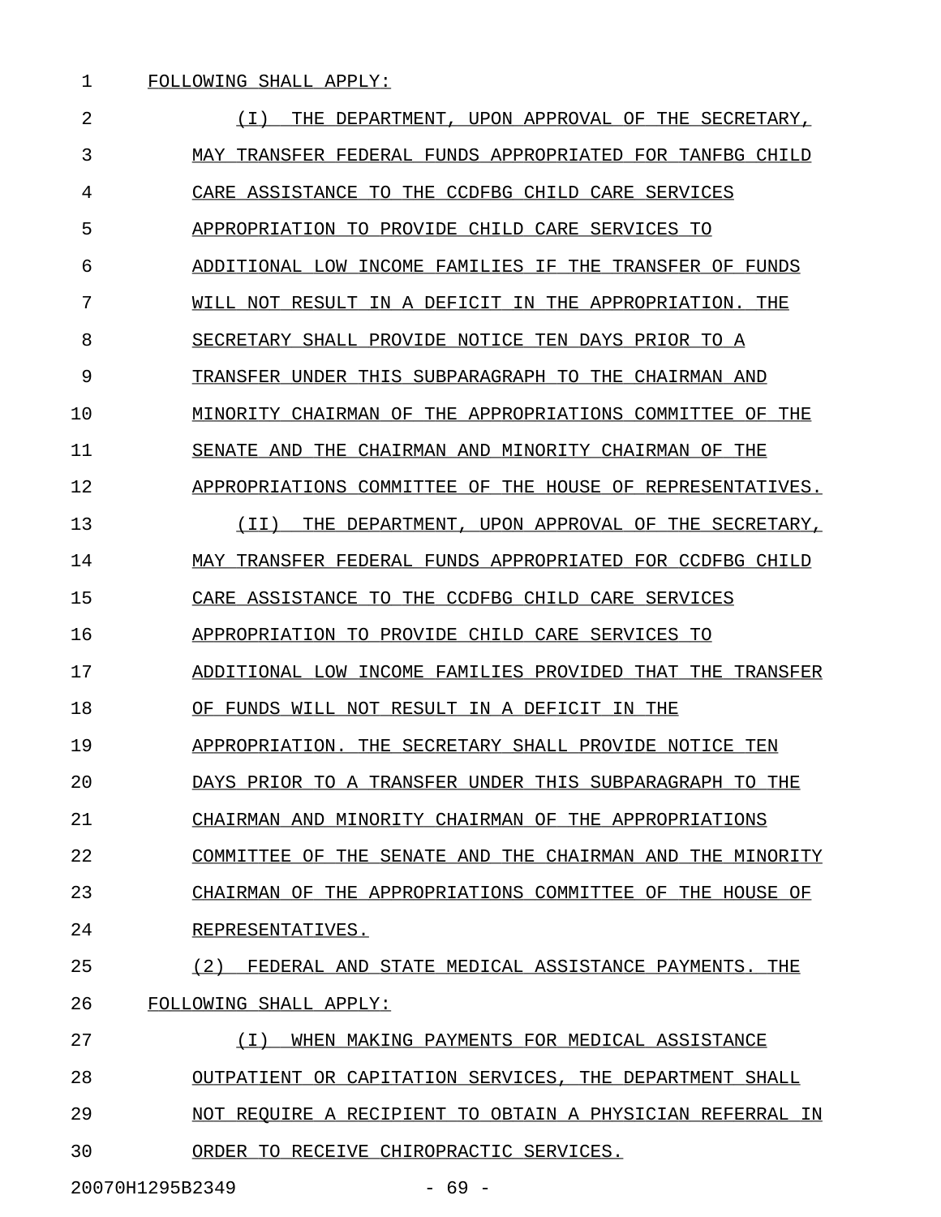FOLLOWING SHALL APPLY:

(I) THE DEPARTMENT, UPON APPROVAL OF THE SECRETARY, MAY TRANSFER FEDERAL FUNDS APPROPRIATED FOR TANFBG CHILD CARE ASSISTANCE TO THE CCDFBG CHILD CARE SERVICES APPROPRIATION TO PROVIDE CHILD CARE SERVICES TO ADDITIONAL LOW INCOME FAMILIES IF THE TRANSFER OF FUNDS WILL NOT RESULT IN A DEFICIT IN THE APPROPRIATION. THE SECRETARY SHALL PROVIDE NOTICE TEN DAYS PRIOR TO A TRANSFER UNDER THIS SUBPARAGRAPH TO THE CHAIRMAN AND MINORITY CHAIRMAN OF THE APPROPRIATIONS COMMITTEE OF THE SENATE AND THE CHAIRMAN AND MINORITY CHAIRMAN OF THE APPROPRIATIONS COMMITTEE OF THE HOUSE OF REPRESENTATIVES.

(II) THE DEPARTMENT, UPON APPROVAL OF THE SECRETARY, MAY TRANSFER FEDERAL FUNDS APPROPRIATED FOR CCDFBG CHILD CARE ASSISTANCE TO THE CCDFBG CHILD CARE SERVICES APPROPRIATION TO PROVIDE CHILD CARE SERVICES TO ADDITIONAL LOW INCOME FAMILIES PROVIDED THAT THE TRANSFER OF FUNDS WILL NOT RESULT IN A DEFICIT IN THE APPROPRIATION. THE SECRETARY SHALL PROVIDE NOTICE TEN DAYS PRIOR TO A TRANSFER UNDER THIS SUBPARAGRAPH TO THE CHAIRMAN AND MINORITY CHAIRMAN OF THE APPROPRIATIONS COMMITTEE OF THE SENATE AND THE CHAIRMAN AND THE MINORITY CHAIRMAN OF THE APPROPRIATIONS COMMITTEE OF THE HOUSE OF REPRESENTATIVES.

(2) FEDERAL AND STATE MEDICAL ASSISTANCE PAYMENTS. THE FOLLOWING SHALL APPLY:

(I) WHEN MAKING PAYMENTS FOR MEDICAL ASSISTANCE OUTPATIENT OR CAPITATION SERVICES, THE DEPARTMENT SHALL NOT REQUIRE A RECIPIENT TO OBTAIN A PHYSICIAN REFERRAL IN ORDER TO RECEIVE CHIROPRACTIC SERVICES.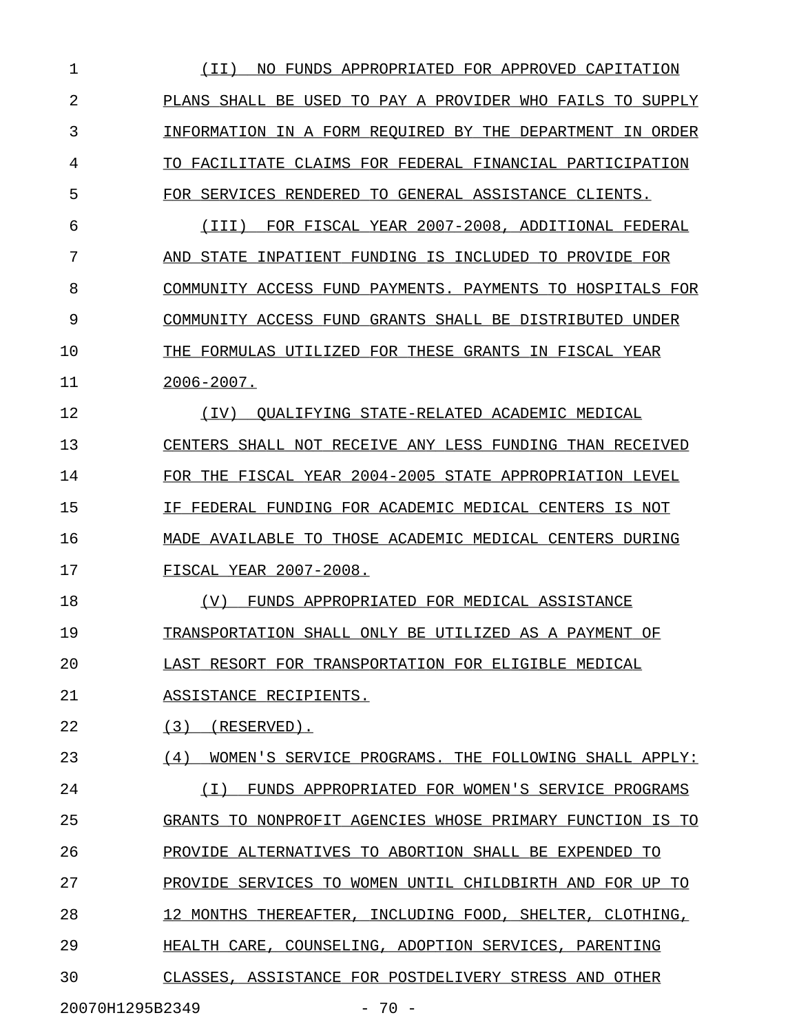(II) NO FUNDS APPROPRIATED FOR APPROVED CAPITATION PLANS SHALL BE USED TO PAY A PROVIDER WHO FAILS TO SUPPLY INFORMATION IN A FORM REQUIRED BY THE DEPARTMENT IN ORDER TO FACILITATE CLAIMS FOR FEDERAL FINANCIAL PARTICIPATION FOR SERVICES RENDERED TO GENERAL ASSISTANCE CLIENTS.

(III) FOR FISCAL YEAR 2007-2008, ADDITIONAL FEDERAL AND STATE INPATIENT FUNDING IS INCLUDED TO PROVIDE FOR COMMUNITY ACCESS FUND PAYMENTS. PAYMENTS TO HOSPITALS FOR COMMUNITY ACCESS FUND GRANTS SHALL BE DISTRIBUTED UNDER THE FORMULAS UTILIZED FOR THESE GRANTS IN FISCAL YEAR 2006-2007.

(IV) QUALIFYING STATE-RELATED ACADEMIC MEDICAL CENTERS SHALL NOT RECEIVE ANY LESS FUNDING THAN RECEIVED FOR THE FISCAL YEAR 2004-2005 STATE APPROPRIATION LEVEL IF FEDERAL FUNDING FOR ACADEMIC MEDICAL CENTERS IS NOT MADE AVAILABLE TO THOSE ACADEMIC MEDICAL CENTERS DURING FISCAL YEAR 2007-2008.

(V) FUNDS APPROPRIATED FOR MEDICAL ASSISTANCE TRANSPORTATION SHALL ONLY BE UTILIZED AS A PAYMENT OF LAST RESORT FOR TRANSPORTATION FOR ELIGIBLE MEDICAL ASSISTANCE RECIPIENTS.

(3) (RESERVED).

(4) WOMEN'S SERVICE PROGRAMS. THE FOLLOWING SHALL APPLY:

(I) FUNDS APPROPRIATED FOR WOMEN'S SERVICE PROGRAMS GRANTS TO NONPROFIT AGENCIES WHOSE PRIMARY FUNCTION IS TO PROVIDE ALTERNATIVES TO ABORTION SHALL BE EXPENDED TO PROVIDE SERVICES TO WOMEN UNTIL CHILDBIRTH AND FOR UP TO 12 MONTHS THEREAFTER, INCLUDING FOOD, SHELTER, CLOTHING, HEALTH CARE, COUNSELING, ADOPTION SERVICES, PARENTING CLASSES, ASSISTANCE FOR POSTDELIVERY STRESS AND OTHER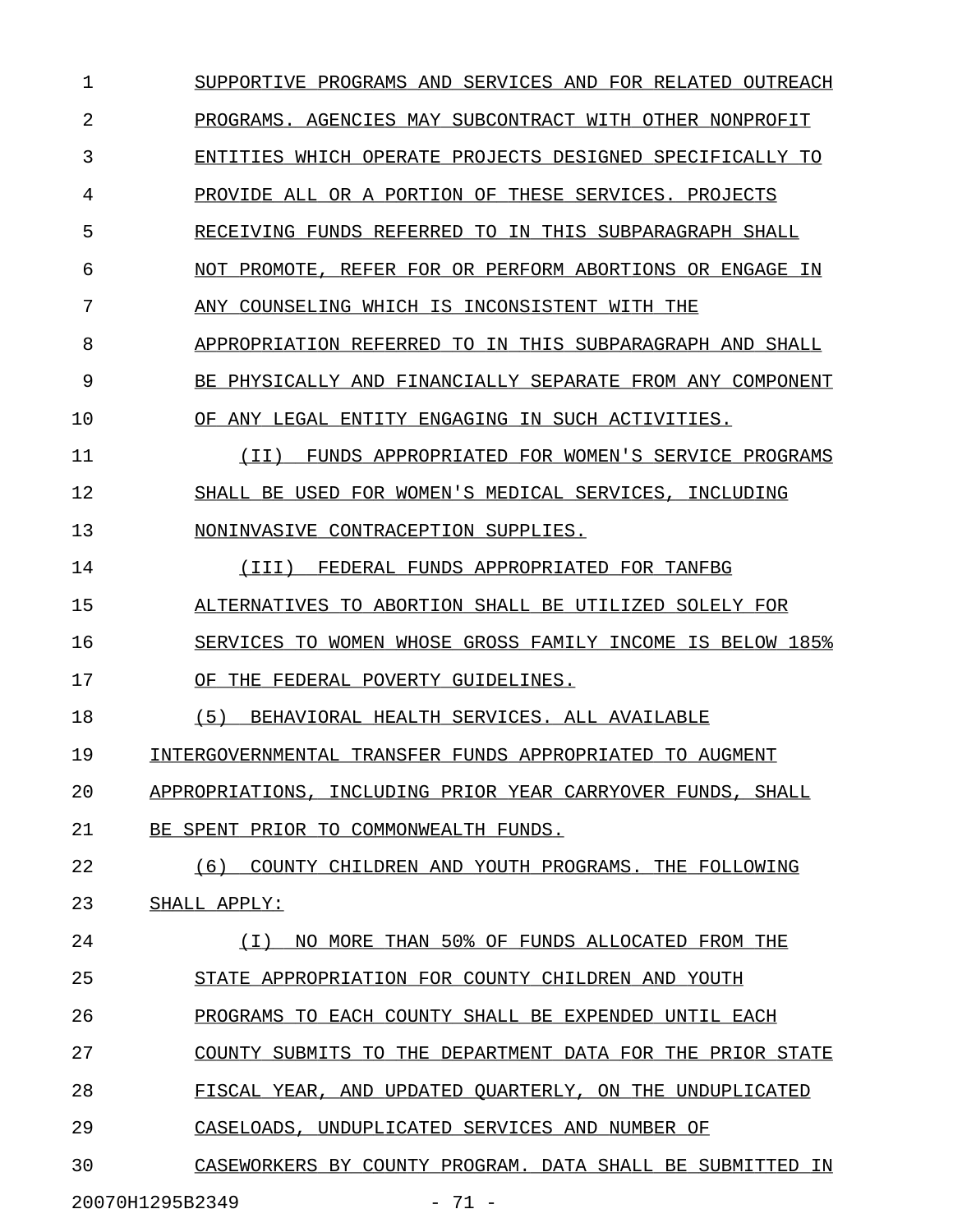SUPPORTIVE PROGRAMS AND SERVICES AND FOR RELATED OUTREACH PROGRAMS. AGENCIES MAY SUBCONTRACT WITH OTHER NONPROFIT ENTITIES WHICH OPERATE PROJECTS DESIGNED SPECIFICALLY TO PROVIDE ALL OR A PORTION OF THESE SERVICES. PROJECTS RECEIVING FUNDS REFERRED TO IN THIS SUBPARAGRAPH SHALL NOT PROMOTE, REFER FOR OR PERFORM ABORTIONS OR ENGAGE IN ANY COUNSELING WHICH IS INCONSISTENT WITH THE APPROPRIATION REFERRED TO IN THIS SUBPARAGRAPH AND SHALL BE PHYSICALLY AND FINANCIALLY SEPARATE FROM ANY COMPONENT OF ANY LEGAL ENTITY ENGAGING IN SUCH ACTIVITIES.

(II) FUNDS APPROPRIATED FOR WOMEN'S SERVICE PROGRAMS SHALL BE USED FOR WOMEN'S MEDICAL SERVICES, INCLUDING NONINVASIVE CONTRACEPTION SUPPLIES.

(III) FEDERAL FUNDS APPROPRIATED FOR TANFBG ALTERNATIVES TO ABORTION SHALL BE UTILIZED SOLELY FOR SERVICES TO WOMEN WHOSE GROSS FAMILY INCOME IS BELOW 185% OF THE FEDERAL POVERTY GUIDELINES.

(5) BEHAVIORAL HEALTH SERVICES. ALL AVAILABLE INTERGOVERNMENTAL TRANSFER FUNDS APPROPRIATED TO AUGMENT APPROPRIATIONS, INCLUDING PRIOR YEAR CARRYOVER FUNDS, SHALL BE SPENT PRIOR TO COMMONWEALTH FUNDS.

(6) COUNTY CHILDREN AND YOUTH PROGRAMS. THE FOLLOWING SHALL APPLY:

(I) NO MORE THAN 50% OF FUNDS ALLOCATED FROM THE STATE APPROPRIATION FOR COUNTY CHILDREN AND YOUTH PROGRAMS TO EACH COUNTY SHALL BE EXPENDED UNTIL EACH COUNTY SUBMITS TO THE DEPARTMENT DATA FOR THE PRIOR STATE FISCAL YEAR, AND UPDATED QUARTERLY, ON THE UNDUPLICATED CASELOADS, UNDUPLICATED SERVICES AND NUMBER OF CASEWORKERS BY COUNTY PROGRAM. DATA SHALL BE SUBMITTED IN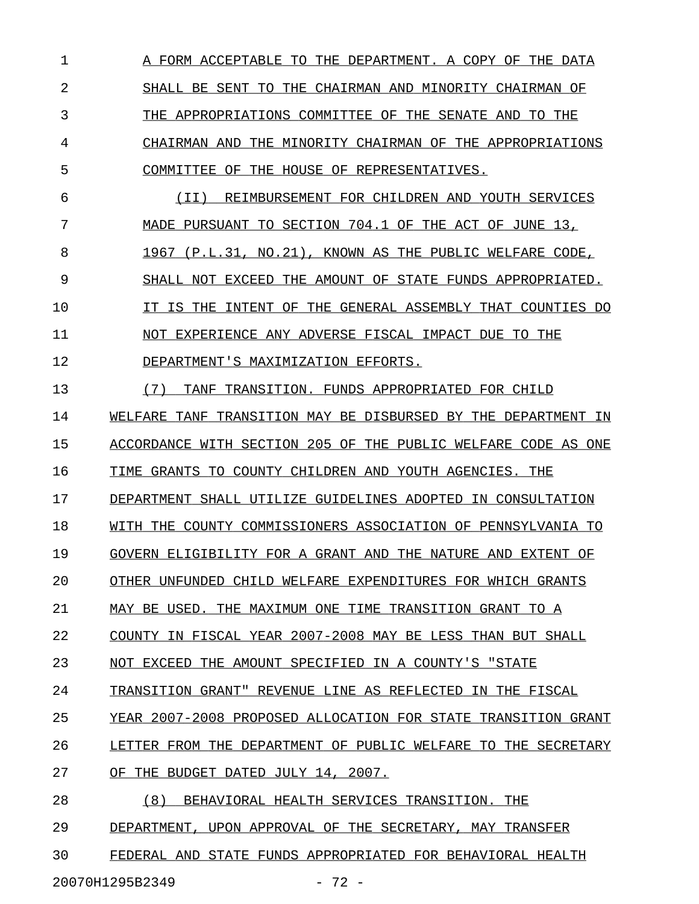A FORM ACCEPTABLE TO THE DEPARTMENT. A COPY OF THE DATA SHALL BE SENT TO THE CHAIRMAN AND MINORITY CHAIRMAN OF THE APPROPRIATIONS COMMITTEE OF THE SENATE AND TO THE CHAIRMAN AND THE MINORITY CHAIRMAN OF THE APPROPRIATIONS COMMITTEE OF THE HOUSE OF REPRESENTATIVES.

(II) REIMBURSEMENT FOR CHILDREN AND YOUTH SERVICES MADE PURSUANT TO SECTION 704.1 OF THE ACT OF JUNE 13, 1967 (P.L.31, NO.21), KNOWN AS THE PUBLIC WELFARE CODE, SHALL NOT EXCEED THE AMOUNT OF STATE FUNDS APPROPRIATED. IT IS THE INTENT OF THE GENERAL ASSEMBLY THAT COUNTIES DO NOT EXPERIENCE ANY ADVERSE FISCAL IMPACT DUE TO THE DEPARTMENT'S MAXIMIZATION EFFORTS.

(7) TANF TRANSITION. FUNDS APPROPRIATED FOR CHILD WELFARE TANF TRANSITION MAY BE DISBURSED BY THE DEPARTMENT IN ACCORDANCE WITH SECTION 205 OF THE PUBLIC WELFARE CODE AS ONE TIME GRANTS TO COUNTY CHILDREN AND YOUTH AGENCIES. THE DEPARTMENT SHALL UTILIZE GUIDELINES ADOPTED IN CONSULTATION WITH THE COUNTY COMMISSIONERS ASSOCIATION OF PENNSYLVANIA TO GOVERN ELIGIBILITY FOR A GRANT AND THE NATURE AND EXTENT OF OTHER UNFUNDED CHILD WELFARE EXPENDITURES FOR WHICH GRANTS MAY BE USED. THE MAXIMUM ONE TIME TRANSITION GRANT TO A COUNTY IN FISCAL YEAR 2007-2008 MAY BE LESS THAN BUT SHALL NOT EXCEED THE AMOUNT SPECIFIED IN A COUNTY'S "STATE TRANSITION GRANT" REVENUE LINE AS REFLECTED IN THE FISCAL YEAR 2007-2008 PROPOSED ALLOCATION FOR STATE TRANSITION GRANT LETTER FROM THE DEPARTMENT OF PUBLIC WELFARE TO THE SECRETARY OF THE BUDGET DATED JULY 14, 2007.

(8) BEHAVIORAL HEALTH SERVICES TRANSITION. THE DEPARTMENT, UPON APPROVAL OF THE SECRETARY, MAY TRANSFER FEDERAL AND STATE FUNDS APPROPRIATED FOR BEHAVIORAL HEALTH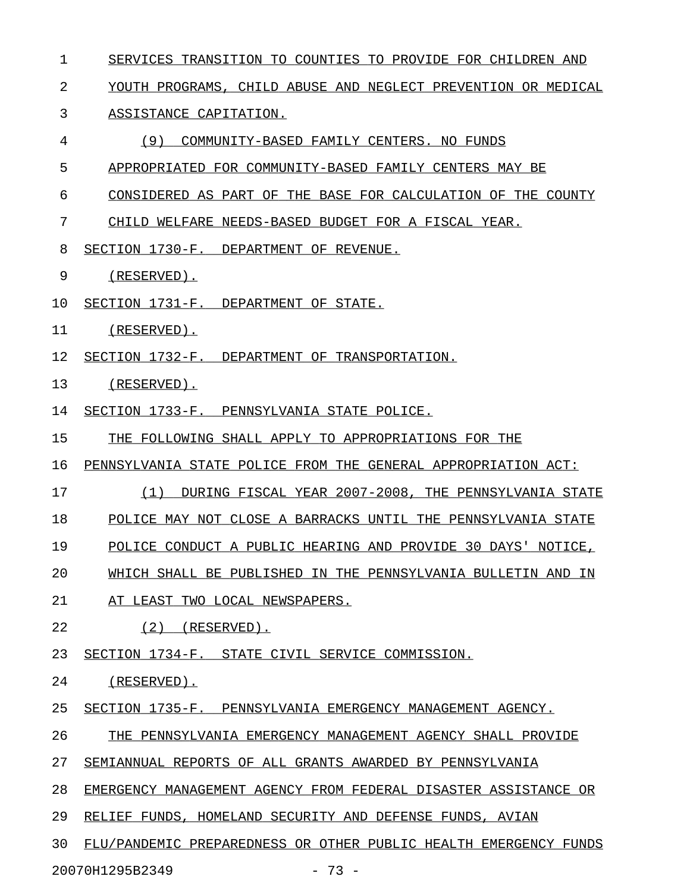SERVICES TRANSITION TO COUNTIES TO PROVIDE FOR CHILDREN AND YOUTH PROGRAMS, CHILD ABUSE AND NEGLECT PREVENTION OR MEDICAL ASSISTANCE CAPITATION.

(9) COMMUNITY-BASED FAMILY CENTERS. NO FUNDS APPROPRIATED FOR COMMUNITY-BASED FAMILY CENTERS MAY BE CONSIDERED AS PART OF THE BASE FOR CALCULATION OF THE COUNTY CHILD WELFARE NEEDS-BASED BUDGET FOR A FISCAL YEAR.

SECTION 1730-F. DEPARTMENT OF REVENUE.

(RESERVED).

SECTION 1731-F. DEPARTMENT OF STATE.

(RESERVED).

SECTION 1732-F. DEPARTMENT OF TRANSPORTATION.

(RESERVED).

SECTION 1733-F. PENNSYLVANIA STATE POLICE.

THE FOLLOWING SHALL APPLY TO APPROPRIATIONS FOR THE PENNSYLVANIA STATE POLICE FROM THE GENERAL APPROPRIATION ACT:

(1) DURING FISCAL YEAR 2007-2008, THE PENNSYLVANIA STATE POLICE MAY NOT CLOSE A BARRACKS UNTIL THE PENNSYLVANIA STATE POLICE CONDUCT A PUBLIC HEARING AND PROVIDE 30 DAYS' NOTICE, WHICH SHALL BE PUBLISHED IN THE PENNSYLVANIA BULLETIN AND IN AT LEAST TWO LOCAL NEWSPAPERS.

(2) (RESERVED).

SECTION 1734-F. STATE CIVIL SERVICE COMMISSION.

(RESERVED).

SECTION 1735-F. PENNSYLVANIA EMERGENCY MANAGEMENT AGENCY.

THE PENNSYLVANIA EMERGENCY MANAGEMENT AGENCY SHALL PROVIDE SEMIANNUAL REPORTS OF ALL GRANTS AWARDED BY PENNSYLVANIA EMERGENCY MANAGEMENT AGENCY FROM FEDERAL DISASTER ASSISTANCE OR RELIEF FUNDS, HOMELAND SECURITY AND DEFENSE FUNDS, AVIAN FLU/PANDEMIC PREPAREDNESS OR OTHER PUBLIC HEALTH EMERGENCY FUNDS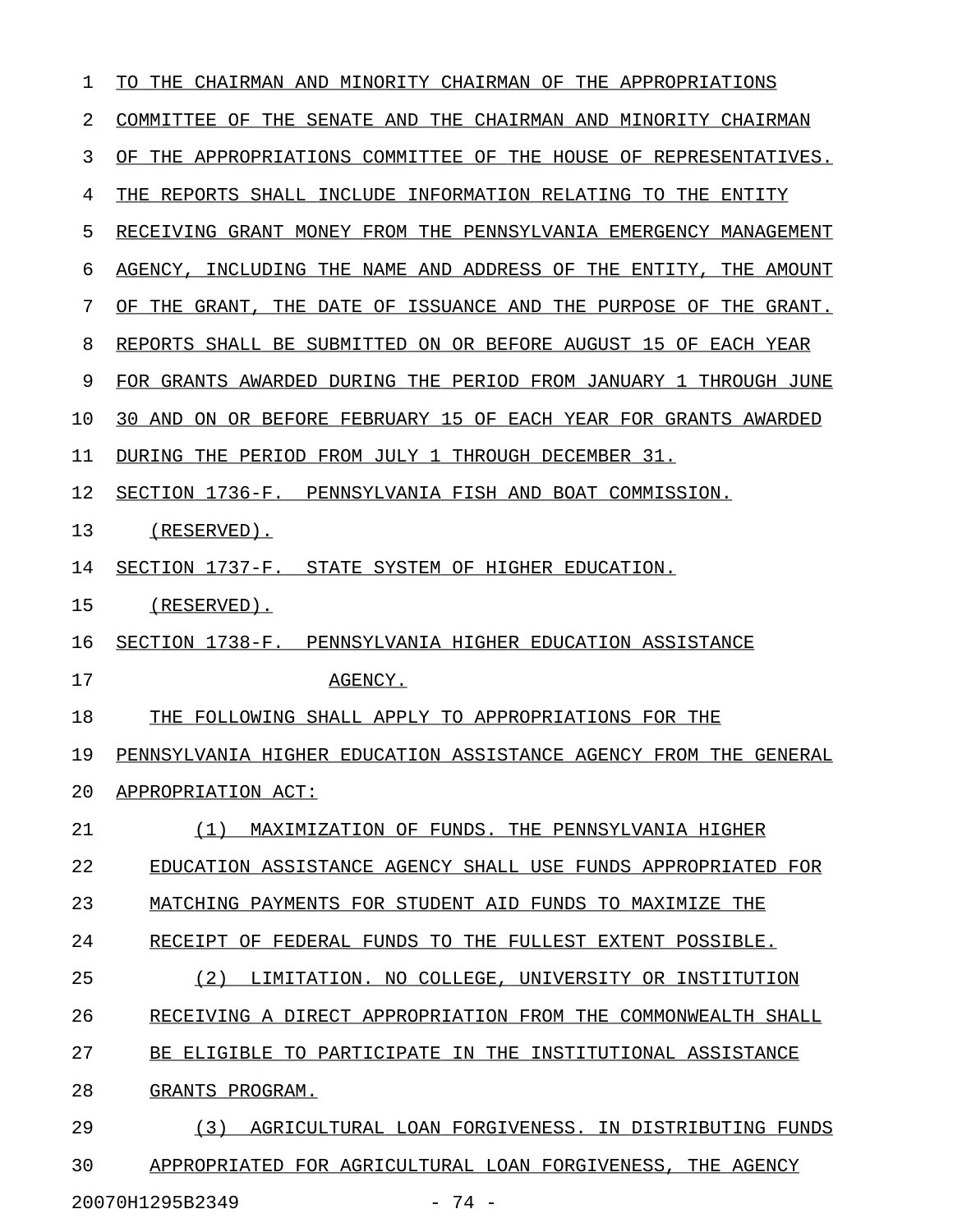TO THE CHAIRMAN AND MINORITY CHAIRMAN OF THE APPROPRIATIONS COMMITTEE OF THE SENATE AND THE CHAIRMAN AND MINORITY CHAIRMAN OF THE APPROPRIATIONS COMMITTEE OF THE HOUSE OF REPRESENTATIVES. THE REPORTS SHALL INCLUDE INFORMATION RELATING TO THE ENTITY RECEIVING GRANT MONEY FROM THE PENNSYLVANIA EMERGENCY MANAGEMENT AGENCY, INCLUDING THE NAME AND ADDRESS OF THE ENTITY, THE AMOUNT OF THE GRANT, THE DATE OF ISSUANCE AND THE PURPOSE OF THE GRANT. REPORTS SHALL BE SUBMITTED ON OR BEFORE AUGUST 15 OF EACH YEAR FOR GRANTS AWARDED DURING THE PERIOD FROM JANUARY 1 THROUGH JUNE 30 AND ON OR BEFORE FEBRUARY 15 OF EACH YEAR FOR GRANTS AWARDED DURING THE PERIOD FROM JULY 1 THROUGH DECEMBER 31.

SECTION 1736-F. PENNSYLVANIA FISH AND BOAT COMMISSION.

(RESERVED).

SECTION 1737-F. STATE SYSTEM OF HIGHER EDUCATION.

(RESERVED).

SECTION 1738-F. PENNSYLVANIA HIGHER EDUCATION ASSISTANCE AGENCY.

THE FOLLOWING SHALL APPLY TO APPROPRIATIONS FOR THE PENNSYLVANIA HIGHER EDUCATION ASSISTANCE AGENCY FROM THE GENERAL APPROPRIATION ACT:

(1) MAXIMIZATION OF FUNDS. THE PENNSYLVANIA HIGHER EDUCATION ASSISTANCE AGENCY SHALL USE FUNDS APPROPRIATED FOR MATCHING PAYMENTS FOR STUDENT AID FUNDS TO MAXIMIZE THE RECEIPT OF FEDERAL FUNDS TO THE FULLEST EXTENT POSSIBLE.

(2) LIMITATION. NO COLLEGE, UNIVERSITY OR INSTITUTION RECEIVING A DIRECT APPROPRIATION FROM THE COMMONWEALTH SHALL BE ELIGIBLE TO PARTICIPATE IN THE INSTITUTIONAL ASSISTANCE GRANTS PROGRAM.

(3) AGRICULTURAL LOAN FORGIVENESS. IN DISTRIBUTING FUNDS APPROPRIATED FOR AGRICULTURAL LOAN FORGIVENESS, THE AGENCY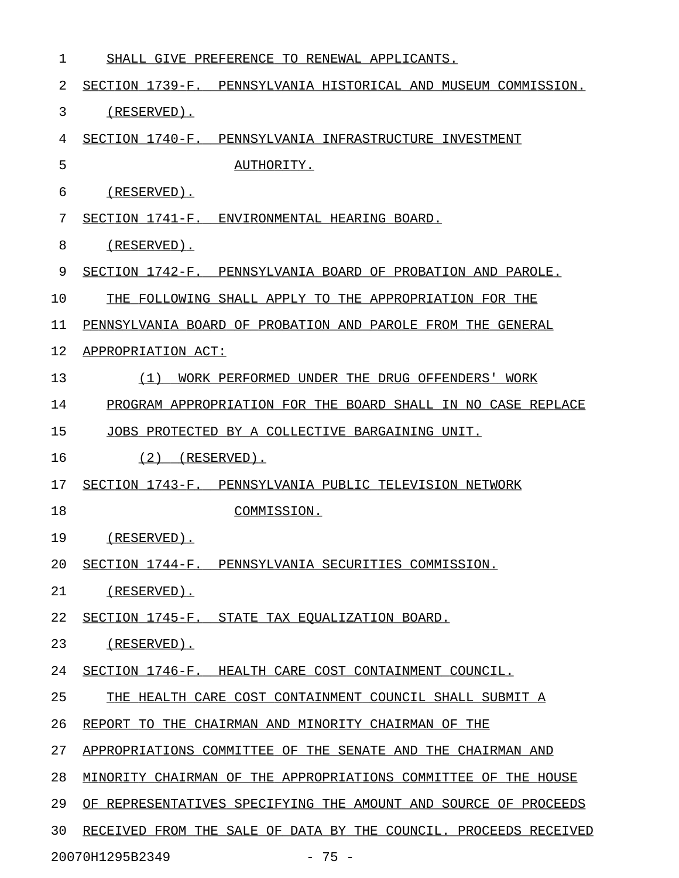SHALL GIVE PREFERENCE TO RENEWAL APPLICANTS.

SECTION 1739-F. PENNSYLVANIA HISTORICAL AND MUSEUM COMMISSION.

(RESERVED).

SECTION 1740-F. PENNSYLVANIA INFRASTRUCTURE INVESTMENT AUTHORITY.

(RESERVED).

SECTION 1741-F. ENVIRONMENTAL HEARING BOARD.

(RESERVED).

SECTION 1742-F. PENNSYLVANIA BOARD OF PROBATION AND PAROLE.

THE FOLLOWING SHALL APPLY TO THE APPROPRIATION FOR THE PENNSYLVANIA BOARD OF PROBATION AND PAROLE FROM THE GENERAL APPROPRIATION ACT:

(1) WORK PERFORMED UNDER THE DRUG OFFENDERS' WORK PROGRAM APPROPRIATION FOR THE BOARD SHALL IN NO CASE REPLACE JOBS PROTECTED BY A COLLECTIVE BARGAINING UNIT.

(2) (RESERVED).

SECTION 1743-F. PENNSYLVANIA PUBLIC TELEVISION NETWORK COMMISSION.

(RESERVED).

SECTION 1744-F. PENNSYLVANIA SECURITIES COMMISSION.

(RESERVED).

SECTION 1745-F. STATE TAX EQUALIZATION BOARD.

(RESERVED).

SECTION 1746-F. HEALTH CARE COST CONTAINMENT COUNCIL.

THE HEALTH CARE COST CONTAINMENT COUNCIL SHALL SUBMIT A REPORT TO THE CHAIRMAN AND MINORITY CHAIRMAN OF THE APPROPRIATIONS COMMITTEE OF THE SENATE AND THE CHAIRMAN AND MINORITY CHAIRMAN OF THE APPROPRIATIONS COMMITTEE OF THE HOUSE OF REPRESENTATIVES SPECIFYING THE AMOUNT AND SOURCE OF PROCEEDS RECEIVED FROM THE SALE OF DATA BY THE COUNCIL. PROCEEDS RECEIVED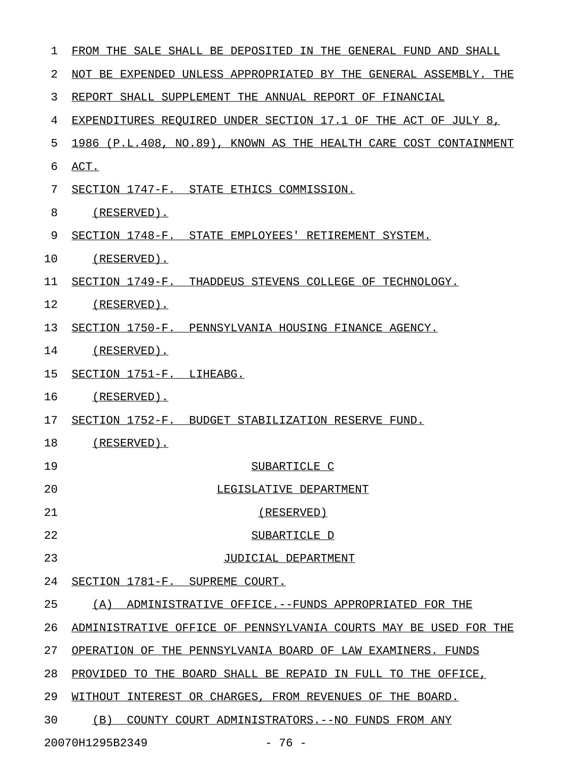FROM THE SALE SHALL BE DEPOSITED IN THE GENERAL FUND AND SHALL NOT BE EXPENDED UNLESS APPROPRIATED BY THE GENERAL ASSEMBLY. THE REPORT SHALL SUPPLEMENT THE ANNUAL REPORT OF FINANCIAL EXPENDITURES REQUIRED UNDER SECTION 17.1 OF THE ACT OF JULY 8, 1986 (P.L.408, NO.89), KNOWN AS THE HEALTH CARE COST CONTAINMENT ACT.

SECTION 1747-F. STATE ETHICS COMMISSION.

(RESERVED).

SECTION 1748-F. STATE EMPLOYEES' RETIREMENT SYSTEM.

(RESERVED).

SECTION 1749-F. THADDEUS STEVENS COLLEGE OF TECHNOLOGY.

(RESERVED).

SECTION 1750-F. PENNSYLVANIA HOUSING FINANCE AGENCY.

(RESERVED).

SECTION 1751-F. LIHEABG.

(RESERVED).

SECTION 1752-F. BUDGET STABILIZATION RESERVE FUND.

(RESERVED).

SUBARTICLE C

LEGISLATIVE DEPARTMENT

(RESERVED)

SUBARTICLE D

JUDICIAL DEPARTMENT

SECTION 1781-F. SUPREME COURT.

(A) ADMINISTRATIVE OFFICE.--FUNDS APPROPRIATED FOR THE ADMINISTRATIVE OFFICE OF PENNSYLVANIA COURTS MAY BE USED FOR THE OPERATION OF THE PENNSYLVANIA BOARD OF LAW EXAMINERS. FUNDS PROVIDED TO THE BOARD SHALL BE REPAID IN FULL TO THE OFFICE, WITHOUT INTEREST OR CHARGES, FROM REVENUES OF THE BOARD.

(B) COUNTY COURT ADMINISTRATORS.--NO FUNDS FROM ANY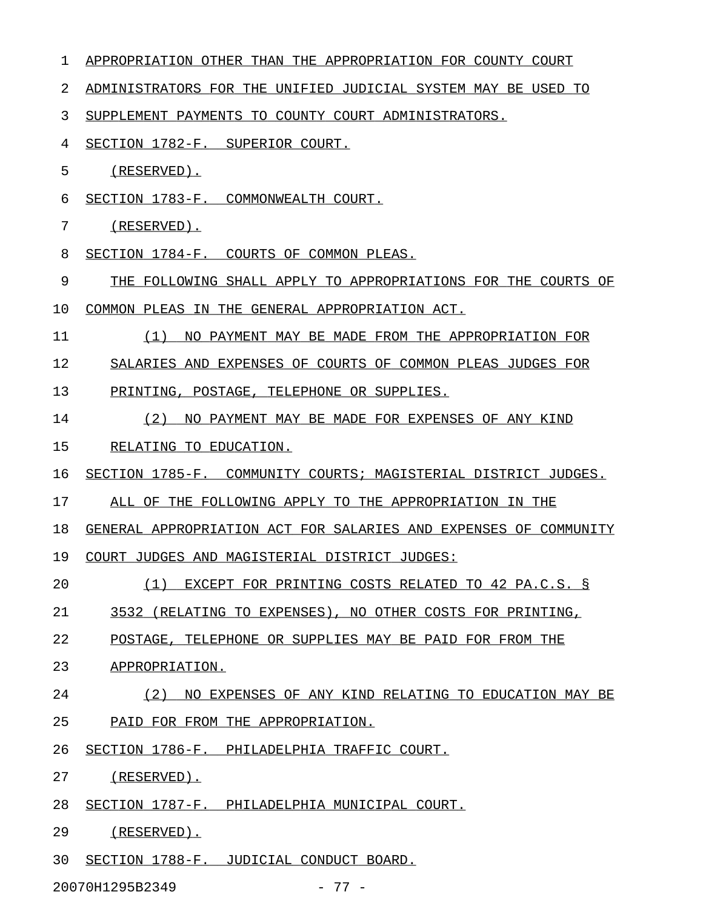APPROPRIATION OTHER THAN THE APPROPRIATION FOR COUNTY COURT ADMINISTRATORS FOR THE UNIFIED JUDICIAL SYSTEM MAY BE USED TO SUPPLEMENT PAYMENTS TO COUNTY COURT ADMINISTRATORS.

SECTION 1782-F. SUPERIOR COURT.

(RESERVED).

SECTION 1783-F. COMMONWEALTH COURT.

(RESERVED).

SECTION 1784-F. COURTS OF COMMON PLEAS.

THE FOLLOWING SHALL APPLY TO APPROPRIATIONS FOR THE COURTS OF COMMON PLEAS IN THE GENERAL APPROPRIATION ACT.

(1) NO PAYMENT MAY BE MADE FROM THE APPROPRIATION FOR SALARIES AND EXPENSES OF COURTS OF COMMON PLEAS JUDGES FOR PRINTING, POSTAGE, TELEPHONE OR SUPPLIES.

(2) NO PAYMENT MAY BE MADE FOR EXPENSES OF ANY KIND RELATING TO EDUCATION.

SECTION 1785-F. COMMUNITY COURTS; MAGISTERIAL DISTRICT JUDGES.

ALL OF THE FOLLOWING APPLY TO THE APPROPRIATION IN THE GENERAL APPROPRIATION ACT FOR SALARIES AND EXPENSES OF COMMUNITY COURT JUDGES AND MAGISTERIAL DISTRICT JUDGES:

(1) EXCEPT FOR PRINTING COSTS RELATED TO 42 PA.C.S. § 3532 (RELATING TO EXPENSES), NO OTHER COSTS FOR PRINTING, POSTAGE, TELEPHONE OR SUPPLIES MAY BE PAID FOR FROM THE APPROPRIATION.

(2) NO EXPENSES OF ANY KIND RELATING TO EDUCATION MAY BE PAID FOR FROM THE APPROPRIATION.

SECTION 1786-F. PHILADELPHIA TRAFFIC COURT.

(RESERVED).

SECTION 1787-F. PHILADELPHIA MUNICIPAL COURT.

(RESERVED).

SECTION 1788-F. JUDICIAL CONDUCT BOARD.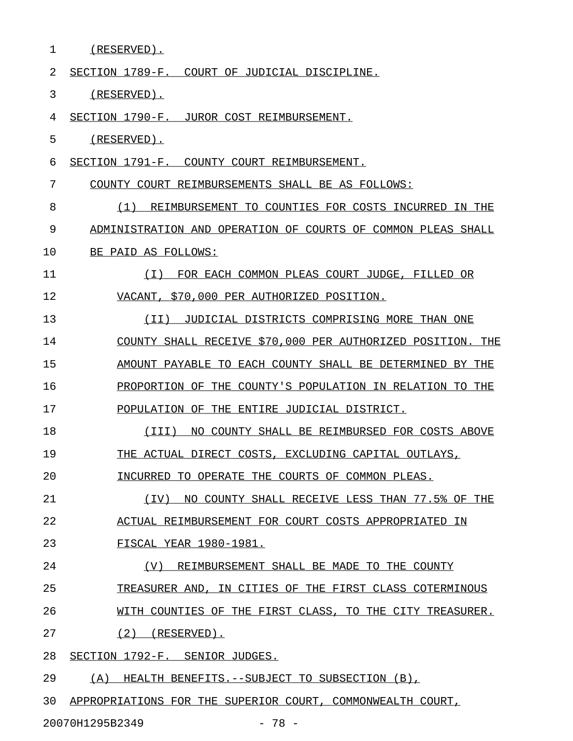(RESERVED).

SECTION 1789-F. COURT OF JUDICIAL DISCIPLINE.

(RESERVED).

SECTION 1790-F. JUROR COST REIMBURSEMENT.

(RESERVED).

SECTION 1791-F. COUNTY COURT REIMBURSEMENT.

COUNTY COURT REIMBURSEMENTS SHALL BE AS FOLLOWS:

(1) REIMBURSEMENT TO COUNTIES FOR COSTS INCURRED IN THE ADMINISTRATION AND OPERATION OF COURTS OF COMMON PLEAS SHALL BE PAID AS FOLLOWS:

(I) FOR EACH COMMON PLEAS COURT JUDGE, FILLED OR VACANT, $70,000 PER AUTHORIZED POSITION.

(II) JUDICIAL DISTRICTS COMPRISING MORE THAN ONE COUNTY SHALL RECEIVE $70,000 PER AUTHORIZED POSITION. THE AMOUNT PAYABLE TO EACH COUNTY SHALL BE DETERMINED BY THE PROPORTION OF THE COUNTY'S POPULATION IN RELATION TO THE POPULATION OF THE ENTIRE JUDICIAL DISTRICT.

(III) NO COUNTY SHALL BE REIMBURSED FOR COSTS ABOVE THE ACTUAL DIRECT COSTS, EXCLUDING CAPITAL OUTLAYS, INCURRED TO OPERATE THE COURTS OF COMMON PLEAS.

(IV) NO COUNTY SHALL RECEIVE LESS THAN 77.5% OF THE ACTUAL REIMBURSEMENT FOR COURT COSTS APPROPRIATED IN FISCAL YEAR 1980-1981.

(V) REIMBURSEMENT SHALL BE MADE TO THE COUNTY TREASURER AND, IN CITIES OF THE FIRST CLASS COTERMINOUS WITH COUNTIES OF THE FIRST CLASS, TO THE CITY TREASURER.

(2) (RESERVED).

SECTION 1792-F. SENIOR JUDGES.

(A) HEALTH BENEFITS.--SUBJECT TO SUBSECTION (B), APPROPRIATIONS FOR THE SUPERIOR COURT, COMMONWEALTH COURT,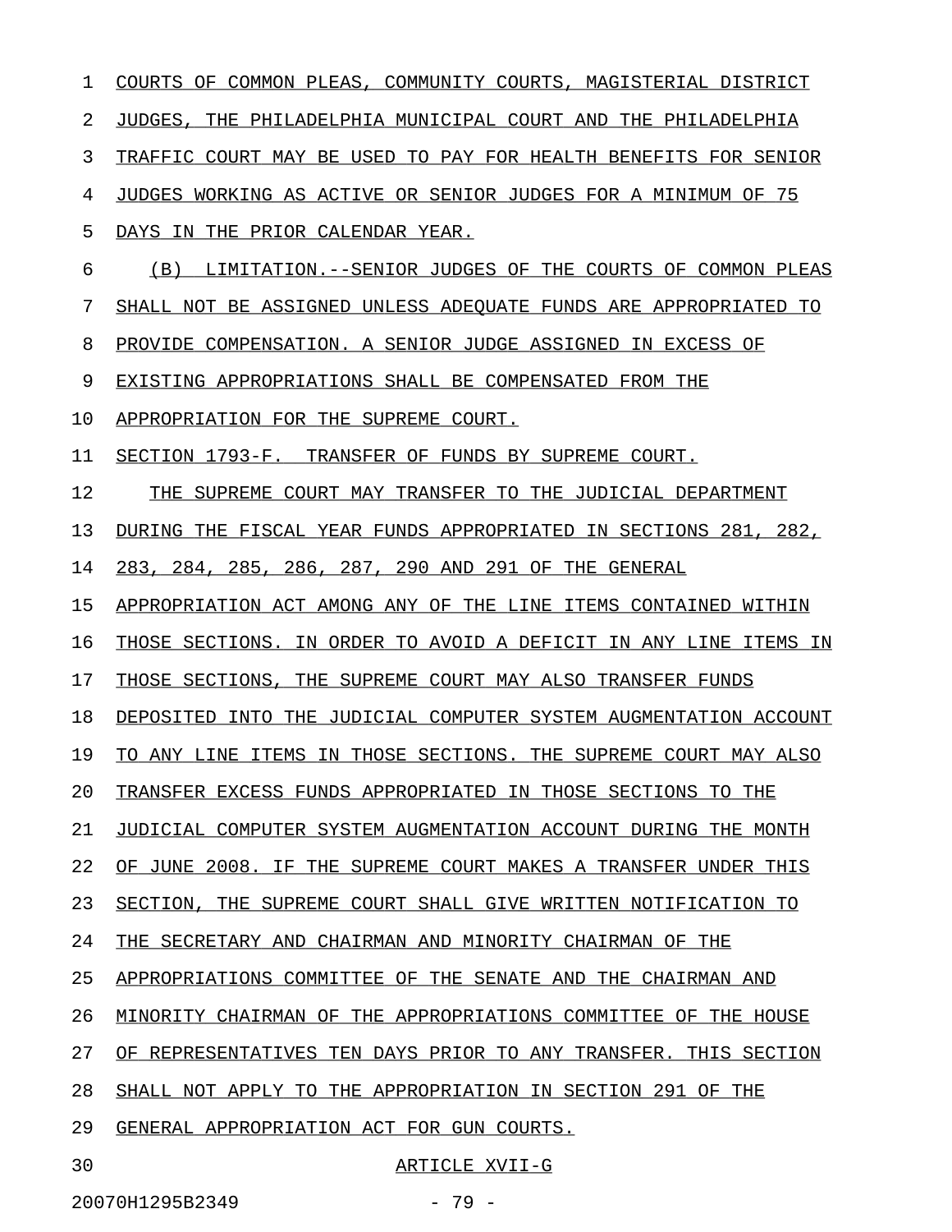COURTS OF COMMON PLEAS, COMMUNITY COURTS, MAGISTERIAL DISTRICT JUDGES, THE PHILADELPHIA MUNICIPAL COURT AND THE PHILADELPHIA TRAFFIC COURT MAY BE USED TO PAY FOR HEALTH BENEFITS FOR SENIOR JUDGES WORKING AS ACTIVE OR SENIOR JUDGES FOR A MINIMUM OF 75 DAYS IN THE PRIOR CALENDAR YEAR.

(B) LIMITATION.--SENIOR JUDGES OF THE COURTS OF COMMON PLEAS SHALL NOT BE ASSIGNED UNLESS ADEQUATE FUNDS ARE APPROPRIATED TO PROVIDE COMPENSATION. A SENIOR JUDGE ASSIGNED IN EXCESS OF EXISTING APPROPRIATIONS SHALL BE COMPENSATED FROM THE APPROPRIATION FOR THE SUPREME COURT.

SECTION 1793-F. TRANSFER OF FUNDS BY SUPREME COURT.

THE SUPREME COURT MAY TRANSFER TO THE JUDICIAL DEPARTMENT DURING THE FISCAL YEAR FUNDS APPROPRIATED IN SECTIONS 281, 282, 283, 284, 285, 286, 287, 290 AND 291 OF THE GENERAL APPROPRIATION ACT AMONG ANY OF THE LINE ITEMS CONTAINED WITHIN THOSE SECTIONS. IN ORDER TO AVOID A DEFICIT IN ANY LINE ITEMS IN THOSE SECTIONS, THE SUPREME COURT MAY ALSO TRANSFER FUNDS DEPOSITED INTO THE JUDICIAL COMPUTER SYSTEM AUGMENTATION ACCOUNT TO ANY LINE ITEMS IN THOSE SECTIONS. THE SUPREME COURT MAY ALSO TRANSFER EXCESS FUNDS APPROPRIATED IN THOSE SECTIONS TO THE JUDICIAL COMPUTER SYSTEM AUGMENTATION ACCOUNT DURING THE MONTH OF JUNE 2008. IF THE SUPREME COURT MAKES A TRANSFER UNDER THIS SECTION, THE SUPREME COURT SHALL GIVE WRITTEN NOTIFICATION TO THE SECRETARY AND CHAIRMAN AND MINORITY CHAIRMAN OF THE APPROPRIATIONS COMMITTEE OF THE SENATE AND THE CHAIRMAN AND MINORITY CHAIRMAN OF THE APPROPRIATIONS COMMITTEE OF THE HOUSE OF REPRESENTATIVES TEN DAYS PRIOR TO ANY TRANSFER. THIS SECTION SHALL NOT APPLY TO THE APPROPRIATION IN SECTION 291 OF THE GENERAL APPROPRIATION ACT FOR GUN COURTS.

ARTICLE XVII-G

20070H1295B2349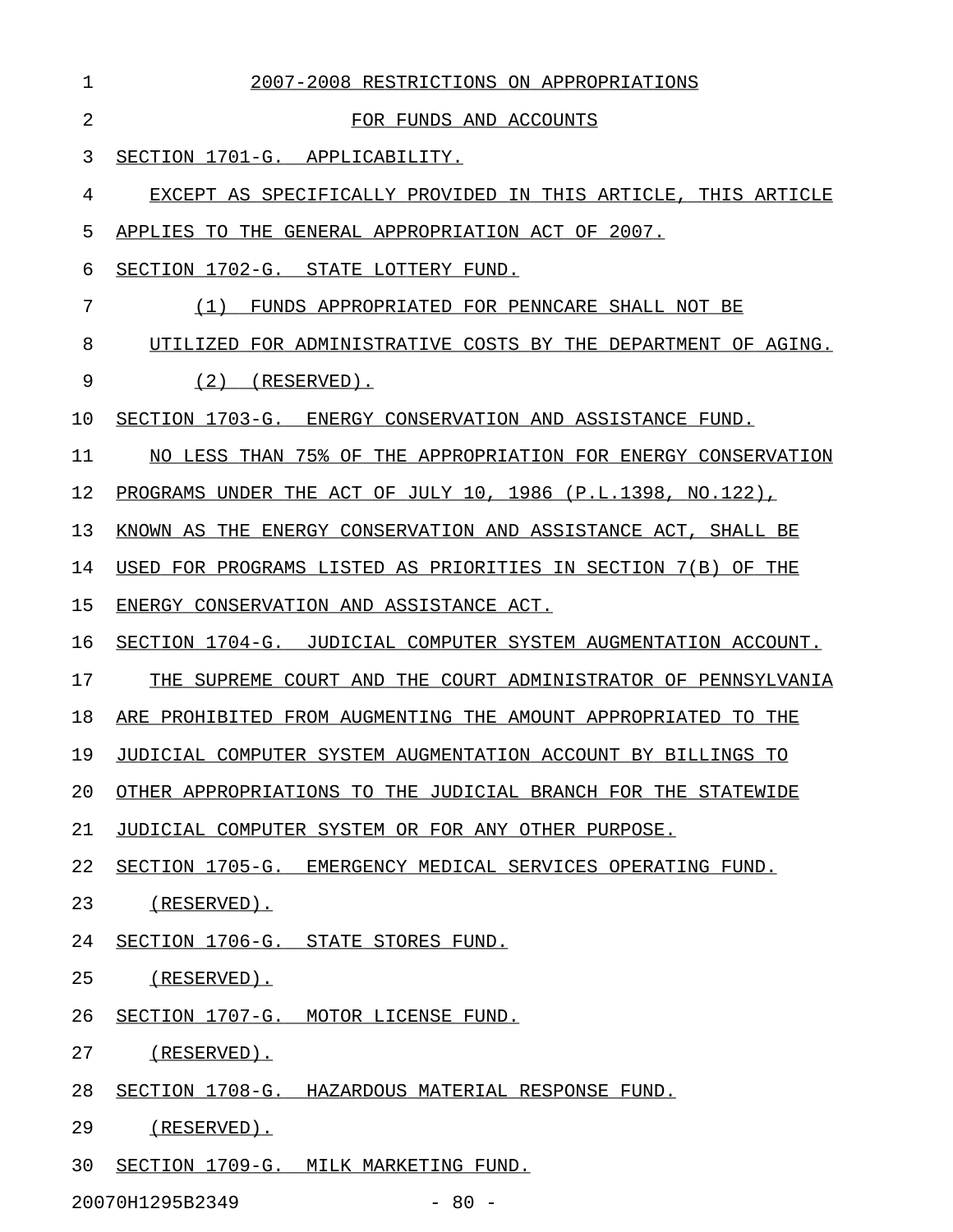2007-2008 RESTRICTIONS ON APPROPRIATIONS

FOR FUNDS AND ACCOUNTS

SECTION 1701-G. APPLICABILITY.

EXCEPT AS SPECIFICALLY PROVIDED IN THIS ARTICLE, THIS ARTICLE APPLIES TO THE GENERAL APPROPRIATION ACT OF 2007.

SECTION 1702-G. STATE LOTTERY FUND.

(1) FUNDS APPROPRIATED FOR PENNCARE SHALL NOT BE UTILIZED FOR ADMINISTRATIVE COSTS BY THE DEPARTMENT OF AGING.

(2) (RESERVED).

SECTION 1703-G. ENERGY CONSERVATION AND ASSISTANCE FUND.

NO LESS THAN 75% OF THE APPROPRIATION FOR ENERGY CONSERVATION PROGRAMS UNDER THE ACT OF JULY 10, 1986 (P.L.1398, NO.122), KNOWN AS THE ENERGY CONSERVATION AND ASSISTANCE ACT, SHALL BE USED FOR PROGRAMS LISTED AS PRIORITIES IN SECTION 7(B) OF THE ENERGY CONSERVATION AND ASSISTANCE ACT.

SECTION 1704-G. JUDICIAL COMPUTER SYSTEM AUGMENTATION ACCOUNT.

THE SUPREME COURT AND THE COURT ADMINISTRATOR OF PENNSYLVANIA ARE PROHIBITED FROM AUGMENTING THE AMOUNT APPROPRIATED TO THE JUDICIAL COMPUTER SYSTEM AUGMENTATION ACCOUNT BY BILLINGS TO OTHER APPROPRIATIONS TO THE JUDICIAL BRANCH FOR THE STATEWIDE JUDICIAL COMPUTER SYSTEM OR FOR ANY OTHER PURPOSE.

SECTION 1705-G. EMERGENCY MEDICAL SERVICES OPERATING FUND.

(RESERVED).

SECTION 1706-G. STATE STORES FUND.

(RESERVED).

SECTION 1707-G. MOTOR LICENSE FUND.

(RESERVED).

SECTION 1708-G. HAZARDOUS MATERIAL RESPONSE FUND.

(RESERVED).

SECTION 1709-G. MILK MARKETING FUND.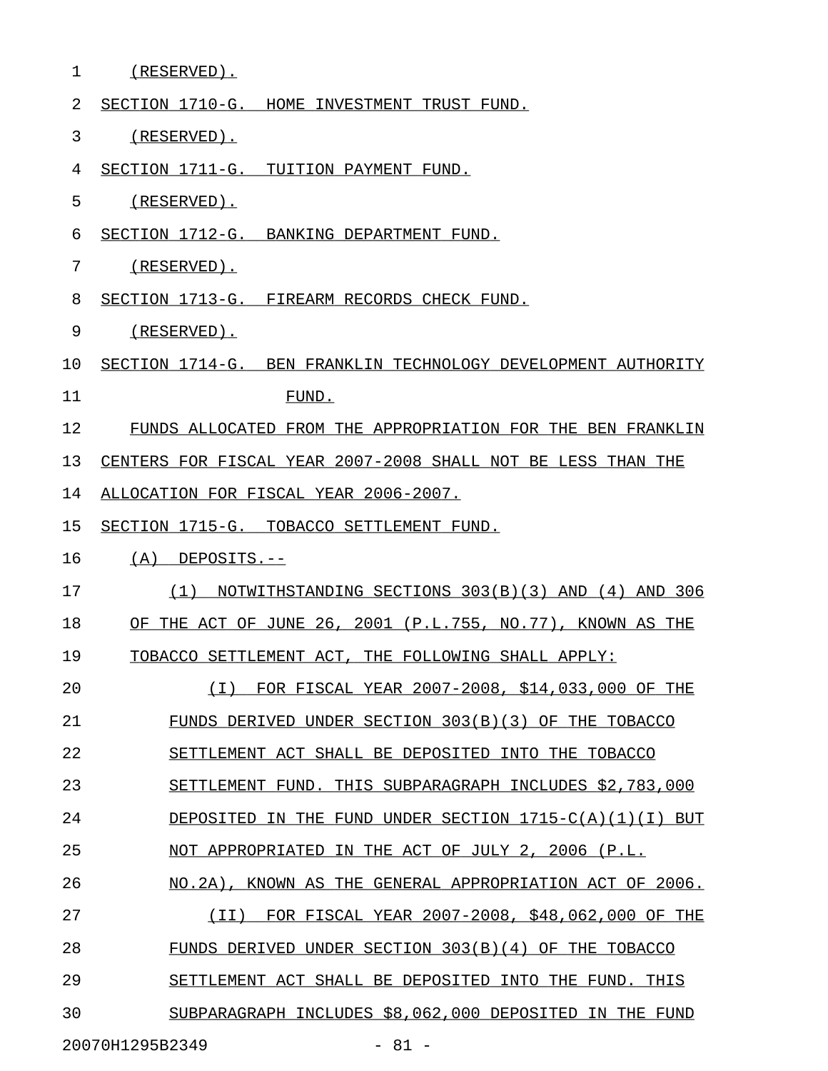(RESERVED).

SECTION 1710-G. HOME INVESTMENT TRUST FUND.

(RESERVED).

SECTION 1711-G. TUITION PAYMENT FUND.

(RESERVED).

SECTION 1712-G. BANKING DEPARTMENT FUND.

(RESERVED).

SECTION 1713-G. FIREARM RECORDS CHECK FUND.

(RESERVED).

SECTION 1714-G. BEN FRANKLIN TECHNOLOGY DEVELOPMENT AUTHORITY FUND.

FUNDS ALLOCATED FROM THE APPROPRIATION FOR THE BEN FRANKLIN CENTERS FOR FISCAL YEAR 2007-2008 SHALL NOT BE LESS THAN THE ALLOCATION FOR FISCAL YEAR 2006-2007.

SECTION 1715-G. TOBACCO SETTLEMENT FUND.

(A) DEPOSITS.--

(1) NOTWITHSTANDING SECTIONS 303(B)(3) AND (4) AND 306 OF THE ACT OF JUNE 26, 2001 (P.L.755, NO.77), KNOWN AS THE TOBACCO SETTLEMENT ACT, THE FOLLOWING SHALL APPLY:

(I) FOR FISCAL YEAR 2007-2008, $14,033,000 OF THE FUNDS DERIVED UNDER SECTION 303(B)(3) OF THE TOBACCO SETTLEMENT ACT SHALL BE DEPOSITED INTO THE TOBACCO SETTLEMENT FUND. THIS SUBPARAGRAPH INCLUDES $2,783,000 DEPOSITED IN THE FUND UNDER SECTION 1715-C(A)(1)(I) BUT NOT APPROPRIATED IN THE ACT OF JULY 2, 2006 (P.L. NO.2A), KNOWN AS THE GENERAL APPROPRIATION ACT OF 2006.

(II) FOR FISCAL YEAR 2007-2008, $48,062,000 OF THE FUNDS DERIVED UNDER SECTION 303(B)(4) OF THE TOBACCO SETTLEMENT ACT SHALL BE DEPOSITED INTO THE FUND. THIS SUBPARAGRAPH INCLUDES $8,062,000 DEPOSITED IN THE FUND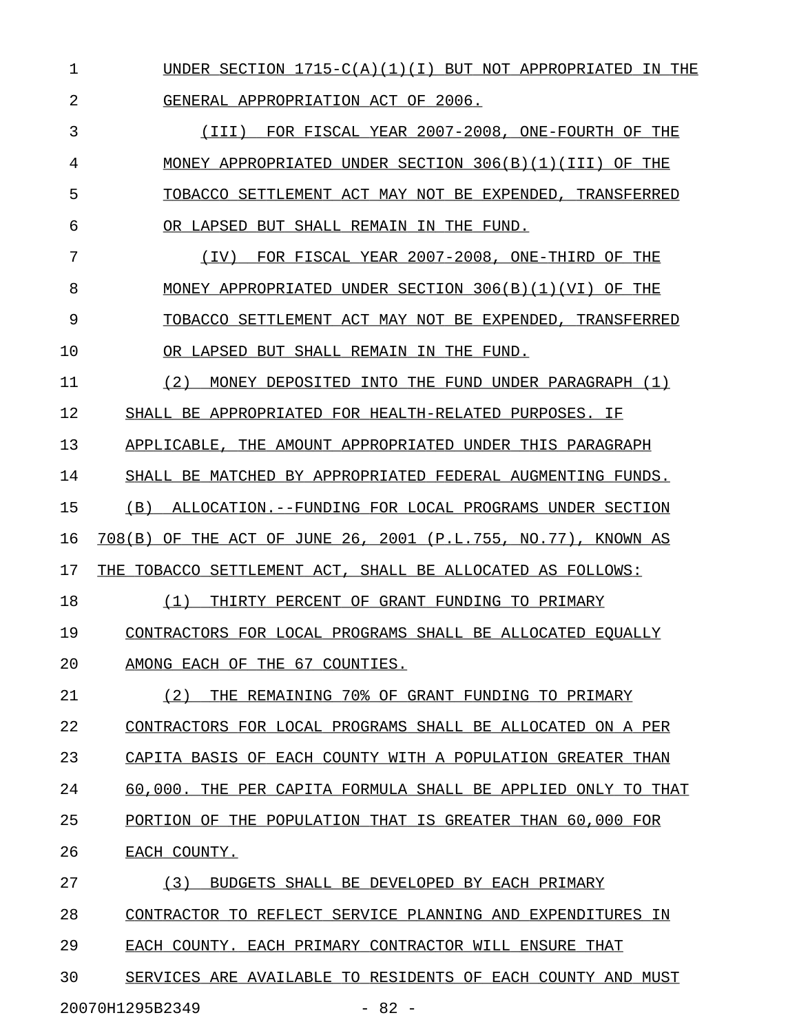UNDER SECTION 1715-C(A)(1)(I) BUT NOT APPROPRIATED IN THE GENERAL APPROPRIATION ACT OF 2006.

(III) FOR FISCAL YEAR 2007-2008, ONE-FOURTH OF THE MONEY APPROPRIATED UNDER SECTION 306(B)(1)(III) OF THE TOBACCO SETTLEMENT ACT MAY NOT BE EXPENDED, TRANSFERRED OR LAPSED BUT SHALL REMAIN IN THE FUND.

(IV) FOR FISCAL YEAR 2007-2008, ONE-THIRD OF THE MONEY APPROPRIATED UNDER SECTION 306(B)(1)(VI) OF THE TOBACCO SETTLEMENT ACT MAY NOT BE EXPENDED, TRANSFERRED OR LAPSED BUT SHALL REMAIN IN THE FUND.

(2) MONEY DEPOSITED INTO THE FUND UNDER PARAGRAPH (1) SHALL BE APPROPRIATED FOR HEALTH-RELATED PURPOSES. IF APPLICABLE, THE AMOUNT APPROPRIATED UNDER THIS PARAGRAPH SHALL BE MATCHED BY APPROPRIATED FEDERAL AUGMENTING FUNDS.

(B) ALLOCATION.--FUNDING FOR LOCAL PROGRAMS UNDER SECTION 708(B) OF THE ACT OF JUNE 26, 2001 (P.L.755, NO.77), KNOWN AS THE TOBACCO SETTLEMENT ACT, SHALL BE ALLOCATED AS FOLLOWS:

(1) THIRTY PERCENT OF GRANT FUNDING TO PRIMARY CONTRACTORS FOR LOCAL PROGRAMS SHALL BE ALLOCATED EQUALLY AMONG EACH OF THE 67 COUNTIES.

(2) THE REMAINING 70% OF GRANT FUNDING TO PRIMARY CONTRACTORS FOR LOCAL PROGRAMS SHALL BE ALLOCATED ON A PER CAPITA BASIS OF EACH COUNTY WITH A POPULATION GREATER THAN 60,000. THE PER CAPITA FORMULA SHALL BE APPLIED ONLY TO THAT PORTION OF THE POPULATION THAT IS GREATER THAN 60,000 FOR EACH COUNTY.

(3) BUDGETS SHALL BE DEVELOPED BY EACH PRIMARY CONTRACTOR TO REFLECT SERVICE PLANNING AND EXPENDITURES IN EACH COUNTY. EACH PRIMARY CONTRACTOR WILL ENSURE THAT SERVICES ARE AVAILABLE TO RESIDENTS OF EACH COUNTY AND MUST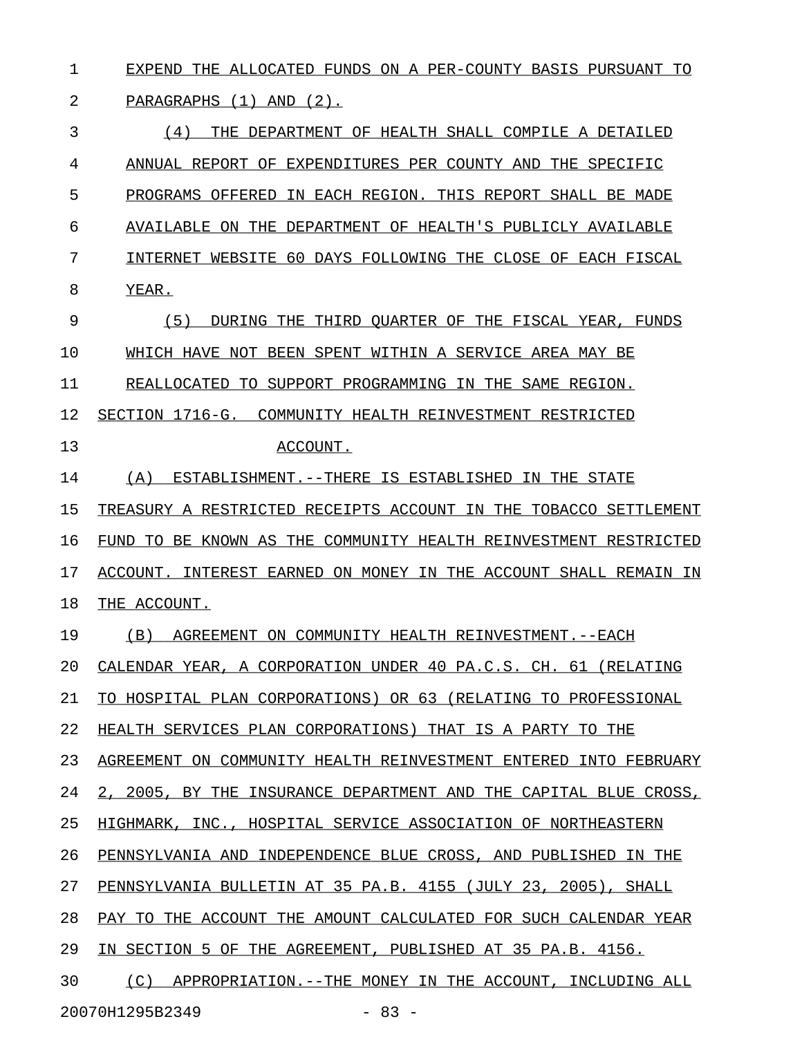EXPEND THE ALLOCATED FUNDS ON A PER-COUNTY BASIS PURSUANT TO PARAGRAPHS (1) AND (2).

(4) THE DEPARTMENT OF HEALTH SHALL COMPILE A DETAILED ANNUAL REPORT OF EXPENDITURES PER COUNTY AND THE SPECIFIC PROGRAMS OFFERED IN EACH REGION. THIS REPORT SHALL BE MADE AVAILABLE ON THE DEPARTMENT OF HEALTH'S PUBLICLY AVAILABLE INTERNET WEBSITE 60 DAYS FOLLOWING THE CLOSE OF EACH FISCAL YEAR.

(5) DURING THE THIRD QUARTER OF THE FISCAL YEAR, FUNDS WHICH HAVE NOT BEEN SPENT WITHIN A SERVICE AREA MAY BE REALLOCATED TO SUPPORT PROGRAMMING IN THE SAME REGION.

SECTION 1716-G. COMMUNITY HEALTH REINVESTMENT RESTRICTED ACCOUNT.

(A) ESTABLISHMENT.--THERE IS ESTABLISHED IN THE STATE TREASURY A RESTRICTED RECEIPTS ACCOUNT IN THE TOBACCO SETTLEMENT FUND TO BE KNOWN AS THE COMMUNITY HEALTH REINVESTMENT RESTRICTED ACCOUNT. INTEREST EARNED ON MONEY IN THE ACCOUNT SHALL REMAIN IN THE ACCOUNT.

(B) AGREEMENT ON COMMUNITY HEALTH REINVESTMENT.--EACH CALENDAR YEAR, A CORPORATION UNDER 40 PA.C.S. CH. 61 (RELATING TO HOSPITAL PLAN CORPORATIONS) OR 63 (RELATING TO PROFESSIONAL HEALTH SERVICES PLAN CORPORATIONS) THAT IS A PARTY TO THE AGREEMENT ON COMMUNITY HEALTH REINVESTMENT ENTERED INTO FEBRUARY 2, 2005, BY THE INSURANCE DEPARTMENT AND THE CAPITAL BLUE CROSS, HIGHMARK, INC., HOSPITAL SERVICE ASSOCIATION OF NORTHEASTERN PENNSYLVANIA AND INDEPENDENCE BLUE CROSS, AND PUBLISHED IN THE PENNSYLVANIA BULLETIN AT 35 PA.B. 4155 (JULY 23, 2005), SHALL PAY TO THE ACCOUNT THE AMOUNT CALCULATED FOR SUCH CALENDAR YEAR IN SECTION 5 OF THE AGREEMENT, PUBLISHED AT 35 PA.B. 4156.

(C) APPROPRIATION.--THE MONEY IN THE ACCOUNT, INCLUDING ALL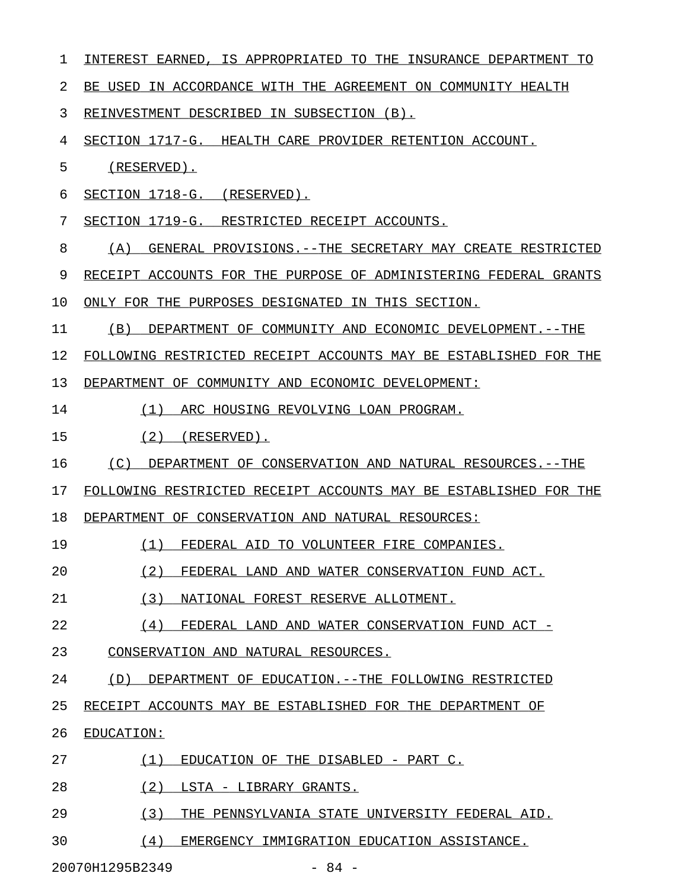INTEREST EARNED, IS APPROPRIATED TO THE INSURANCE DEPARTMENT TO BE USED IN ACCORDANCE WITH THE AGREEMENT ON COMMUNITY HEALTH REINVESTMENT DESCRIBED IN SUBSECTION (B).

SECTION 1717-G. HEALTH CARE PROVIDER RETENTION ACCOUNT.

(RESERVED).

SECTION 1718-G. (RESERVED).

SECTION 1719-G. RESTRICTED RECEIPT ACCOUNTS.

(A) GENERAL PROVISIONS.--THE SECRETARY MAY CREATE RESTRICTED RECEIPT ACCOUNTS FOR THE PURPOSE OF ADMINISTERING FEDERAL GRANTS ONLY FOR THE PURPOSES DESIGNATED IN THIS SECTION.

(B) DEPARTMENT OF COMMUNITY AND ECONOMIC DEVELOPMENT.--THE FOLLOWING RESTRICTED RECEIPT ACCOUNTS MAY BE ESTABLISHED FOR THE DEPARTMENT OF COMMUNITY AND ECONOMIC DEVELOPMENT:

(1) ARC HOUSING REVOLVING LOAN PROGRAM.

(2) (RESERVED).

(C) DEPARTMENT OF CONSERVATION AND NATURAL RESOURCES.--THE FOLLOWING RESTRICTED RECEIPT ACCOUNTS MAY BE ESTABLISHED FOR THE DEPARTMENT OF CONSERVATION AND NATURAL RESOURCES:

(1) FEDERAL AID TO VOLUNTEER FIRE COMPANIES.

(2) FEDERAL LAND AND WATER CONSERVATION FUND ACT.

(3) NATIONAL FOREST RESERVE ALLOTMENT.

(4) FEDERAL LAND AND WATER CONSERVATION FUND ACT - CONSERVATION AND NATURAL RESOURCES.

(D) DEPARTMENT OF EDUCATION.--THE FOLLOWING RESTRICTED RECEIPT ACCOUNTS MAY BE ESTABLISHED FOR THE DEPARTMENT OF EDUCATION:

(1) EDUCATION OF THE DISABLED - PART C.

(2) LSTA - LIBRARY GRANTS.

(3) THE PENNSYLVANIA STATE UNIVERSITY FEDERAL AID.

(4) EMERGENCY IMMIGRATION EDUCATION ASSISTANCE.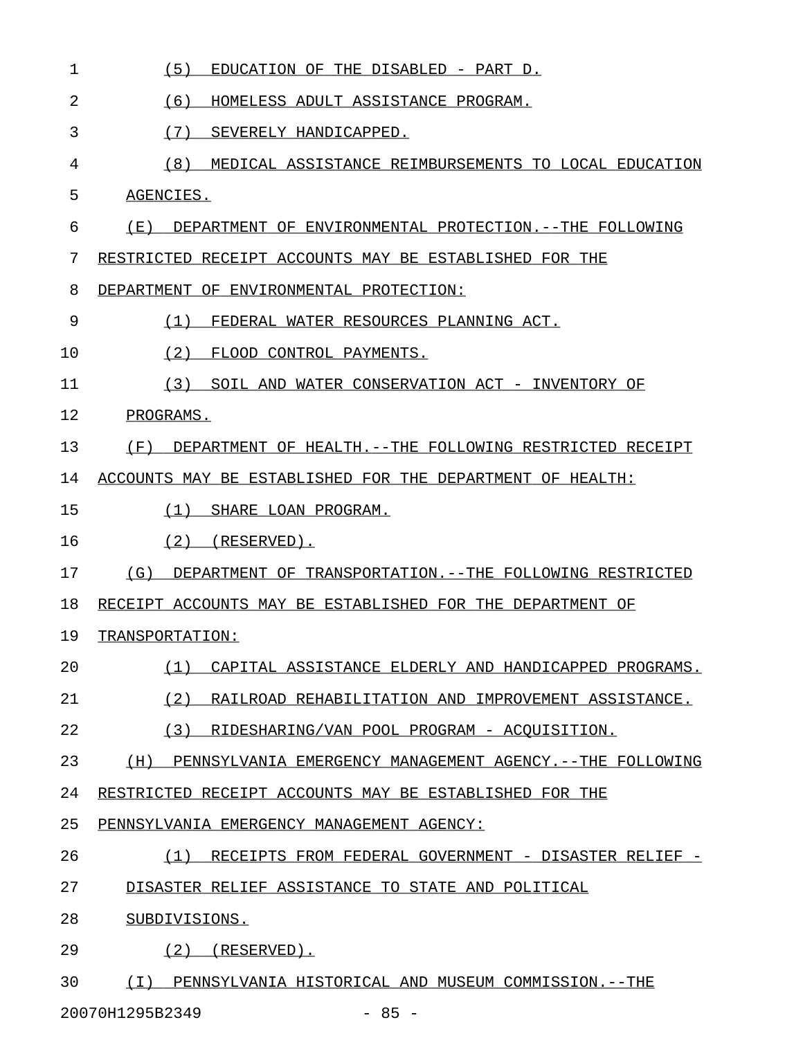(5) EDUCATION OF THE DISABLED - PART D.

(6) HOMELESS ADULT ASSISTANCE PROGRAM.

(7) SEVERELY HANDICAPPED.

(8) MEDICAL ASSISTANCE REIMBURSEMENTS TO LOCAL EDUCATION AGENCIES.

(E) DEPARTMENT OF ENVIRONMENTAL PROTECTION.--THE FOLLOWING RESTRICTED RECEIPT ACCOUNTS MAY BE ESTABLISHED FOR THE DEPARTMENT OF ENVIRONMENTAL PROTECTION:

(1) FEDERAL WATER RESOURCES PLANNING ACT.

(2) FLOOD CONTROL PAYMENTS.

(3) SOIL AND WATER CONSERVATION ACT - INVENTORY OF PROGRAMS.

(F) DEPARTMENT OF HEALTH.--THE FOLLOWING RESTRICTED RECEIPT ACCOUNTS MAY BE ESTABLISHED FOR THE DEPARTMENT OF HEALTH:

(1) SHARE LOAN PROGRAM.

(2) (RESERVED).

(G) DEPARTMENT OF TRANSPORTATION.--THE FOLLOWING RESTRICTED RECEIPT ACCOUNTS MAY BE ESTABLISHED FOR THE DEPARTMENT OF TRANSPORTATION:

(1) CAPITAL ASSISTANCE ELDERLY AND HANDICAPPED PROGRAMS.

(2) RAILROAD REHABILITATION AND IMPROVEMENT ASSISTANCE.

(3) RIDESHARING/VAN POOL PROGRAM - ACQUISITION.

(H) PENNSYLVANIA EMERGENCY MANAGEMENT AGENCY.--THE FOLLOWING RESTRICTED RECEIPT ACCOUNTS MAY BE ESTABLISHED FOR THE PENNSYLVANIA EMERGENCY MANAGEMENT AGENCY:

(1) RECEIPTS FROM FEDERAL GOVERNMENT - DISASTER RELIEF - DISASTER RELIEF ASSISTANCE TO STATE AND POLITICAL SUBDIVISIONS.

(2) (RESERVED).

(I) PENNSYLVANIA HISTORICAL AND MUSEUM COMMISSION.--THE

20070H1295B2349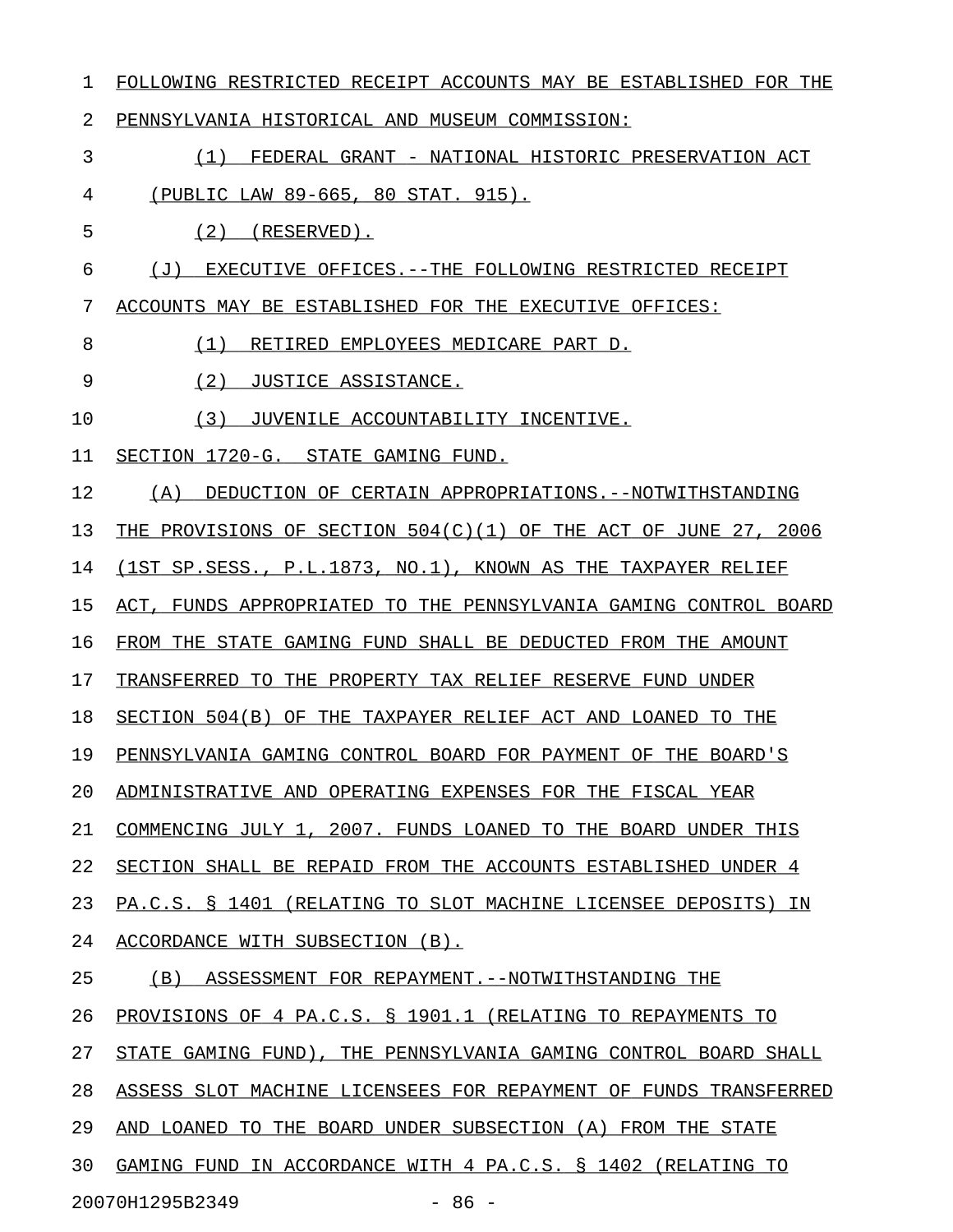FOLLOWING RESTRICTED RECEIPT ACCOUNTS MAY BE ESTABLISHED FOR THE PENNSYLVANIA HISTORICAL AND MUSEUM COMMISSION:

(1) FEDERAL GRANT - NATIONAL HISTORIC PRESERVATION ACT (PUBLIC LAW 89-665, 80 STAT. 915).

(2) (RESERVED).

(J) EXECUTIVE OFFICES.--THE FOLLOWING RESTRICTED RECEIPT ACCOUNTS MAY BE ESTABLISHED FOR THE EXECUTIVE OFFICES:

(1) RETIRED EMPLOYEES MEDICARE PART D.

(2) JUSTICE ASSISTANCE.

(3) JUVENILE ACCOUNTABILITY INCENTIVE.

SECTION 1720-G. STATE GAMING FUND.

(A) DEDUCTION OF CERTAIN APPROPRIATIONS.--NOTWITHSTANDING THE PROVISIONS OF SECTION 504(C)(1) OF THE ACT OF JUNE 27, 2006 (1ST SP.SESS., P.L.1873, NO.1), KNOWN AS THE TAXPAYER RELIEF ACT, FUNDS APPROPRIATED TO THE PENNSYLVANIA GAMING CONTROL BOARD FROM THE STATE GAMING FUND SHALL BE DEDUCTED FROM THE AMOUNT TRANSFERRED TO THE PROPERTY TAX RELIEF RESERVE FUND UNDER SECTION 504(B) OF THE TAXPAYER RELIEF ACT AND LOANED TO THE PENNSYLVANIA GAMING CONTROL BOARD FOR PAYMENT OF THE BOARD'S ADMINISTRATIVE AND OPERATING EXPENSES FOR THE FISCAL YEAR COMMENCING JULY 1, 2007. FUNDS LOANED TO THE BOARD UNDER THIS SECTION SHALL BE REPAID FROM THE ACCOUNTS ESTABLISHED UNDER 4 PA.C.S. § 1401 (RELATING TO SLOT MACHINE LICENSEE DEPOSITS) IN ACCORDANCE WITH SUBSECTION (B).

(B) ASSESSMENT FOR REPAYMENT.--NOTWITHSTANDING THE PROVISIONS OF 4 PA.C.S. § 1901.1 (RELATING TO REPAYMENTS TO STATE GAMING FUND), THE PENNSYLVANIA GAMING CONTROL BOARD SHALL ASSESS SLOT MACHINE LICENSEES FOR REPAYMENT OF FUNDS TRANSFERRED AND LOANED TO THE BOARD UNDER SUBSECTION (A) FROM THE STATE GAMING FUND IN ACCORDANCE WITH 4 PA.C.S. § 1402 (RELATING TO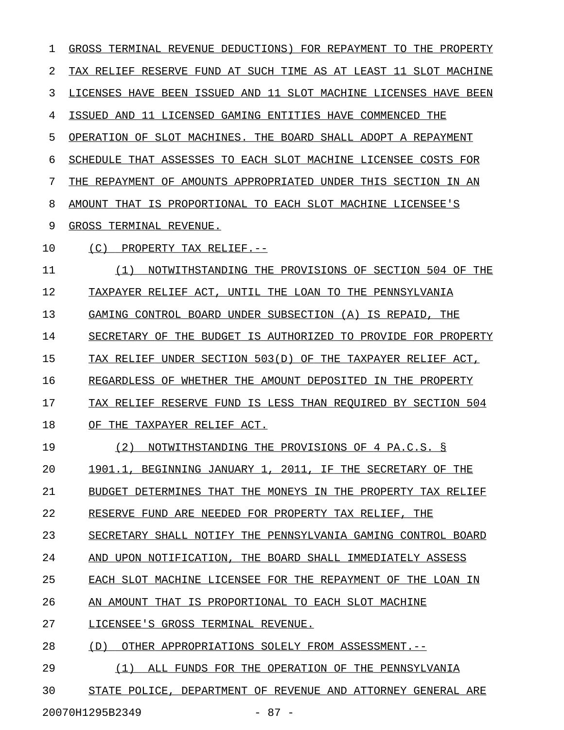GROSS TERMINAL REVENUE DEDUCTIONS) FOR REPAYMENT TO THE PROPERTY TAX RELIEF RESERVE FUND AT SUCH TIME AS AT LEAST 11 SLOT MACHINE LICENSES HAVE BEEN ISSUED AND 11 SLOT MACHINE LICENSES HAVE BEEN ISSUED AND 11 LICENSED GAMING ENTITIES HAVE COMMENCED THE OPERATION OF SLOT MACHINES. THE BOARD SHALL ADOPT A REPAYMENT SCHEDULE THAT ASSESSES TO EACH SLOT MACHINE LICENSEE COSTS FOR THE REPAYMENT OF AMOUNTS APPROPRIATED UNDER THIS SECTION IN AN AMOUNT THAT IS PROPORTIONAL TO EACH SLOT MACHINE LICENSEE'S GROSS TERMINAL REVENUE.

(C) PROPERTY TAX RELIEF.--

(1) NOTWITHSTANDING THE PROVISIONS OF SECTION 504 OF THE TAXPAYER RELIEF ACT, UNTIL THE LOAN TO THE PENNSYLVANIA GAMING CONTROL BOARD UNDER SUBSECTION (A) IS REPAID, THE SECRETARY OF THE BUDGET IS AUTHORIZED TO PROVIDE FOR PROPERTY TAX RELIEF UNDER SECTION 503(D) OF THE TAXPAYER RELIEF ACT, REGARDLESS OF WHETHER THE AMOUNT DEPOSITED IN THE PROPERTY TAX RELIEF RESERVE FUND IS LESS THAN REQUIRED BY SECTION 504 OF THE TAXPAYER RELIEF ACT.

(2) NOTWITHSTANDING THE PROVISIONS OF 4 PA.C.S. § 1901.1, BEGINNING JANUARY 1, 2011, IF THE SECRETARY OF THE BUDGET DETERMINES THAT THE MONEYS IN THE PROPERTY TAX RELIEF RESERVE FUND ARE NEEDED FOR PROPERTY TAX RELIEF, THE SECRETARY SHALL NOTIFY THE PENNSYLVANIA GAMING CONTROL BOARD AND UPON NOTIFICATION, THE BOARD SHALL IMMEDIATELY ASSESS EACH SLOT MACHINE LICENSEE FOR THE REPAYMENT OF THE LOAN IN AN AMOUNT THAT IS PROPORTIONAL TO EACH SLOT MACHINE LICENSEE'S GROSS TERMINAL REVENUE.

(D) OTHER APPROPRIATIONS SOLELY FROM ASSESSMENT.--

(1) ALL FUNDS FOR THE OPERATION OF THE PENNSYLVANIA STATE POLICE, DEPARTMENT OF REVENUE AND ATTORNEY GENERAL ARE

20070H1295B2349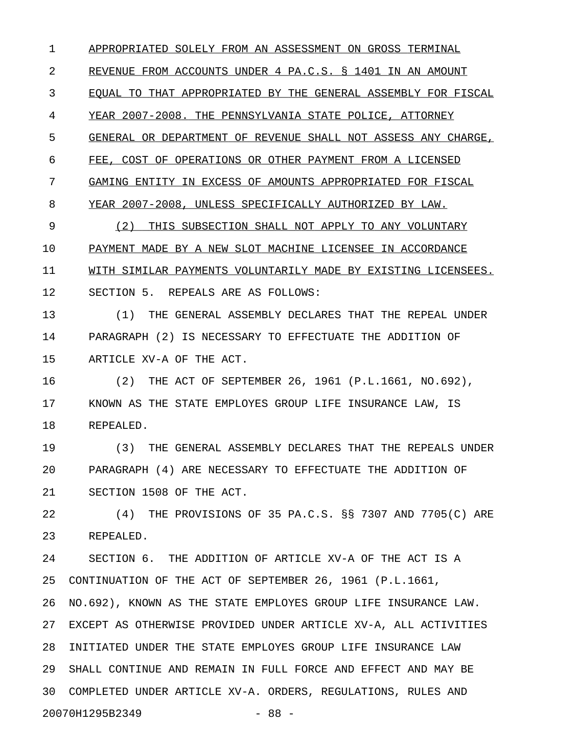APPROPRIATED SOLELY FROM AN ASSESSMENT ON GROSS TERMINAL REVENUE FROM ACCOUNTS UNDER 4 PA.C.S. § 1401 IN AN AMOUNT EQUAL TO THAT APPROPRIATED BY THE GENERAL ASSEMBLY FOR FISCAL YEAR 2007-2008. THE PENNSYLVANIA STATE POLICE, ATTORNEY GENERAL OR DEPARTMENT OF REVENUE SHALL NOT ASSESS ANY CHARGE, FEE, COST OF OPERATIONS OR OTHER PAYMENT FROM A LICENSED GAMING ENTITY IN EXCESS OF AMOUNTS APPROPRIATED FOR FISCAL YEAR 2007-2008, UNLESS SPECIFICALLY AUTHORIZED BY LAW.

(2) THIS SUBSECTION SHALL NOT APPLY TO ANY VOLUNTARY PAYMENT MADE BY A NEW SLOT MACHINE LICENSEE IN ACCORDANCE WITH SIMILAR PAYMENTS VOLUNTARILY MADE BY EXISTING LICENSEES.

SECTION 5. REPEALS ARE AS FOLLOWS:

(1) THE GENERAL ASSEMBLY DECLARES THAT THE REPEAL UNDER PARAGRAPH (2) IS NECESSARY TO EFFECTUATE THE ADDITION OF ARTICLE XV-A OF THE ACT.

(2) THE ACT OF SEPTEMBER 26, 1961 (P.L.1661, NO.692), KNOWN AS THE STATE EMPLOYES GROUP LIFE INSURANCE LAW, IS REPEALED.

(3) THE GENERAL ASSEMBLY DECLARES THAT THE REPEALS UNDER PARAGRAPH (4) ARE NECESSARY TO EFFECTUATE THE ADDITION OF SECTION 1508 OF THE ACT.

(4) THE PROVISIONS OF 35 PA.C.S. §§ 7307 AND 7705(C) ARE REPEALED.

SECTION 6. THE ADDITION OF ARTICLE XV-A OF THE ACT IS A CONTINUATION OF THE ACT OF SEPTEMBER 26, 1961 (P.L.1661, NO.692), KNOWN AS THE STATE EMPLOYES GROUP LIFE INSURANCE LAW. EXCEPT AS OTHERWISE PROVIDED UNDER ARTICLE XV-A, ALL ACTIVITIES INITIATED UNDER THE STATE EMPLOYES GROUP LIFE INSURANCE LAW SHALL CONTINUE AND REMAIN IN FULL FORCE AND EFFECT AND MAY BE COMPLETED UNDER ARTICLE XV-A. ORDERS, REGULATIONS, RULES AND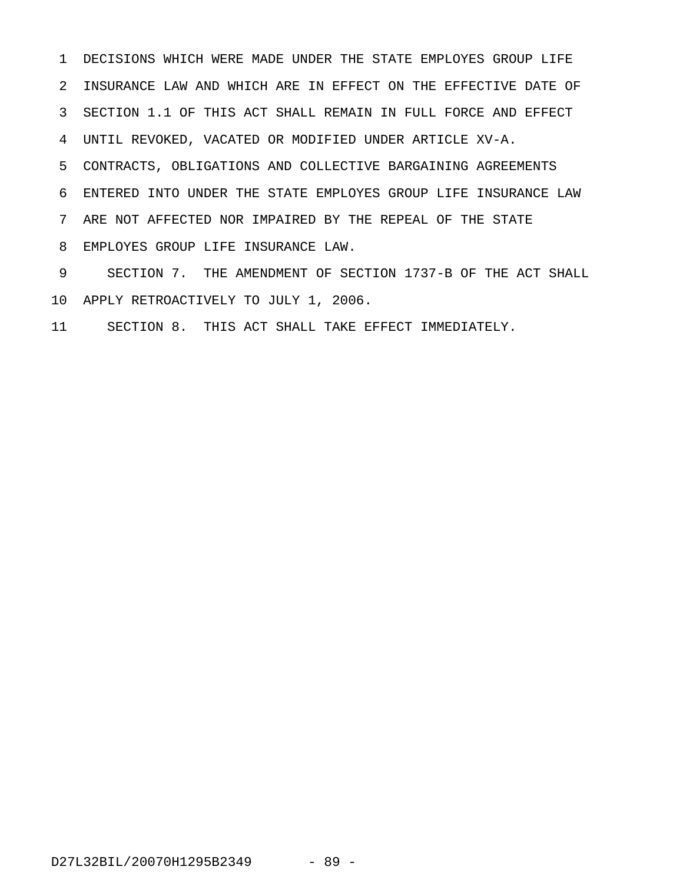DECISIONS WHICH WERE MADE UNDER THE STATE EMPLOYES GROUP LIFE INSURANCE LAW AND WHICH ARE IN EFFECT ON THE EFFECTIVE DATE OF SECTION 1.1 OF THIS ACT SHALL REMAIN IN FULL FORCE AND EFFECT UNTIL REVOKED, VACATED OR MODIFIED UNDER ARTICLE XV-A. CONTRACTS, OBLIGATIONS AND COLLECTIVE BARGAINING AGREEMENTS ENTERED INTO UNDER THE STATE EMPLOYES GROUP LIFE INSURANCE LAW ARE NOT AFFECTED NOR IMPAIRED BY THE REPEAL OF THE STATE EMPLOYES GROUP LIFE INSURANCE LAW.

SECTION 7. THE AMENDMENT OF SECTION 1737-B OF THE ACT SHALL APPLY RETROACTIVELY TO JULY 1, 2006.

SECTION 8. THIS ACT SHALL TAKE EFFECT IMMEDIATELY.

D27L32BIL/20070H1295B2349